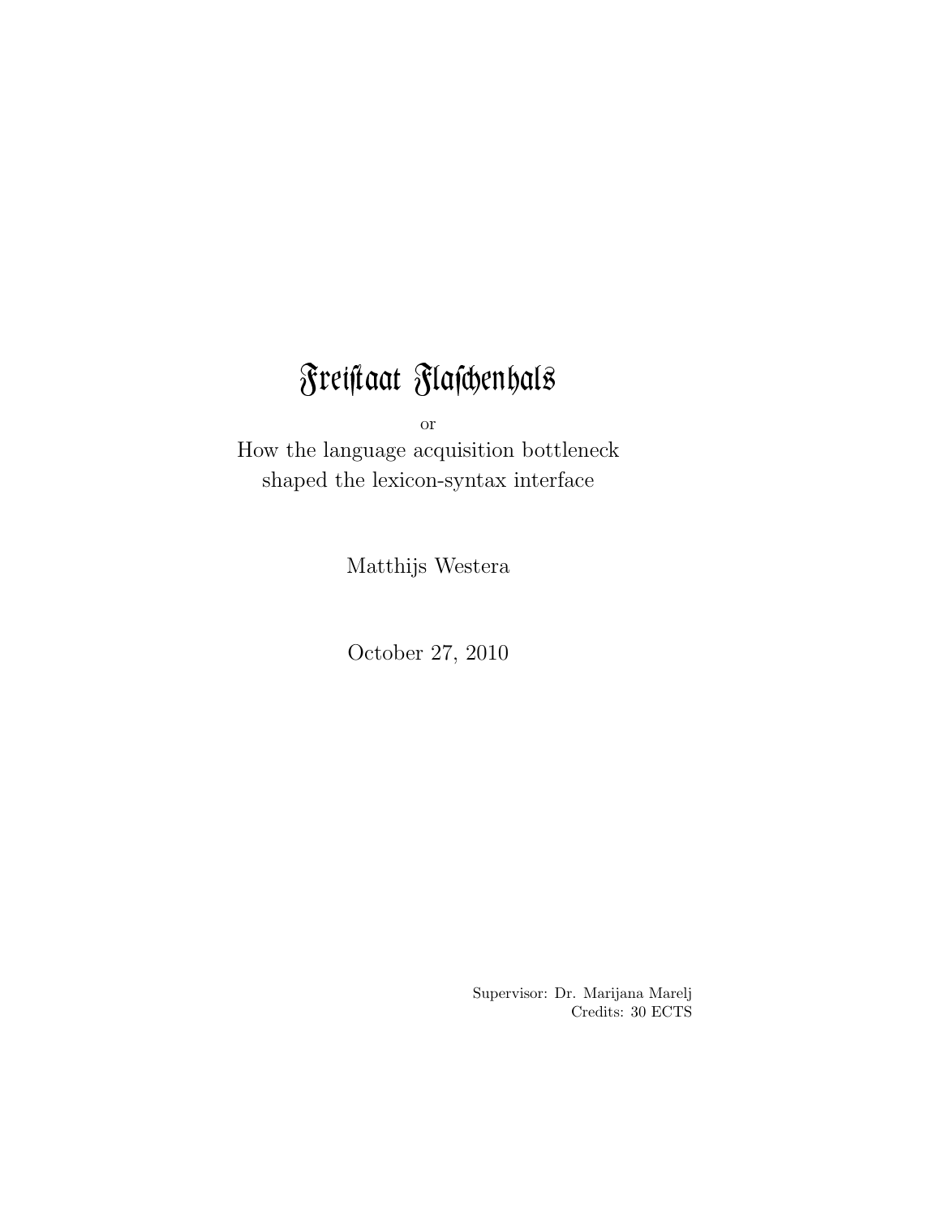# Freistaat Flaschenhals

or

How the language acquisition bottleneck shaped the lexicon-syntax interface

Matthijs Westera

October 27, 2010

Supervisor: Dr. Marijana Marelj
Credits: 30 ECTS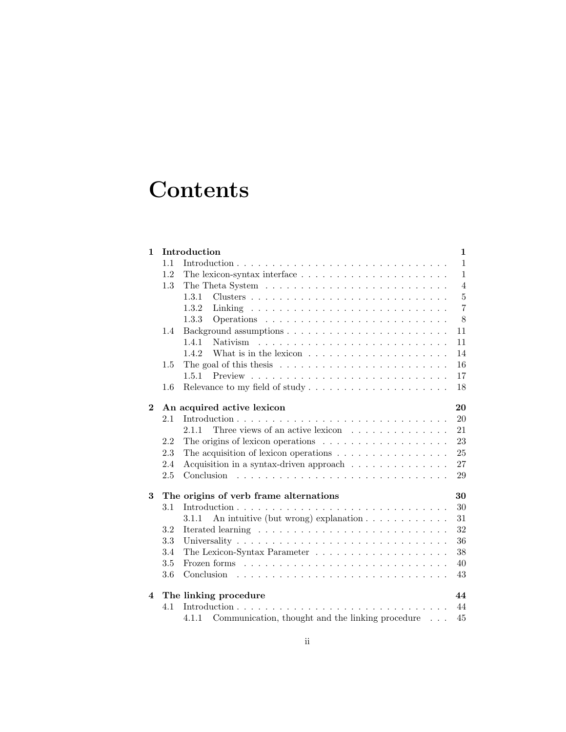# Contents

| | | |
|---|---|---|
| **1** | **Introduction** | **1** |
| 1.1 | Introduction | 1 |
| 1.2 | The lexicon-syntax interface | 1 |
| 1.3 | The Theta System | 4 |
| 1.3.1 | Clusters | 5 |
| 1.3.2 | Linking | 7 |
| 1.3.3 | Operations | 8 |
| 1.4 | Background assumptions | 11 |
| 1.4.1 | Nativism | 11 |
| 1.4.2 | What is in the lexicon | 14 |
| 1.5 | The goal of this thesis | 16 |
| 1.5.1 | Preview | 17 |
| 1.6 | Relevance to my field of study | 18 |
| **2** | **An acquired active lexicon** | **20** |
| 2.1 | Introduction | 20 |
| 2.1.1 | Three views of an active lexicon | 21 |
| 2.2 | The origins of lexicon operations | 23 |
| 2.3 | The acquisition of lexicon operations | 25 |
| 2.4 | Acquisition in a syntax-driven approach | 27 |
| 2.5 | Conclusion | 29 |
| **3** | **The origins of verb frame alternations** | **30** |
| 3.1 | Introduction | 30 |
| 3.1.1 | An intuitive (but wrong) explanation | 31 |
| 3.2 | Iterated learning | 32 |
| 3.3 | Universality | 36 |
| 3.4 | The Lexicon-Syntax Parameter | 38 |
| 3.5 | Frozen forms | 40 |
| 3.6 | Conclusion | 43 |
| **4** | **The linking procedure** | **44** |
| 4.1 | Introduction | 44 |
| 4.1.1 | Communication, thought and the linking procedure | 45 |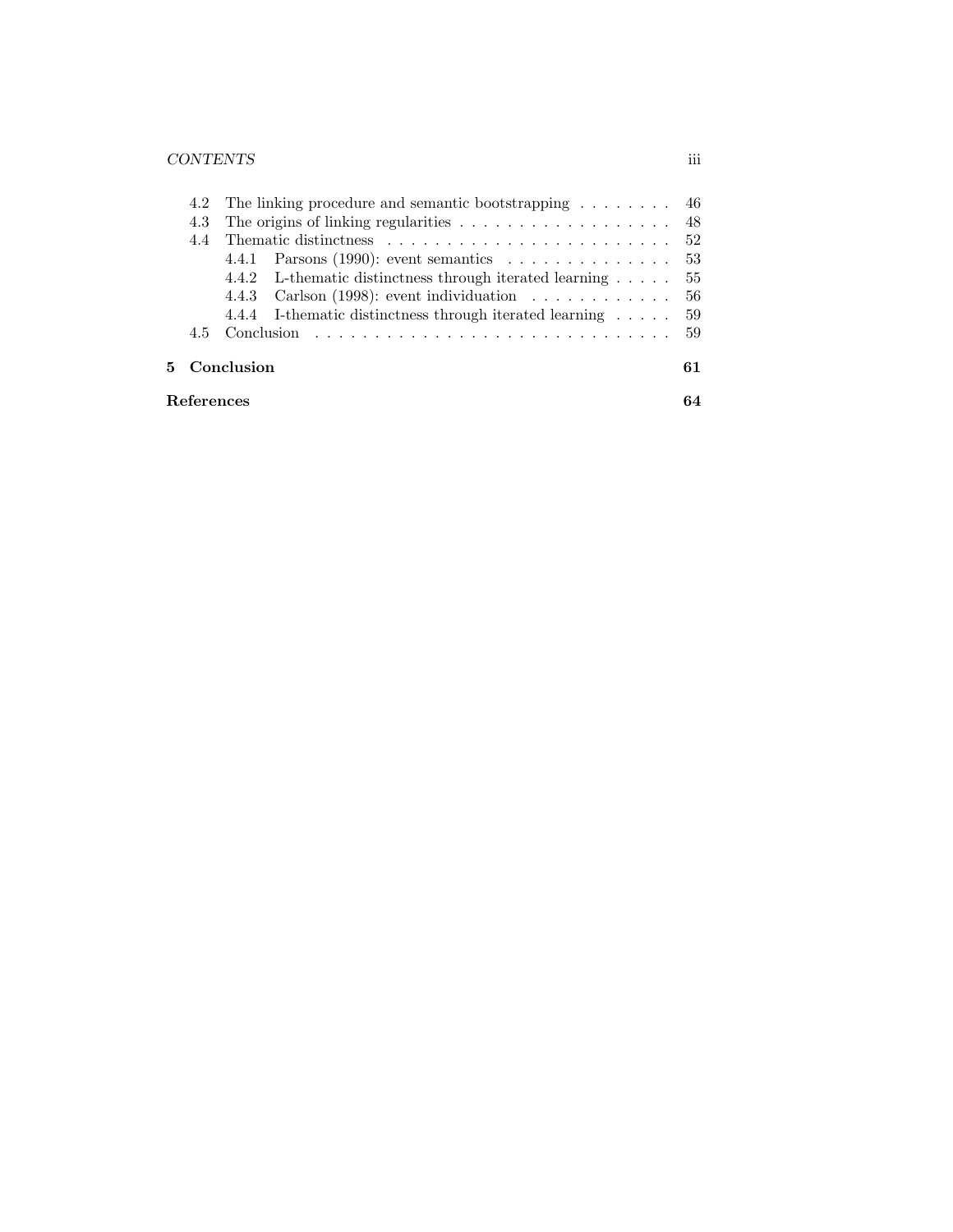- 4.2 The linking procedure and semantic bootstrapping . . . . . . . . 46
- 4.3 The origins of linking regularities . . . . . . . . . . . . . . . . . . . 48
- 4.4 Thematic distinctness . . . . . . . . . . . . . . . . . . . . . . . . . 52
  - 4.4.1 Parsons (1990): event semantics . . . . . . . . . . . . . . 53
  - 4.4.2 L-thematic distinctness through iterated learning . . . . . 55
  - 4.4.3 Carlson (1998): event individuation . . . . . . . . . . . . 56
  - 4.4.4 I-thematic distinctness through iterated learning . . . . . 59
- 4.5 Conclusion . . . . . . . . . . . . . . . . . . . . . . . . . . . . . . 59

**5 Conclusion** **61**

**References** **64**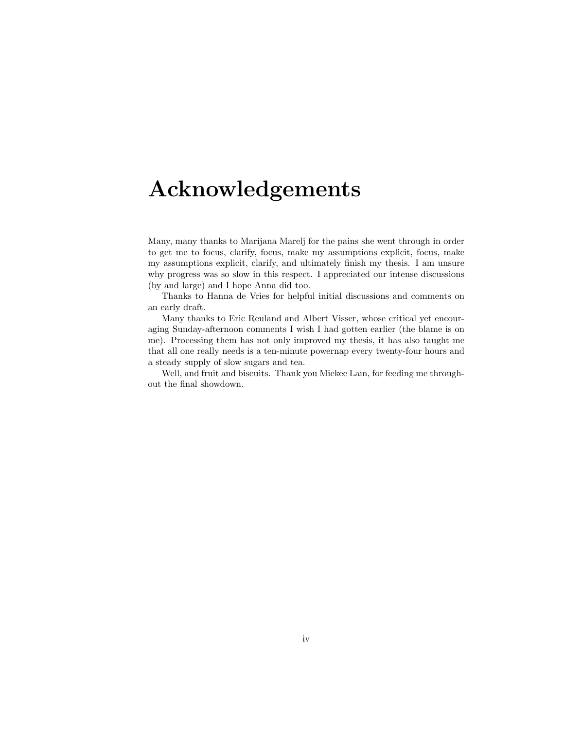# Acknowledgements

Many, many thanks to Marijana Marelj for the pains she went through in order to get me to focus, clarify, focus, make my assumptions explicit, focus, make my assumptions explicit, clarify, and ultimately finish my thesis. I am unsure why progress was so slow in this respect. I appreciated our intense discussions (by and large) and I hope Anna did too.

Thanks to Hanna de Vries for helpful initial discussions and comments on an early draft.

Many thanks to Eric Reuland and Albert Visser, whose critical yet encouraging Sunday-afternoon comments I wish I had gotten earlier (the blame is on me). Processing them has not only improved my thesis, it has also taught me that all one really needs is a ten-minute powernap every twenty-four hours and a steady supply of slow sugars and tea.

Well, and fruit and biscuits. Thank you Miekee Lam, for feeding me throughout the final showdown.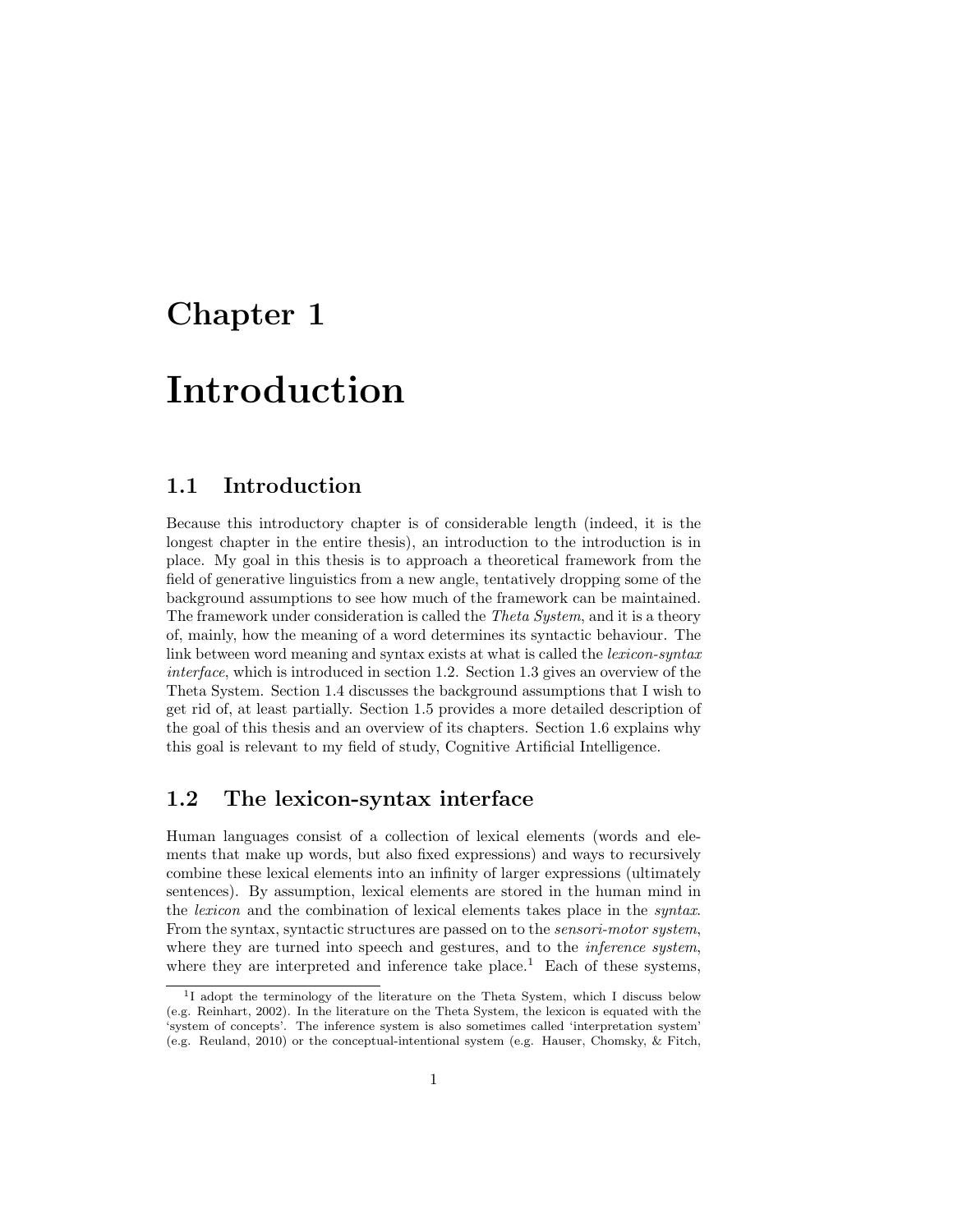# Chapter 1

# Introduction

## 1.1 Introduction

Because this introductory chapter is of considerable length (indeed, it is the longest chapter in the entire thesis), an introduction to the introduction is in place. My goal in this thesis is to approach a theoretical framework from the field of generative linguistics from a new angle, tentatively dropping some of the background assumptions to see how much of the framework can be maintained. The framework under consideration is called the *Theta System*, and it is a theory of, mainly, how the meaning of a word determines its syntactic behaviour. The link between word meaning and syntax exists at what is called the *lexicon-syntax interface*, which is introduced in section 1.2. Section 1.3 gives an overview of the Theta System. Section 1.4 discusses the background assumptions that I wish to get rid of, at least partially. Section 1.5 provides a more detailed description of the goal of this thesis and an overview of its chapters. Section 1.6 explains why this goal is relevant to my field of study, Cognitive Artificial Intelligence.

## 1.2 The lexicon-syntax interface

Human languages consist of a collection of lexical elements (words and elements that make up words, but also fixed expressions) and ways to recursively combine these lexical elements into an infinity of larger expressions (ultimately sentences). By assumption, lexical elements are stored in the human mind in the *lexicon* and the combination of lexical elements takes place in the *syntax*. From the syntax, syntactic structures are passed on to the *sensori-motor system*, where they are turned into speech and gestures, and to the *inference system*, where they are interpreted and inference take place.[1] Each of these systems,

[1] I adopt the terminology of the literature on the Theta System, which I discuss below (e.g. Reinhart, 2002). In the literature on the Theta System, the lexicon is equated with the 'system of concepts'. The inference system is also sometimes called 'interpretation system' (e.g. Reuland, 2010) or the conceptual-intentional system (e.g. Hauser, Chomsky, & Fitch,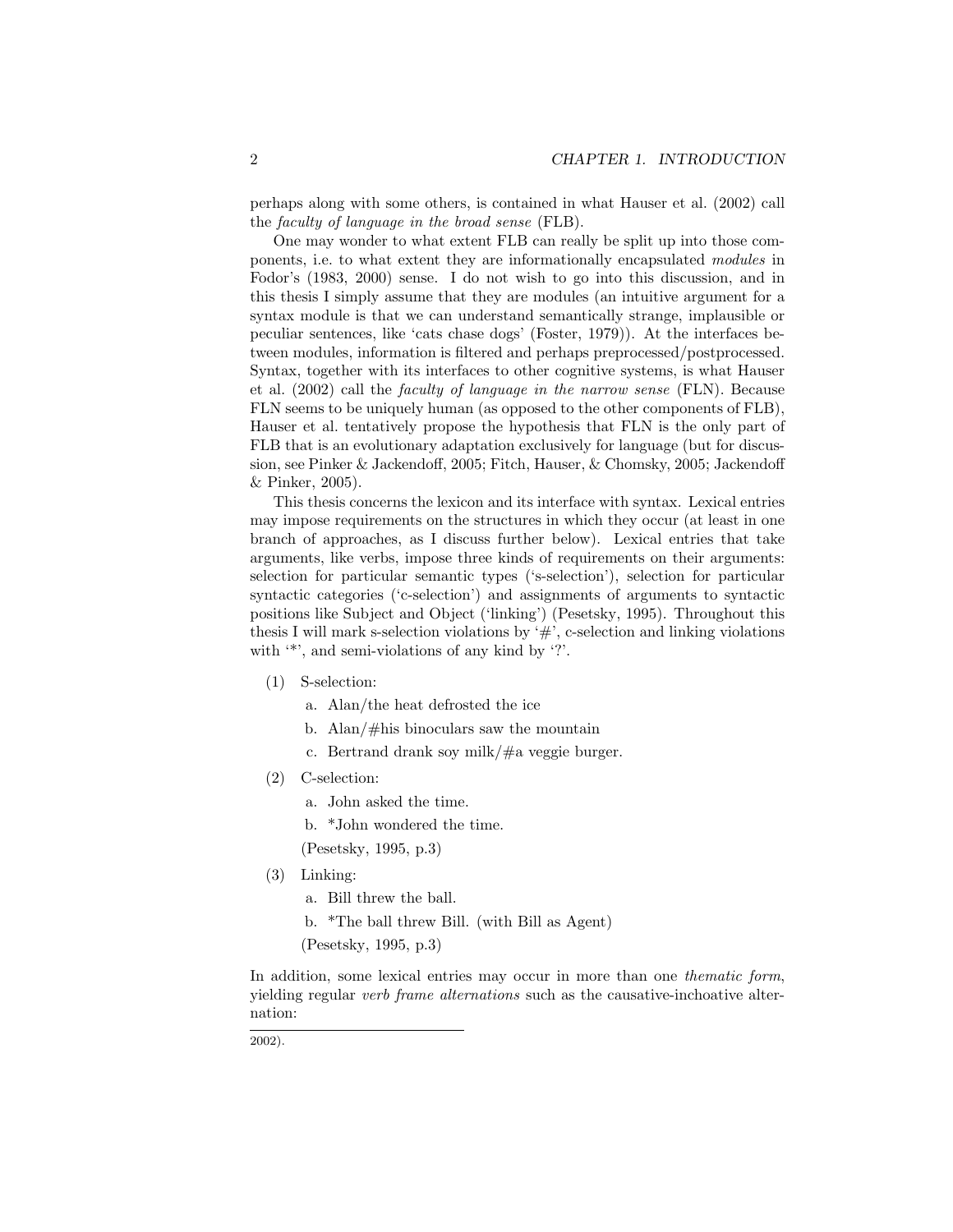perhaps along with some others, is contained in what Hauser et al. (2002) call the *faculty of language in the broad sense* (FLB).

One may wonder to what extent FLB can really be split up into those components, i.e. to what extent they are informationally encapsulated *modules* in Fodor's (1983, 2000) sense. I do not wish to go into this discussion, and in this thesis I simply assume that they are modules (an intuitive argument for a syntax module is that we can understand semantically strange, implausible or peculiar sentences, like 'cats chase dogs' (Foster, 1979)). At the interfaces between modules, information is filtered and perhaps preprocessed/postprocessed. Syntax, together with its interfaces to other cognitive systems, is what Hauser et al. (2002) call the *faculty of language in the narrow sense* (FLN). Because FLN seems to be uniquely human (as opposed to the other components of FLB), Hauser et al. tentatively propose the hypothesis that FLN is the only part of FLB that is an evolutionary adaptation exclusively for language (but for discussion, see Pinker & Jackendoff, 2005; Fitch, Hauser, & Chomsky, 2005; Jackendoff & Pinker, 2005).

This thesis concerns the lexicon and its interface with syntax. Lexical entries may impose requirements on the structures in which they occur (at least in one branch of approaches, as I discuss further below). Lexical entries that take arguments, like verbs, impose three kinds of requirements on their arguments: selection for particular semantic types ('s-selection'), selection for particular syntactic categories ('c-selection') and assignments of arguments to syntactic positions like Subject and Object ('linking') (Pesetsky, 1995). Throughout this thesis I will mark s-selection violations by '#', c-selection and linking violations with '*', and semi-violations of any kind by '?'.

(1) S-selection:

  a. Alan/the heat defrosted the ice

  b. Alan/#his binoculars saw the mountain

  c. Bertrand drank soy milk/#a veggie burger.

(2) C-selection:

  a. John asked the time.

  b. *John wondered the time.

  (Pesetsky, 1995, p.3)

(3) Linking:

  a. Bill threw the ball.

  b. *The ball threw Bill. (with Bill as Agent)

  (Pesetsky, 1995, p.3)

In addition, some lexical entries may occur in more than one *thematic form*, yielding regular *verb frame alternations* such as the causative-inchoative alternation:

---

2002).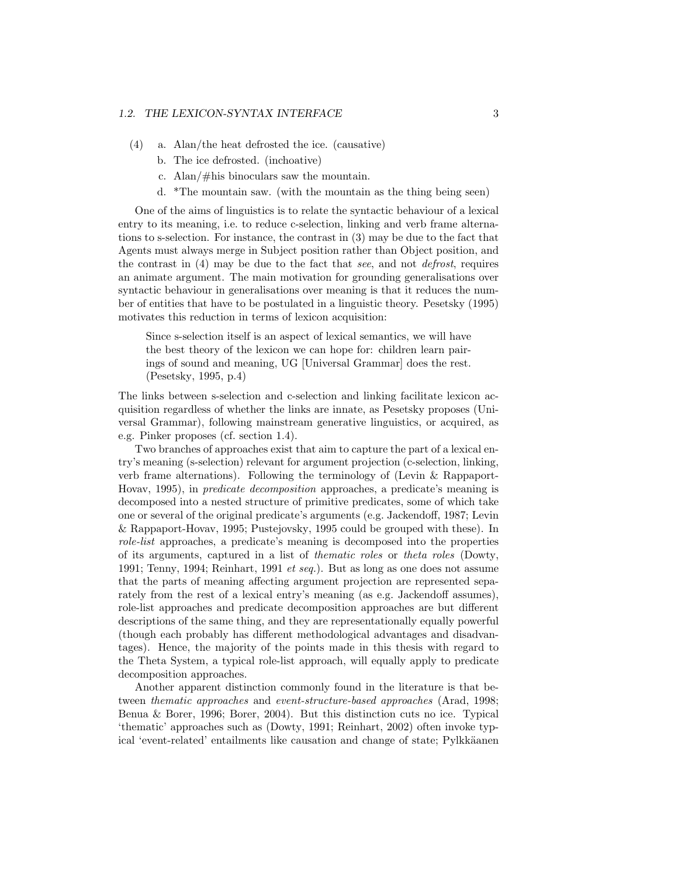(4) a. Alan/the heat defrosted the ice. (causative)
   b. The ice defrosted. (inchoative)
   c. Alan/#his binoculars saw the mountain.
   d. *The mountain saw. (with the mountain as the thing being seen)

One of the aims of linguistics is to relate the syntactic behaviour of a lexical entry to its meaning, i.e. to reduce c-selection, linking and verb frame alternations to s-selection. For instance, the contrast in (3) may be due to the fact that Agents must always merge in Subject position rather than Object position, and the contrast in (4) may be due to the fact that *see*, and not *defrost*, requires an animate argument. The main motivation for grounding generalisations over syntactic behaviour in generalisations over meaning is that it reduces the number of entities that have to be postulated in a linguistic theory. Pesetsky (1995) motivates this reduction in terms of lexicon acquisition:

> Since s-selection itself is an aspect of lexical semantics, we will have the best theory of the lexicon we can hope for: children learn pairings of sound and meaning, UG [Universal Grammar] does the rest. (Pesetsky, 1995, p.4)

The links between s-selection and c-selection and linking facilitate lexicon acquisition regardless of whether the links are innate, as Pesetsky proposes (Universal Grammar), following mainstream generative linguistics, or acquired, as e.g. Pinker proposes (cf. section 1.4).

Two branches of approaches exist that aim to capture the part of a lexical entry's meaning (s-selection) relevant for argument projection (c-selection, linking, verb frame alternations). Following the terminology of (Levin & Rappaport-Hovav, 1995), in *predicate decomposition* approaches, a predicate's meaning is decomposed into a nested structure of primitive predicates, some of which take one or several of the original predicate's arguments (e.g. Jackendoff, 1987; Levin & Rappaport-Hovav, 1995; Pustejovsky, 1995 could be grouped with these). In *role-list* approaches, a predicate's meaning is decomposed into the properties of its arguments, captured in a list of *thematic roles* or *theta roles* (Dowty, 1991; Tenny, 1994; Reinhart, 1991 *et seq.*). But as long as one does not assume that the parts of meaning affecting argument projection are represented separately from the rest of a lexical entry's meaning (as e.g. Jackendoff assumes), role-list approaches and predicate decomposition approaches are but different descriptions of the same thing, and they are representationally equally powerful (though each probably has different methodological advantages and disadvantages). Hence, the majority of the points made in this thesis with regard to the Theta System, a typical role-list approach, will equally apply to predicate decomposition approaches.

Another apparent distinction commonly found in the literature is that between *thematic approaches* and *event-structure-based approaches* (Arad, 1998; Benua & Borer, 1996; Borer, 2004). But this distinction cuts no ice. Typical 'thematic' approaches such as (Dowty, 1991; Reinhart, 2002) often invoke typical 'event-related' entailments like causation and change of state; Pylkkäanen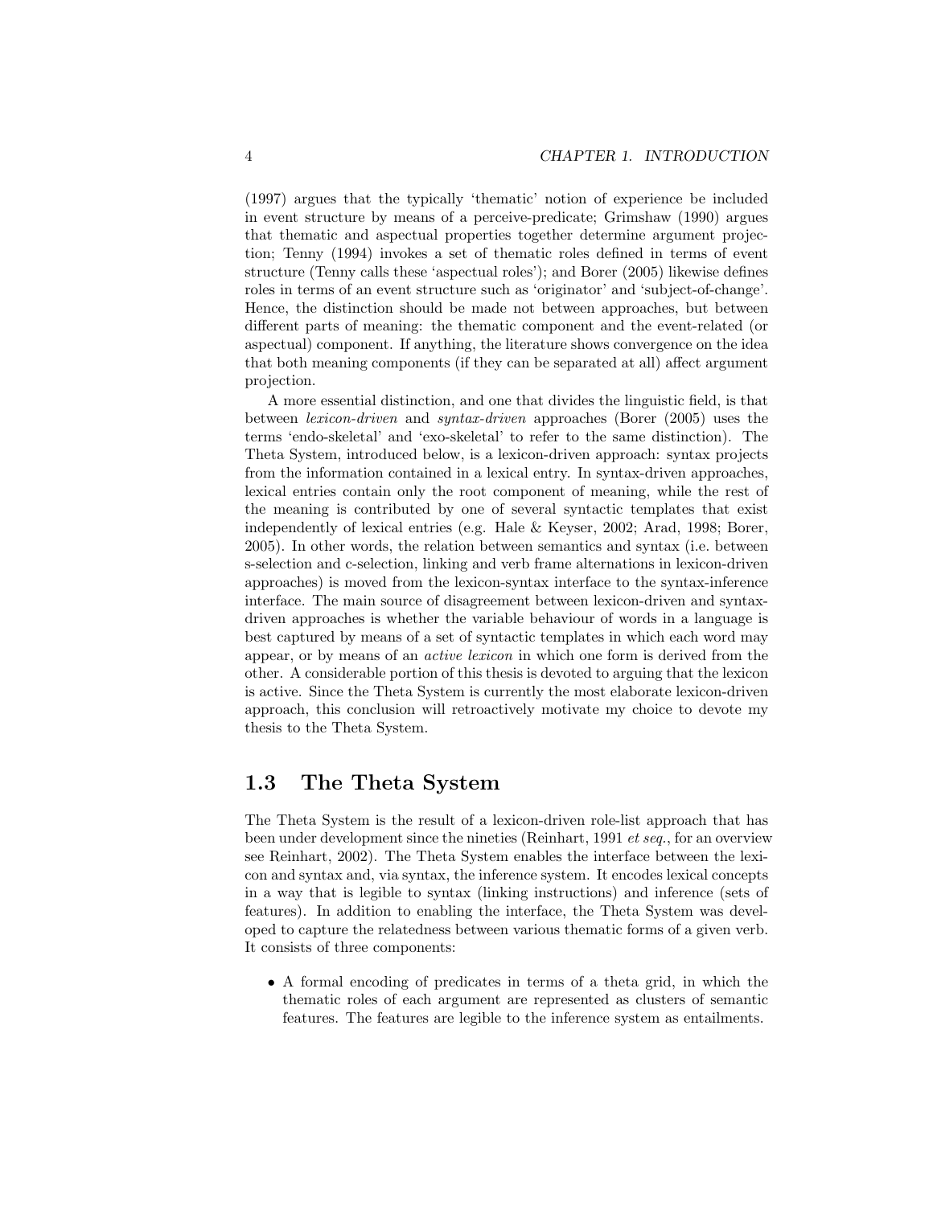(1997) argues that the typically 'thematic' notion of experience be included in event structure by means of a perceive-predicate; Grimshaw (1990) argues that thematic and aspectual properties together determine argument projection; Tenny (1994) invokes a set of thematic roles defined in terms of event structure (Tenny calls these 'aspectual roles'); and Borer (2005) likewise defines roles in terms of an event structure such as 'originator' and 'subject-of-change'. Hence, the distinction should be made not between approaches, but between different parts of meaning: the thematic component and the event-related (or aspectual) component. If anything, the literature shows convergence on the idea that both meaning components (if they can be separated at all) affect argument projection.

A more essential distinction, and one that divides the linguistic field, is that between *lexicon-driven* and *syntax-driven* approaches (Borer (2005) uses the terms 'endo-skeletal' and 'exo-skeletal' to refer to the same distinction). The Theta System, introduced below, is a lexicon-driven approach: syntax projects from the information contained in a lexical entry. In syntax-driven approaches, lexical entries contain only the root component of meaning, while the rest of the meaning is contributed by one of several syntactic templates that exist independently of lexical entries (e.g. Hale & Keyser, 2002; Arad, 1998; Borer, 2005). In other words, the relation between semantics and syntax (i.e. between s-selection and c-selection, linking and verb frame alternations in lexicon-driven approaches) is moved from the lexicon-syntax interface to the syntax-inference interface. The main source of disagreement between lexicon-driven and syntax-driven approaches is whether the variable behaviour of words in a language is best captured by means of a set of syntactic templates in which each word may appear, or by means of an *active lexicon* in which one form is derived from the other. A considerable portion of this thesis is devoted to arguing that the lexicon is active. Since the Theta System is currently the most elaborate lexicon-driven approach, this conclusion will retroactively motivate my choice to devote my thesis to the Theta System.

## 1.3 The Theta System

The Theta System is the result of a lexicon-driven role-list approach that has been under development since the nineties (Reinhart, 1991 *et seq.*, for an overview see Reinhart, 2002). The Theta System enables the interface between the lexicon and syntax and, via syntax, the inference system. It encodes lexical concepts in a way that is legible to syntax (linking instructions) and inference (sets of features). In addition to enabling the interface, the Theta System was developed to capture the relatedness between various thematic forms of a given verb. It consists of three components:

- A formal encoding of predicates in terms of a theta grid, in which the thematic roles of each argument are represented as clusters of semantic features. The features are legible to the inference system as entailments.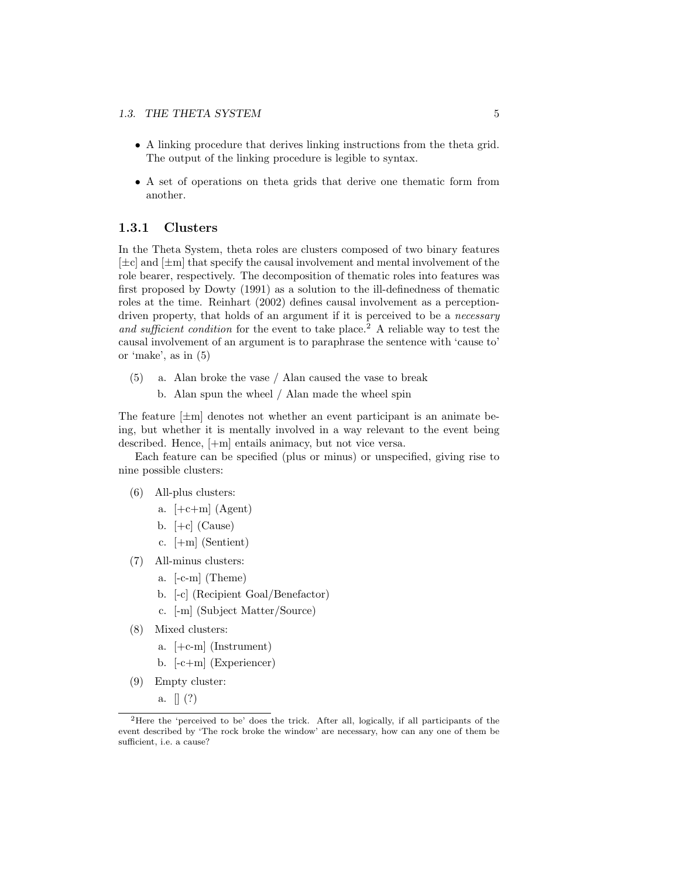- A linking procedure that derives linking instructions from the theta grid. The output of the linking procedure is legible to syntax.
- A set of operations on theta grids that derive one thematic form from another.

### 1.3.1 Clusters

In the Theta System, theta roles are clusters composed of two binary features [±c] and [±m] that specify the causal involvement and mental involvement of the role bearer, respectively. The decomposition of thematic roles into features was first proposed by Dowty (1991) as a solution to the ill-definedness of thematic roles at the time. Reinhart (2002) defines causal involvement as a perception-driven property, that holds of an argument if it is perceived to be a *necessary and sufficient condition* for the event to take place.[2] A reliable way to test the causal involvement of an argument is to paraphrase the sentence with 'cause to' or 'make', as in (5)

(5) a. Alan broke the vase / Alan caused the vase to break
    b. Alan spun the wheel / Alan made the wheel spin

The feature [±m] denotes not whether an event participant is an animate being, but whether it is mentally involved in a way relevant to the event being described. Hence, [+m] entails animacy, but not vice versa.

Each feature can be specified (plus or minus) or unspecified, giving rise to nine possible clusters:

(6) All-plus clusters:
    a. [+c+m] (Agent)
    b. [+c] (Cause)
    c. [+m] (Sentient)

(7) All-minus clusters:
    a. [-c-m] (Theme)
    b. [-c] (Recipient Goal/Benefactor)
    c. [-m] (Subject Matter/Source)

(8) Mixed clusters:
    a. [+c-m] (Instrument)
    b. [-c+m] (Experiencer)

(9) Empty cluster:
    a. [] (?)

[2] Here the 'perceived to be' does the trick. After all, logically, if all participants of the event described by 'The rock broke the window' are necessary, how can any one of them be sufficient, i.e. a cause?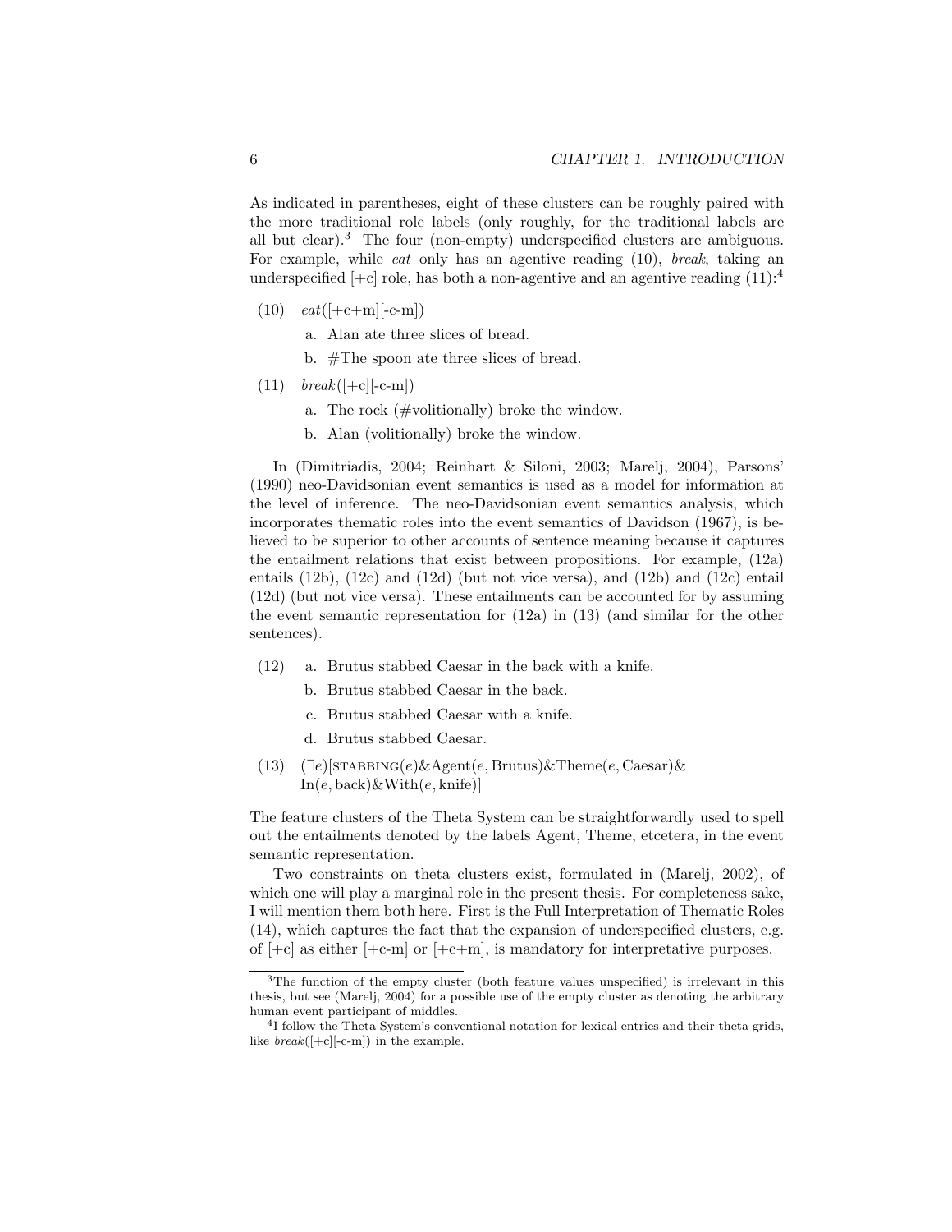As indicated in parentheses, eight of these clusters can be roughly paired with the more traditional role labels (only roughly, for the traditional labels are all but clear).[3] The four (non-empty) underspecified clusters are ambiguous. For example, while *eat* only has an agentive reading (10), *break*, taking an underspecified [+c] role, has both a non-agentive and an agentive reading (11):[4]

(10) *eat*([+c+m][-c-m])

  a. Alan ate three slices of bread.

  b. #The spoon ate three slices of bread.

(11) *break*([+c][-c-m])

  a. The rock (#volitionally) broke the window.

  b. Alan (volitionally) broke the window.

In (Dimitriadis, 2004; Reinhart & Siloni, 2003; Marelj, 2004), Parsons' (1990) neo-Davidsonian event semantics is used as a model for information at the level of inference. The neo-Davidsonian event semantics analysis, which incorporates thematic roles into the event semantics of Davidson (1967), is believed to be superior to other accounts of sentence meaning because it captures the entailment relations that exist between propositions. For example, (12a) entails (12b), (12c) and (12d) (but not vice versa), and (12b) and (12c) entail (12d) (but not vice versa). These entailments can be accounted for by assuming the event semantic representation for (12a) in (13) (and similar for the other sentences).

(12) a. Brutus stabbed Caesar in the back with a knife.

  b. Brutus stabbed Caesar in the back.

  c. Brutus stabbed Caesar with a knife.

  d. Brutus stabbed Caesar.

(13) $(\exists e)[\textsc{stabbing}(e)\&\text{Agent}(e, \text{Brutus})\&\text{Theme}(e, \text{Caesar})\&\text{In}(e, \text{back})\&\text{With}(e, \text{knife})]$

The feature clusters of the Theta System can be straightforwardly used to spell out the entailments denoted by the labels Agent, Theme, etcetera, in the event semantic representation.

Two constraints on theta clusters exist, formulated in (Marelj, 2002), of which one will play a marginal role in the present thesis. For completeness sake, I will mention them both here. First is the Full Interpretation of Thematic Roles (14), which captures the fact that the expansion of underspecified clusters, e.g. of [+c] as either [+c-m] or [+c+m], is mandatory for interpretative purposes.

---

[3] The function of the empty cluster (both feature values unspecified) is irrelevant in this thesis, but see (Marelj, 2004) for a possible use of the empty cluster as denoting the arbitrary human event participant of middles.

[4] I follow the Theta System's conventional notation for lexical entries and their theta grids, like *break*([+c][-c-m]) in the example.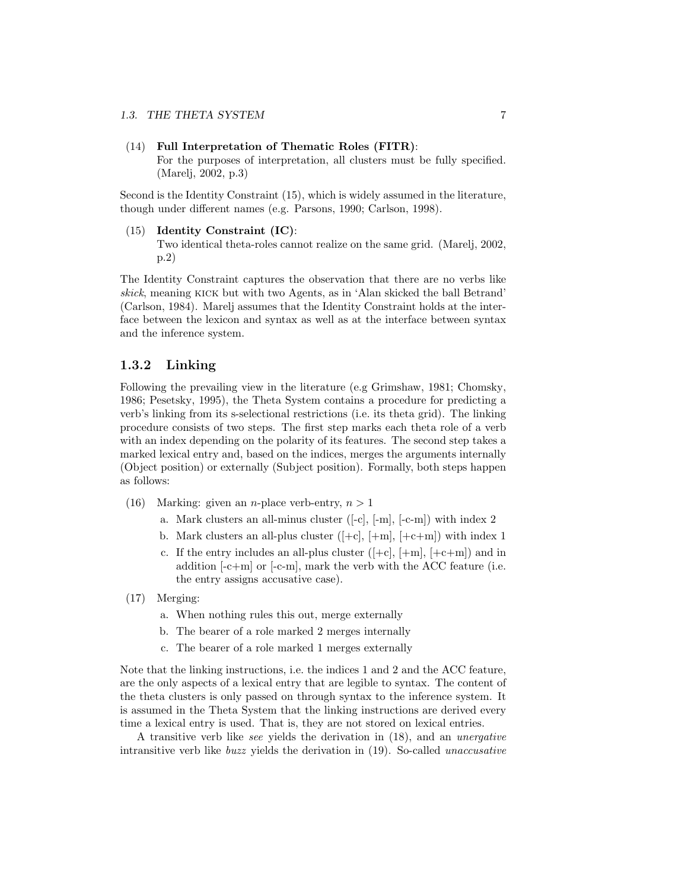(14) **Full Interpretation of Thematic Roles (FITR)**:
For the purposes of interpretation, all clusters must be fully specified. (Marelj, 2002, p.3)

Second is the Identity Constraint (15), which is widely assumed in the literature, though under different names (e.g. Parsons, 1990; Carlson, 1998).

(15) **Identity Constraint (IC)**:
Two identical theta-roles cannot realize on the same grid. (Marelj, 2002, p.2)

The Identity Constraint captures the observation that there are no verbs like *skick*, meaning KICK but with two Agents, as in 'Alan skicked the ball Betrand' (Carlson, 1984). Marelj assumes that the Identity Constraint holds at the interface between the lexicon and syntax as well as at the interface between syntax and the inference system.

### 1.3.2 Linking

Following the prevailing view in the literature (e.g Grimshaw, 1981; Chomsky, 1986; Pesetsky, 1995), the Theta System contains a procedure for predicting a verb's linking from its s-selectional restrictions (i.e. its theta grid). The linking procedure consists of two steps. The first step marks each theta role of a verb with an index depending on the polarity of its features. The second step takes a marked lexical entry and, based on the indices, merges the arguments internally (Object position) or externally (Subject position). Formally, both steps happen as follows:

(16) Marking: given an $n$-place verb-entry, $n > 1$
  a. Mark clusters an all-minus cluster ([-c], [-m], [-c-m]) with index 2
  b. Mark clusters an all-plus cluster ([+c], [+m], [+c+m]) with index 1
  c. If the entry includes an all-plus cluster ([+c], [+m], [+c+m]) and in addition [-c+m] or [-c-m], mark the verb with the ACC feature (i.e. the entry assigns accusative case).

(17) Merging:
  a. When nothing rules this out, merge externally
  b. The bearer of a role marked 2 merges internally
  c. The bearer of a role marked 1 merges externally

Note that the linking instructions, i.e. the indices 1 and 2 and the ACC feature, are the only aspects of a lexical entry that are legible to syntax. The content of the theta clusters is only passed on through syntax to the inference system. It is assumed in the Theta System that the linking instructions are derived every time a lexical entry is used. That is, they are not stored on lexical entries.

A transitive verb like *see* yields the derivation in (18), and an *unergative* intransitive verb like *buzz* yields the derivation in (19). So-called *unaccusative*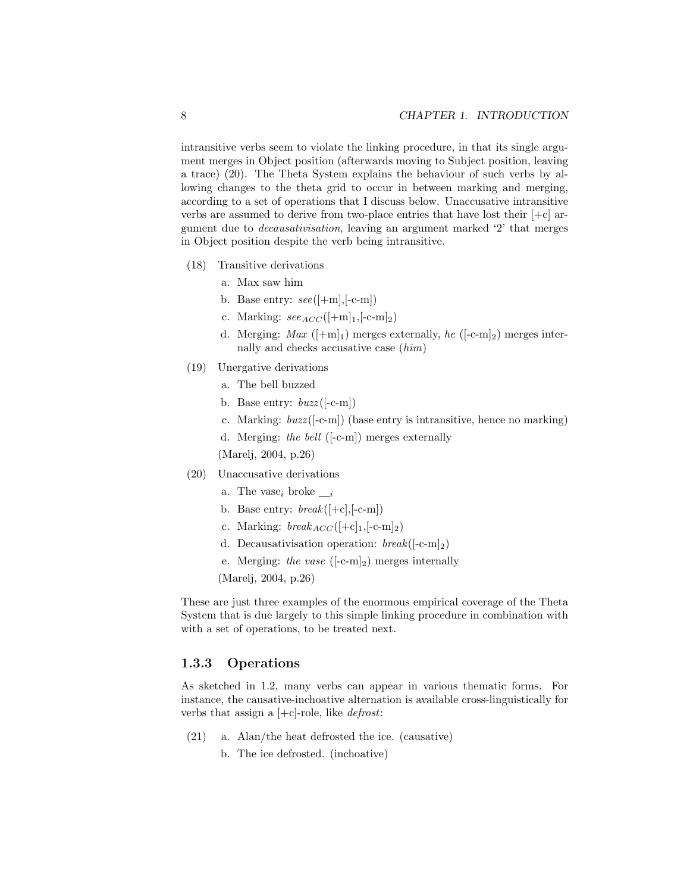intransitive verbs seem to violate the linking procedure, in that its single argument merges in Object position (afterwards moving to Subject position, leaving a trace) (20). The Theta System explains the behaviour of such verbs by allowing changes to the theta grid to occur in between marking and merging, according to a set of operations that I discuss below. Unaccusative intransitive verbs are assumed to derive from two-place entries that have lost their [+c] argument due to *decausativisation*, leaving an argument marked '2' that merges in Object position despite the verb being intransitive.

(18) Transitive derivations

   a. Max saw him

   b. Base entry: *see*([+m],[-c-m])

   c. Marking: $see_{ACC}$([+m]$_1$,[-c-m]$_2$)

   d. Merging: *Max* ([+m]$_1$) merges externally, *he* ([-c-m]$_2$) merges internally and checks accusative case (*him*)

(19) Unergative derivations

   a. The bell buzzed

   b. Base entry: *buzz*([-c-m])

   c. Marking: *buzz*([-c-m]) (base entry is intransitive, hence no marking)

   d. Merging: *the bell* ([-c-m]) merges externally

   (Marelj, 2004, p.26)

(20) Unaccusative derivations

   a. The vase$_i$ broke $\_\__i$

   b. Base entry: *break*([+c],[-c-m])

   c. Marking: $break_{ACC}$([+c]$_1$,[-c-m]$_2$)

   d. Decausativisation operation: *break*([-c-m]$_2$)

   e. Merging: *the vase* ([-c-m]$_2$) merges internally

   (Marelj, 2004, p.26)

These are just three examples of the enormous empirical coverage of the Theta System that is due largely to this simple linking procedure in combination with with a set of operations, to be treated next.

### 1.3.3 Operations

As sketched in 1.2, many verbs can appear in various thematic forms. For instance, the causative-inchoative alternation is available cross-linguistically for verbs that assign a [+c]-role, like *defrost*:

(21) a. Alan/the heat defrosted the ice. (causative)

   b. The ice defrosted. (inchoative)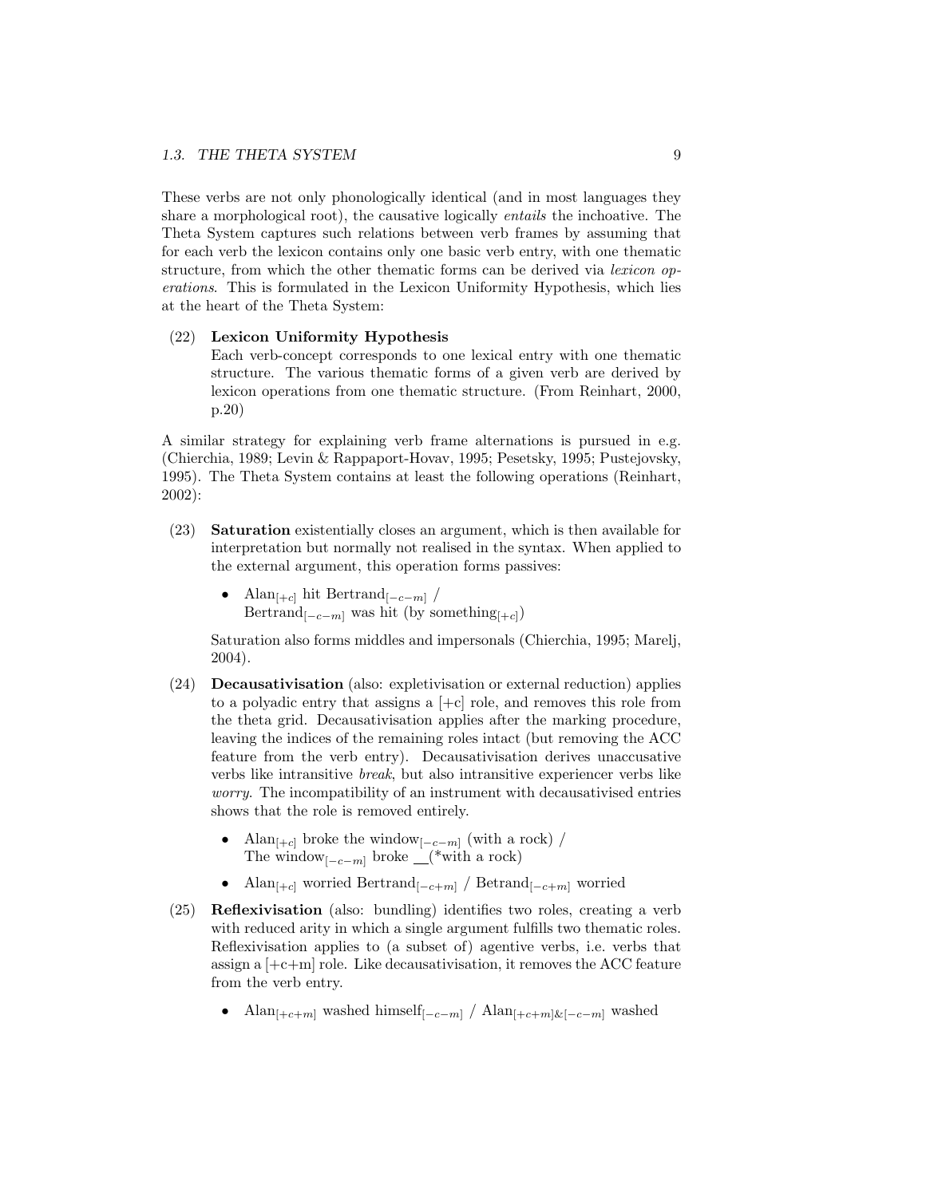These verbs are not only phonologically identical (and in most languages they share a morphological root), the causative logically *entails* the inchoative. The Theta System captures such relations between verb frames by assuming that for each verb the lexicon contains only one basic verb entry, with one thematic structure, from which the other thematic forms can be derived via *lexicon operations*. This is formulated in the Lexicon Uniformity Hypothesis, which lies at the heart of the Theta System:

(22) **Lexicon Uniformity Hypothesis**
Each verb-concept corresponds to one lexical entry with one thematic structure. The various thematic forms of a given verb are derived by lexicon operations from one thematic structure. (From Reinhart, 2000, p.20)

A similar strategy for explaining verb frame alternations is pursued in e.g. (Chierchia, 1989; Levin & Rappaport-Hovav, 1995; Pesetsky, 1995; Pustejovsky, 1995). The Theta System contains at least the following operations (Reinhart, 2002):

(23) **Saturation** existentially closes an argument, which is then available for interpretation but normally not realised in the syntax. When applied to the external argument, this operation forms passives:

- Alan$_{[+c]}$ hit Bertrand$_{[-c-m]}$ /
  Bertrand$_{[-c-m]}$ was hit (by something$_{[+c]}$)

Saturation also forms middles and impersonals (Chierchia, 1995; Marelj, 2004).

(24) **Decausativisation** (also: expletivisation or external reduction) applies to a polyadic entry that assigns a [+c] role, and removes this role from the theta grid. Decausativisation applies after the marking procedure, leaving the indices of the remaining roles intact (but removing the ACC feature from the verb entry). Decausativisation derives unaccusative verbs like intransitive *break*, but also intransitive experiencer verbs like *worry*. The incompatibility of an instrument with decausativised entries shows that the role is removed entirely.

- Alan$_{[+c]}$ broke the window$_{[-c-m]}$ (with a rock) /
  The window$_{[-c-m]}$ broke __(*with a rock)
- Alan$_{[+c]}$ worried Bertrand$_{[-c+m]}$ / Betrand$_{[-c+m]}$ worried

(25) **Reflexivisation** (also: bundling) identifies two roles, creating a verb with reduced arity in which a single argument fulfills two thematic roles. Reflexivisation applies to (a subset of) agentive verbs, i.e. verbs that assign a [+c+m] role. Like decausativisation, it removes the ACC feature from the verb entry.

- Alan$_{[+c+m]}$ washed himself$_{[-c-m]}$ / Alan$_{[+c+m]\&[-c-m]}$ washed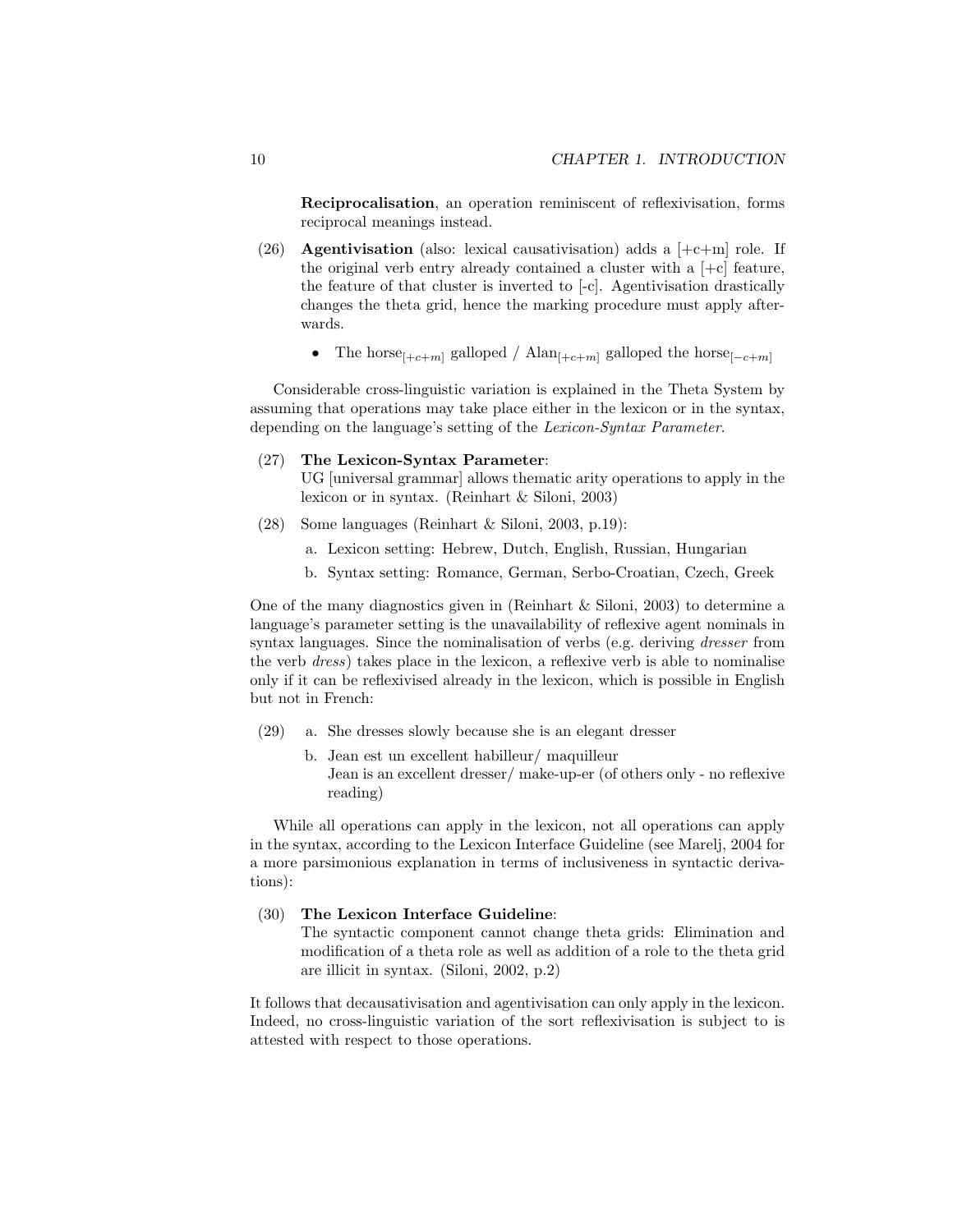**Reciprocalisation**, an operation reminiscent of reflexivisation, forms reciprocal meanings instead.

(26) **Agentivisation** (also: lexical causativisation) adds a [+c+m] role. If the original verb entry already contained a cluster with a [+c] feature, the feature of that cluster is inverted to [-c]. Agentivisation drastically changes the theta grid, hence the marking procedure must apply afterwards.

- The horse$_{[+c+m]}$ galloped / Alan$_{[+c+m]}$ galloped the horse$_{[-c+m]}$

Considerable cross-linguistic variation is explained in the Theta System by assuming that operations may take place either in the lexicon or in the syntax, depending on the language's setting of the *Lexicon-Syntax Parameter*.

(27) **The Lexicon-Syntax Parameter**:
UG [universal grammar] allows thematic arity operations to apply in the lexicon or in syntax. (Reinhart & Siloni, 2003)

(28) Some languages (Reinhart & Siloni, 2003, p.19):

a. Lexicon setting: Hebrew, Dutch, English, Russian, Hungarian

b. Syntax setting: Romance, German, Serbo-Croatian, Czech, Greek

One of the many diagnostics given in (Reinhart & Siloni, 2003) to determine a language's parameter setting is the unavailability of reflexive agent nominals in syntax languages. Since the nominalisation of verbs (e.g. deriving *dresser* from the verb *dress*) takes place in the lexicon, a reflexive verb is able to nominalise only if it can be reflexivised already in the lexicon, which is possible in English but not in French:

(29) a. She dresses slowly because she is an elegant dresser

b. Jean est un excellent habilleur/ maquilleur
Jean is an excellent dresser/ make-up-er (of others only - no reflexive reading)

While all operations can apply in the lexicon, not all operations can apply in the syntax, according to the Lexicon Interface Guideline (see Marelj, 2004 for a more parsimonious explanation in terms of inclusiveness in syntactic derivations):

(30) **The Lexicon Interface Guideline**:
The syntactic component cannot change theta grids: Elimination and modification of a theta role as well as addition of a role to the theta grid are illicit in syntax. (Siloni, 2002, p.2)

It follows that decausativisation and agentivisation can only apply in the lexicon. Indeed, no cross-linguistic variation of the sort reflexivisation is subject to is attested with respect to those operations.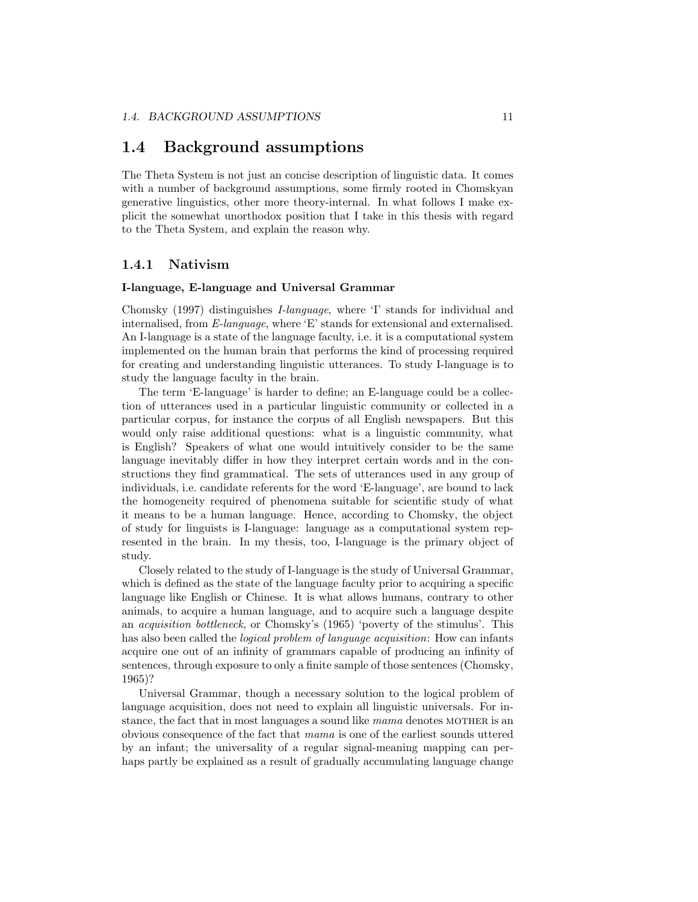## 1.4 Background assumptions

The Theta System is not just an concise description of linguistic data. It comes with a number of background assumptions, some firmly rooted in Chomskyan generative linguistics, other more theory-internal. In what follows I make explicit the somewhat unorthodox position that I take in this thesis with regard to the Theta System, and explain the reason why.

### 1.4.1 Nativism

#### I-language, E-language and Universal Grammar

Chomsky (1997) distinguishes *I-language*, where 'I' stands for individual and internalised, from *E-language*, where 'E' stands for extensional and externalised. An I-language is a state of the language faculty, i.e. it is a computational system implemented on the human brain that performs the kind of processing required for creating and understanding linguistic utterances. To study I-language is to study the language faculty in the brain.

The term 'E-language' is harder to define; an E-language could be a collection of utterances used in a particular linguistic community or collected in a particular corpus, for instance the corpus of all English newspapers. But this would only raise additional questions: what is a linguistic community, what is English? Speakers of what one would intuitively consider to be the same language inevitably differ in how they interpret certain words and in the constructions they find grammatical. The sets of utterances used in any group of individuals, i.e. candidate referents for the word 'E-language', are bound to lack the homogeneity required of phenomena suitable for scientific study of what it means to be a human language. Hence, according to Chomsky, the object of study for linguists is I-language: language as a computational system represented in the brain. In my thesis, too, I-language is the primary object of study.

Closely related to the study of I-language is the study of Universal Grammar, which is defined as the state of the language faculty prior to acquiring a specific language like English or Chinese. It is what allows humans, contrary to other animals, to acquire a human language, and to acquire such a language despite an *acquisition bottleneck*, or Chomsky's (1965) 'poverty of the stimulus'. This has also been called the *logical problem of language acquisition*: How can infants acquire one out of an infinity of grammars capable of producing an infinity of sentences, through exposure to only a finite sample of those sentences (Chomsky, 1965)?

Universal Grammar, though a necessary solution to the logical problem of language acquisition, does not need to explain all linguistic universals. For instance, the fact that in most languages a sound like *mama* denotes MOTHER is an obvious consequence of the fact that *mama* is one of the earliest sounds uttered by an infant; the universality of a regular signal-meaning mapping can perhaps partly be explained as a result of gradually accumulating language change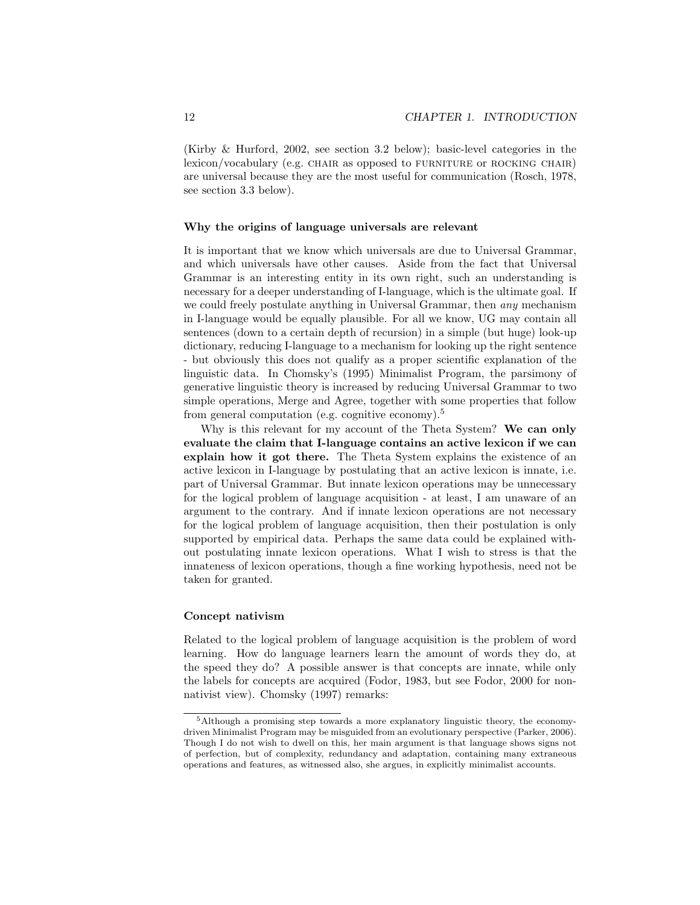(Kirby & Hurford, 2002, see section 3.2 below); basic-level categories in the lexicon/vocabulary (e.g. CHAIR as opposed to FURNITURE or ROCKING CHAIR) are universal because they are the most useful for communication (Rosch, 1978, see section 3.3 below).

#### Why the origins of language universals are relevant

It is important that we know which universals are due to Universal Grammar, and which universals have other causes. Aside from the fact that Universal Grammar is an interesting entity in its own right, such an understanding is necessary for a deeper understanding of I-language, which is the ultimate goal. If we could freely postulate anything in Universal Grammar, then *any* mechanism in I-language would be equally plausible. For all we know, UG may contain all sentences (down to a certain depth of recursion) in a simple (but huge) look-up dictionary, reducing I-language to a mechanism for looking up the right sentence - but obviously this does not qualify as a proper scientific explanation of the linguistic data. In Chomsky's (1995) Minimalist Program, the parsimony of generative linguistic theory is increased by reducing Universal Grammar to two simple operations, Merge and Agree, together with some properties that follow from general computation (e.g. cognitive economy).[5]

Why is this relevant for my account of the Theta System? **We can only evaluate the claim that I-language contains an active lexicon if we can explain how it got there.** The Theta System explains the existence of an active lexicon in I-language by postulating that an active lexicon is innate, i.e. part of Universal Grammar. But innate lexicon operations may be unnecessary for the logical problem of language acquisition - at least, I am unaware of an argument to the contrary. And if innate lexicon operations are not necessary for the logical problem of language acquisition, then their postulation is only supported by empirical data. Perhaps the same data could be explained without postulating innate lexicon operations. What I wish to stress is that the innateness of lexicon operations, though a fine working hypothesis, need not be taken for granted.

#### Concept nativism

Related to the logical problem of language acquisition is the problem of word learning. How do language learners learn the amount of words they do, at the speed they do? A possible answer is that concepts are innate, while only the labels for concepts are acquired (Fodor, 1983, but see Fodor, 2000 for non-nativist view). Chomsky (1997) remarks:

[5] Although a promising step towards a more explanatory linguistic theory, the economy-driven Minimalist Program may be misguided from an evolutionary perspective (Parker, 2006). Though I do not wish to dwell on this, her main argument is that language shows signs not of perfection, but of complexity, redundancy and adaptation, containing many extraneous operations and features, as witnessed also, she argues, in explicitly minimalist accounts.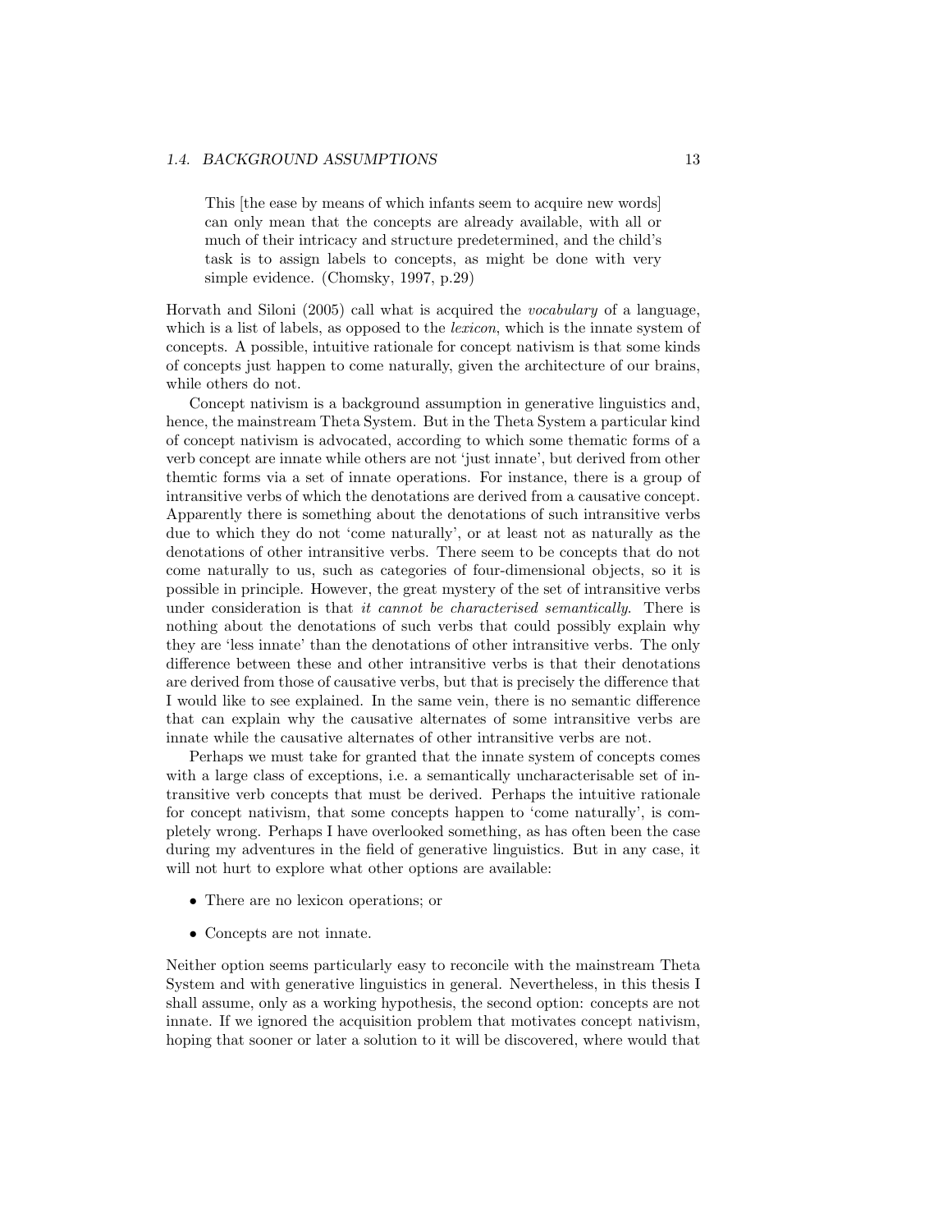> This [the ease by means of which infants seem to acquire new words] can only mean that the concepts are already available, with all or much of their intricacy and structure predetermined, and the child's task is to assign labels to concepts, as might be done with very simple evidence. (Chomsky, 1997, p.29)

Horvath and Siloni (2005) call what is acquired the *vocabulary* of a language, which is a list of labels, as opposed to the *lexicon*, which is the innate system of concepts. A possible, intuitive rationale for concept nativism is that some kinds of concepts just happen to come naturally, given the architecture of our brains, while others do not.

Concept nativism is a background assumption in generative linguistics and, hence, the mainstream Theta System. But in the Theta System a particular kind of concept nativism is advocated, according to which some thematic forms of a verb concept are innate while others are not 'just innate', but derived from other themtic forms via a set of innate operations. For instance, there is a group of intransitive verbs of which the denotations are derived from a causative concept. Apparently there is something about the denotations of such intransitive verbs due to which they do not 'come naturally', or at least not as naturally as the denotations of other intransitive verbs. There seem to be concepts that do not come naturally to us, such as categories of four-dimensional objects, so it is possible in principle. However, the great mystery of the set of intransitive verbs under consideration is that *it cannot be characterised semantically.* There is nothing about the denotations of such verbs that could possibly explain why they are 'less innate' than the denotations of other intransitive verbs. The only difference between these and other intransitive verbs is that their denotations are derived from those of causative verbs, but that is precisely the difference that I would like to see explained. In the same vein, there is no semantic difference that can explain why the causative alternates of some intransitive verbs are innate while the causative alternates of other intransitive verbs are not.

Perhaps we must take for granted that the innate system of concepts comes with a large class of exceptions, i.e. a semantically uncharacterisable set of intransitive verb concepts that must be derived. Perhaps the intuitive rationale for concept nativism, that some concepts happen to 'come naturally', is completely wrong. Perhaps I have overlooked something, as has often been the case during my adventures in the field of generative linguistics. But in any case, it will not hurt to explore what other options are available:

- There are no lexicon operations; or
- Concepts are not innate.

Neither option seems particularly easy to reconcile with the mainstream Theta System and with generative linguistics in general. Nevertheless, in this thesis I shall assume, only as a working hypothesis, the second option: concepts are not innate. If we ignored the acquisition problem that motivates concept nativism, hoping that sooner or later a solution to it will be discovered, where would that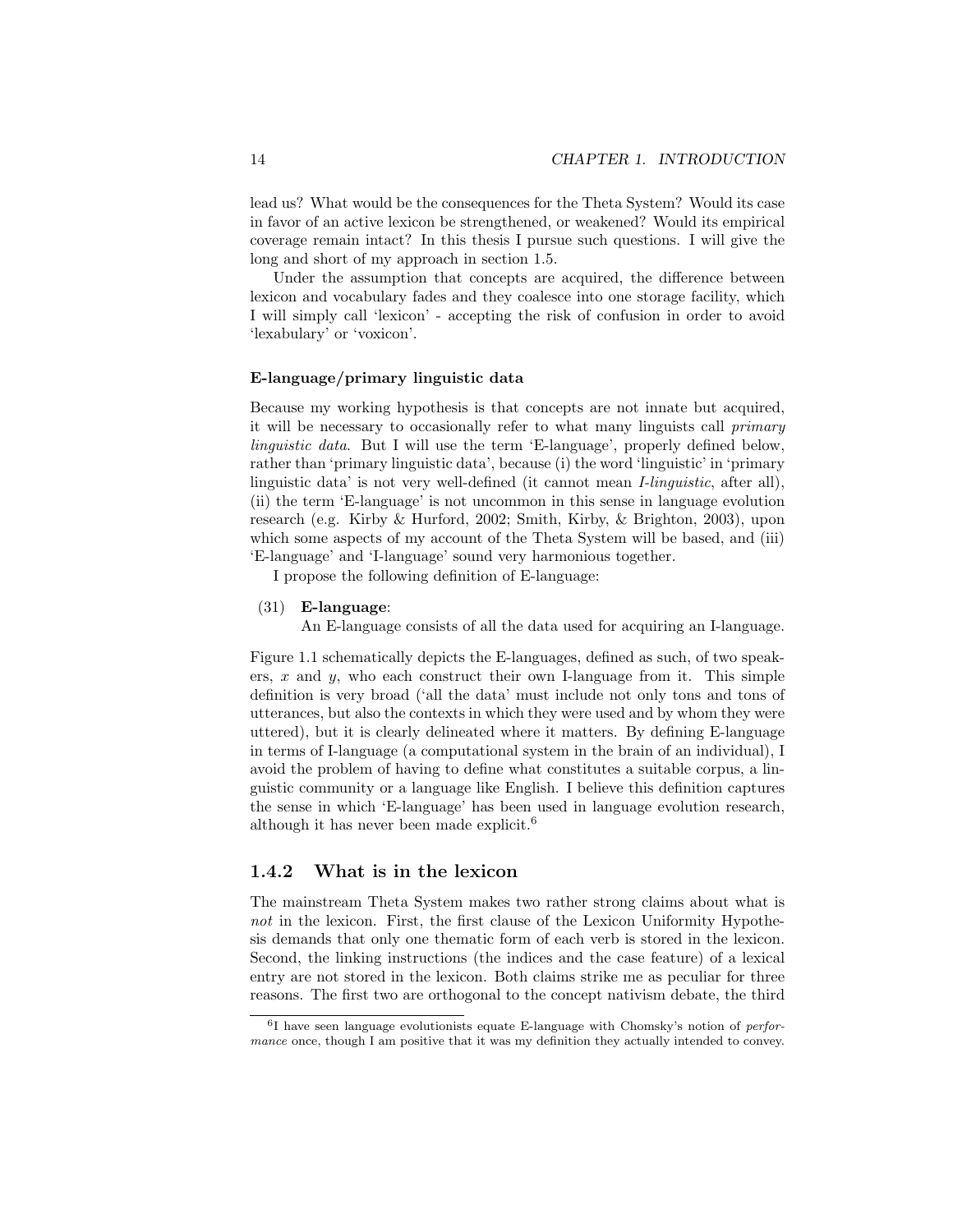lead us? What would be the consequences for the Theta System? Would its case in favor of an active lexicon be strengthened, or weakened? Would its empirical coverage remain intact? In this thesis I pursue such questions. I will give the long and short of my approach in section 1.5.

Under the assumption that concepts are acquired, the difference between lexicon and vocabulary fades and they coalesce into one storage facility, which I will simply call 'lexicon' - accepting the risk of confusion in order to avoid 'lexabulary' or 'voxicon'.

#### E-language/primary linguistic data

Because my working hypothesis is that concepts are not innate but acquired, it will be necessary to occasionally refer to what many linguists call *primary linguistic data*. But I will use the term 'E-language', properly defined below, rather than 'primary linguistic data', because (i) the word 'linguistic' in 'primary linguistic data' is not very well-defined (it cannot mean *I-linguistic*, after all), (ii) the term 'E-language' is not uncommon in this sense in language evolution research (e.g. Kirby & Hurford, 2002; Smith, Kirby, & Brighton, 2003), upon which some aspects of my account of the Theta System will be based, and (iii) 'E-language' and 'I-language' sound very harmonious together.

I propose the following definition of E-language:

(31) **E-language**:
An E-language consists of all the data used for acquiring an I-language.

Figure 1.1 schematically depicts the E-languages, defined as such, of two speakers, $x$ and $y$, who each construct their own I-language from it. This simple definition is very broad ('all the data' must include not only tons and tons of utterances, but also the contexts in which they were used and by whom they were uttered), but it is clearly delineated where it matters. By defining E-language in terms of I-language (a computational system in the brain of an individual), I avoid the problem of having to define what constitutes a suitable corpus, a linguistic community or a language like English. I believe this definition captures the sense in which 'E-language' has been used in language evolution research, although it has never been made explicit.[6]

### 1.4.2 What is in the lexicon

The mainstream Theta System makes two rather strong claims about what is *not* in the lexicon. First, the first clause of the Lexicon Uniformity Hypothesis demands that only one thematic form of each verb is stored in the lexicon. Second, the linking instructions (the indices and the case feature) of a lexical entry are not stored in the lexicon. Both claims strike me as peculiar for three reasons. The first two are orthogonal to the concept nativism debate, the third

[6] I have seen language evolutionists equate E-language with Chomsky's notion of *performance* once, though I am positive that it was my definition they actually intended to convey.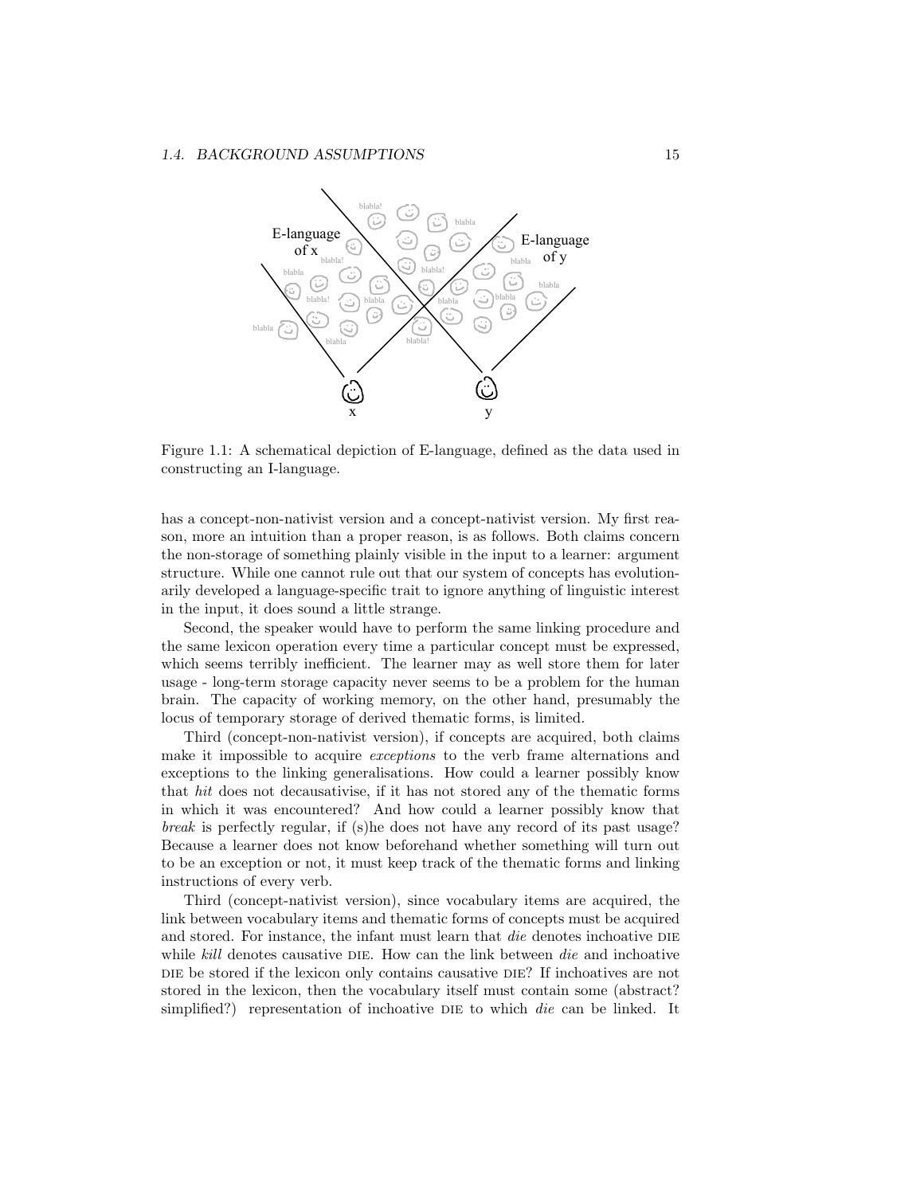Figure 1.1: A schematical depiction of E-language, defined as the data used in constructing an I-language.

has a concept-non-nativist version and a concept-nativist version. My first reason, more an intuition than a proper reason, is as follows. Both claims concern the non-storage of something plainly visible in the input to a learner: argument structure. While one cannot rule out that our system of concepts has evolutionarily developed a language-specific trait to ignore anything of linguistic interest in the input, it does sound a little strange.

Second, the speaker would have to perform the same linking procedure and the same lexicon operation every time a particular concept must be expressed, which seems terribly inefficient. The learner may as well store them for later usage - long-term storage capacity never seems to be a problem for the human brain. The capacity of working memory, on the other hand, presumably the locus of temporary storage of derived thematic forms, is limited.

Third (concept-non-nativist version), if concepts are acquired, both claims make it impossible to acquire *exceptions* to the verb frame alternations and exceptions to the linking generalisations. How could a learner possibly know that *hit* does not decausativise, if it has not stored any of the thematic forms in which it was encountered? And how could a learner possibly know that *break* is perfectly regular, if (s)he does not have any record of its past usage? Because a learner does not know beforehand whether something will turn out to be an exception or not, it must keep track of the thematic forms and linking instructions of every verb.

Third (concept-nativist version), since vocabulary items are acquired, the link between vocabulary items and thematic forms of concepts must be acquired and stored. For instance, the infant must learn that *die* denotes inchoative DIE while *kill* denotes causative DIE. How can the link between *die* and inchoative DIE be stored if the lexicon only contains causative DIE? If inchoatives are not stored in the lexicon, then the vocabulary itself must contain some (abstract? simplified?) representation of inchoative DIE to which *die* can be linked. It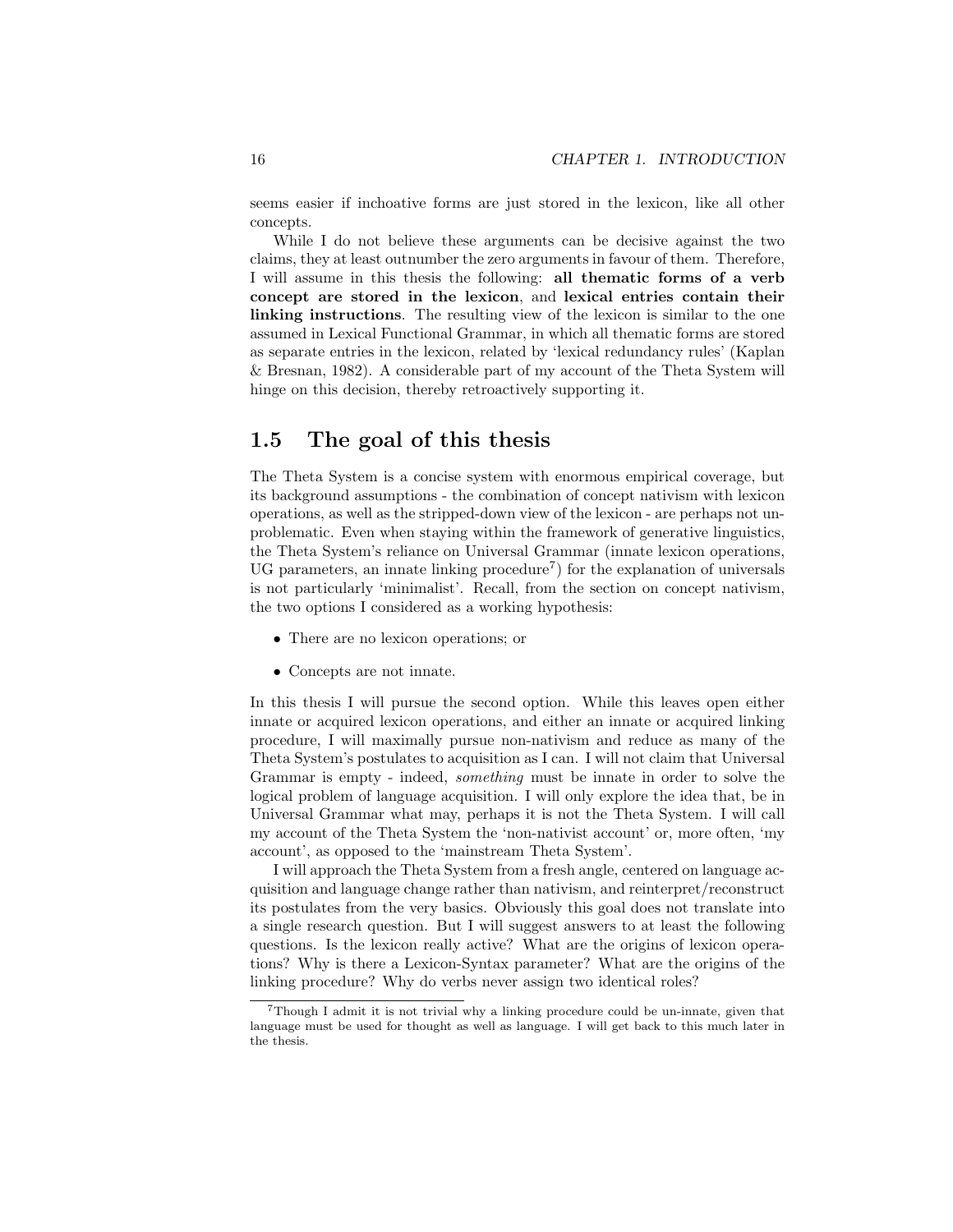seems easier if inchoative forms are just stored in the lexicon, like all other concepts.

While I do not believe these arguments can be decisive against the two claims, they at least outnumber the zero arguments in favour of them. Therefore, I will assume in this thesis the following: **all thematic forms of a verb concept are stored in the lexicon**, and **lexical entries contain their linking instructions**. The resulting view of the lexicon is similar to the one assumed in Lexical Functional Grammar, in which all thematic forms are stored as separate entries in the lexicon, related by 'lexical redundancy rules' (Kaplan & Bresnan, 1982). A considerable part of my account of the Theta System will hinge on this decision, thereby retroactively supporting it.

## 1.5 The goal of this thesis

The Theta System is a concise system with enormous empirical coverage, but its background assumptions - the combination of concept nativism with lexicon operations, as well as the stripped-down view of the lexicon - are perhaps not unproblematic. Even when staying within the framework of generative linguistics, the Theta System's reliance on Universal Grammar (innate lexicon operations, UG parameters, an innate linking procedure[7]) for the explanation of universals is not particularly 'minimalist'. Recall, from the section on concept nativism, the two options I considered as a working hypothesis:

- There are no lexicon operations; or
- Concepts are not innate.

In this thesis I will pursue the second option. While this leaves open either innate or acquired lexicon operations, and either an innate or acquired linking procedure, I will maximally pursue non-nativism and reduce as many of the Theta System's postulates to acquisition as I can. I will not claim that Universal Grammar is empty - indeed, *something* must be innate in order to solve the logical problem of language acquisition. I will only explore the idea that, be in Universal Grammar what may, perhaps it is not the Theta System. I will call my account of the Theta System the 'non-nativist account' or, more often, 'my account', as opposed to the 'mainstream Theta System'.

I will approach the Theta System from a fresh angle, centered on language acquisition and language change rather than nativism, and reinterpret/reconstruct its postulates from the very basics. Obviously this goal does not translate into a single research question. But I will suggest answers to at least the following questions. Is the lexicon really active? What are the origins of lexicon operations? Why is there a Lexicon-Syntax parameter? What are the origins of the linking procedure? Why do verbs never assign two identical roles?

[7] Though I admit it is not trivial why a linking procedure could be un-innate, given that language must be used for thought as well as language. I will get back to this much later in the thesis.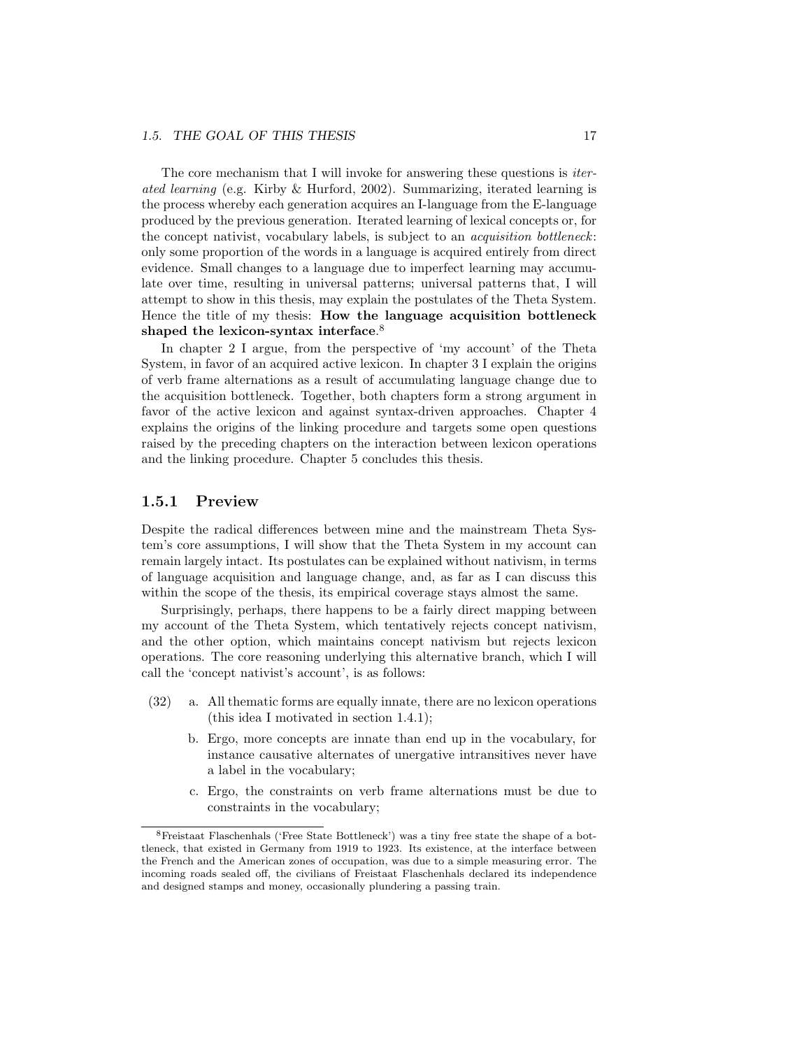The core mechanism that I will invoke for answering these questions is *iterated learning* (e.g. Kirby & Hurford, 2002). Summarizing, iterated learning is the process whereby each generation acquires an I-language from the E-language produced by the previous generation. Iterated learning of lexical concepts or, for the concept nativist, vocabulary labels, is subject to an *acquisition bottleneck*: only some proportion of the words in a language is acquired entirely from direct evidence. Small changes to a language due to imperfect learning may accumulate over time, resulting in universal patterns; universal patterns that, I will attempt to show in this thesis, may explain the postulates of the Theta System. Hence the title of my thesis: **How the language acquisition bottleneck shaped the lexicon-syntax interface**.[8]

In chapter 2 I argue, from the perspective of 'my account' of the Theta System, in favor of an acquired active lexicon. In chapter 3 I explain the origins of verb frame alternations as a result of accumulating language change due to the acquisition bottleneck. Together, both chapters form a strong argument in favor of the active lexicon and against syntax-driven approaches. Chapter 4 explains the origins of the linking procedure and targets some open questions raised by the preceding chapters on the interaction between lexicon operations and the linking procedure. Chapter 5 concludes this thesis.

### 1.5.1 Preview

Despite the radical differences between mine and the mainstream Theta System's core assumptions, I will show that the Theta System in my account can remain largely intact. Its postulates can be explained without nativism, in terms of language acquisition and language change, and, as far as I can discuss this within the scope of the thesis, its empirical coverage stays almost the same.

Surprisingly, perhaps, there happens to be a fairly direct mapping between my account of the Theta System, which tentatively rejects concept nativism, and the other option, which maintains concept nativism but rejects lexicon operations. The core reasoning underlying this alternative branch, which I will call the 'concept nativist's account', is as follows:

(32)
a. All thematic forms are equally innate, there are no lexicon operations (this idea I motivated in section 1.4.1);
b. Ergo, more concepts are innate than end up in the vocabulary, for instance causative alternates of unergative intransitives never have a label in the vocabulary;
c. Ergo, the constraints on verb frame alternations must be due to constraints in the vocabulary;

[8] Freistaat Flaschenhals ('Free State Bottleneck') was a tiny free state the shape of a bottleneck, that existed in Germany from 1919 to 1923. Its existence, at the interface between the French and the American zones of occupation, was due to a simple measuring error. The incoming roads sealed off, the civilians of Freistaat Flaschenhals declared its independence and designed stamps and money, occasionally plundering a passing train.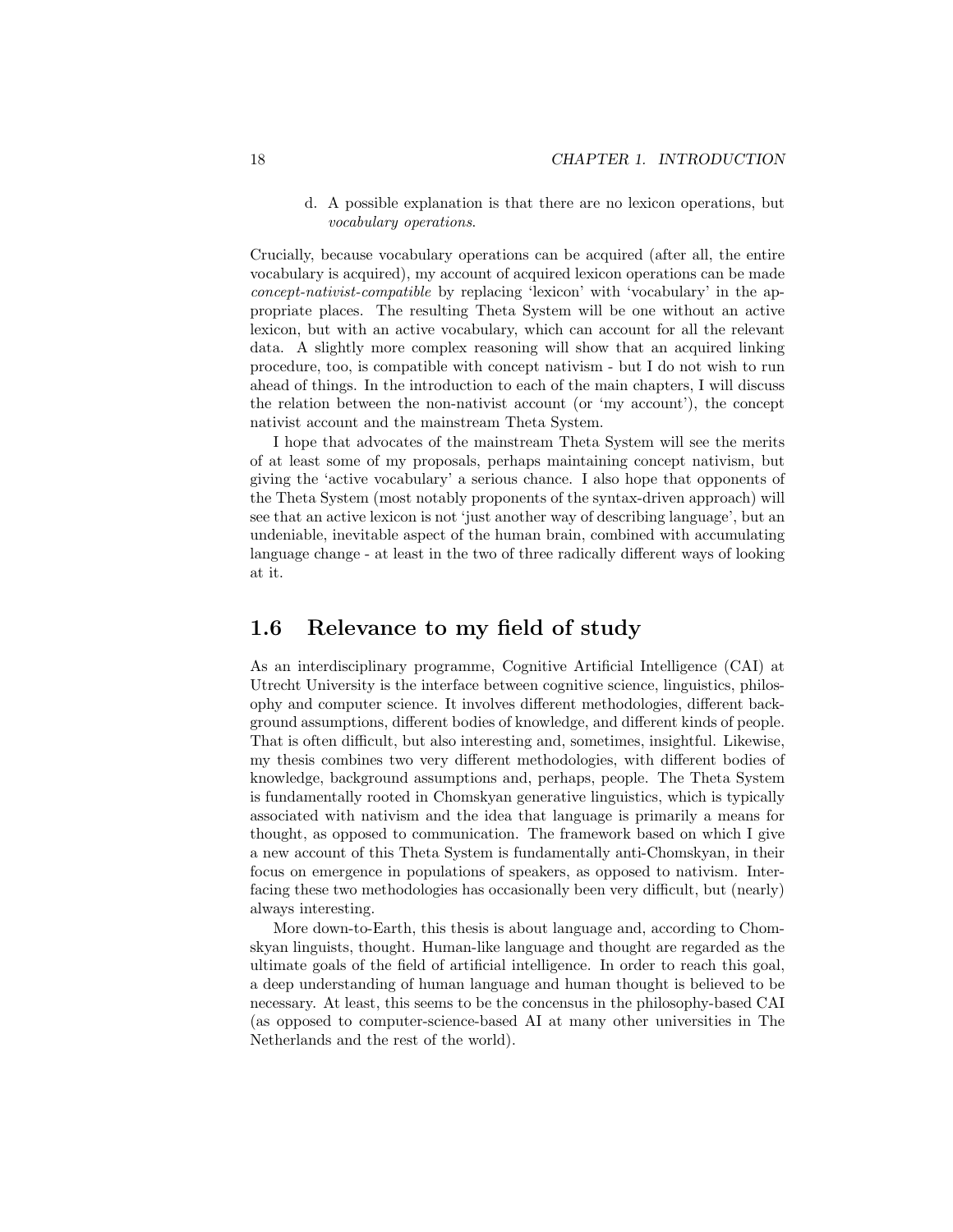d. A possible explanation is that there are no lexicon operations, but *vocabulary operations*.

Crucially, because vocabulary operations can be acquired (after all, the entire vocabulary is acquired), my account of acquired lexicon operations can be made *concept-nativist-compatible* by replacing 'lexicon' with 'vocabulary' in the appropriate places. The resulting Theta System will be one without an active lexicon, but with an active vocabulary, which can account for all the relevant data. A slightly more complex reasoning will show that an acquired linking procedure, too, is compatible with concept nativism - but I do not wish to run ahead of things. In the introduction to each of the main chapters, I will discuss the relation between the non-nativist account (or 'my account'), the concept nativist account and the mainstream Theta System.

I hope that advocates of the mainstream Theta System will see the merits of at least some of my proposals, perhaps maintaining concept nativism, but giving the 'active vocabulary' a serious chance. I also hope that opponents of the Theta System (most notably proponents of the syntax-driven approach) will see that an active lexicon is not 'just another way of describing language', but an undeniable, inevitable aspect of the human brain, combined with accumulating language change - at least in the two of three radically different ways of looking at it.

## 1.6 Relevance to my field of study

As an interdisciplinary programme, Cognitive Artificial Intelligence (CAI) at Utrecht University is the interface between cognitive science, linguistics, philosophy and computer science. It involves different methodologies, different background assumptions, different bodies of knowledge, and different kinds of people. That is often difficult, but also interesting and, sometimes, insightful. Likewise, my thesis combines two very different methodologies, with different bodies of knowledge, background assumptions and, perhaps, people. The Theta System is fundamentally rooted in Chomskyan generative linguistics, which is typically associated with nativism and the idea that language is primarily a means for thought, as opposed to communication. The framework based on which I give a new account of this Theta System is fundamentally anti-Chomskyan, in their focus on emergence in populations of speakers, as opposed to nativism. Interfacing these two methodologies has occasionally been very difficult, but (nearly) always interesting.

More down-to-Earth, this thesis is about language and, according to Chomskyan linguists, thought. Human-like language and thought are regarded as the ultimate goals of the field of artificial intelligence. In order to reach this goal, a deep understanding of human language and human thought is believed to be necessary. At least, this seems to be the concensus in the philosophy-based CAI (as opposed to computer-science-based AI at many other universities in The Netherlands and the rest of the world).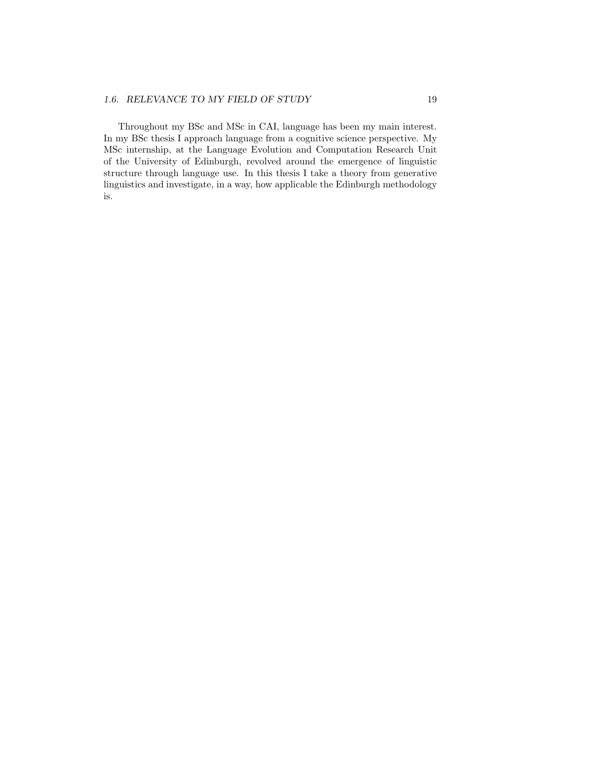Throughout my BSc and MSc in CAI, language has been my main interest. In my BSc thesis I approach language from a cognitive science perspective. My MSc internship, at the Language Evolution and Computation Research Unit of the University of Edinburgh, revolved around the emergence of linguistic structure through language use. In this thesis I take a theory from generative linguistics and investigate, in a way, how applicable the Edinburgh methodology is.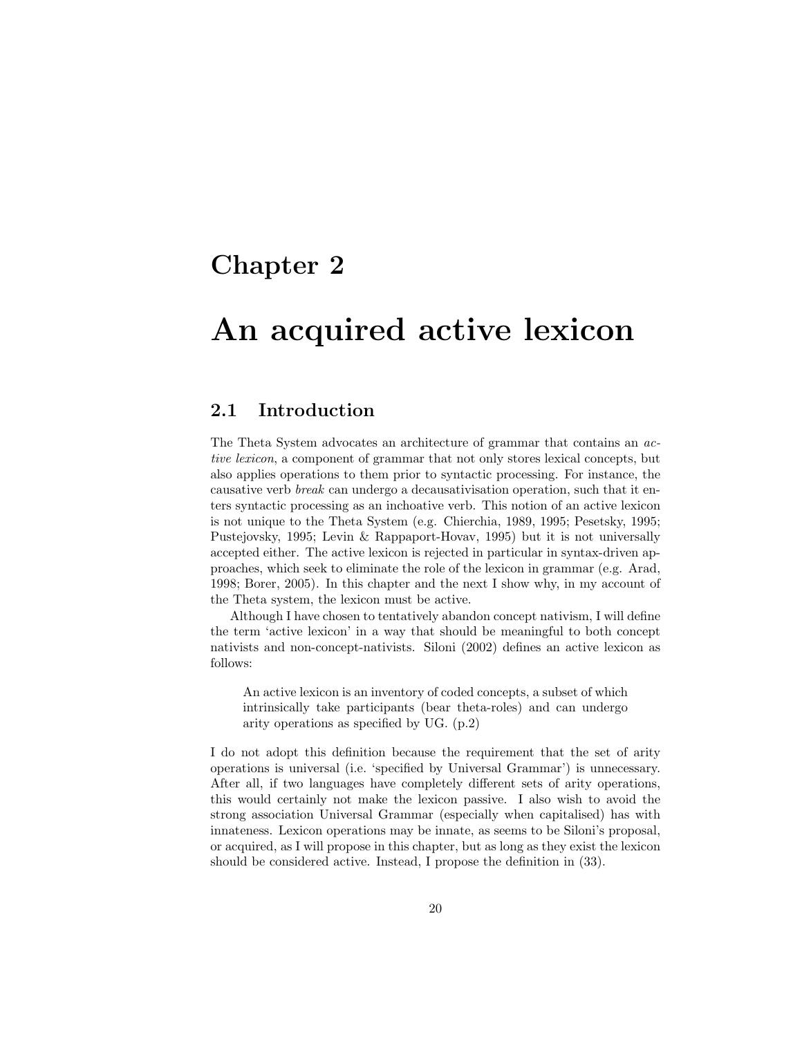# Chapter 2

# An acquired active lexicon

## 2.1 Introduction

The Theta System advocates an architecture of grammar that contains an *active lexicon*, a component of grammar that not only stores lexical concepts, but also applies operations to them prior to syntactic processing. For instance, the causative verb *break* can undergo a decausativisation operation, such that it enters syntactic processing as an inchoative verb. This notion of an active lexicon is not unique to the Theta System (e.g. Chierchia, 1989, 1995; Pesetsky, 1995; Pustejovsky, 1995; Levin & Rappaport-Hovav, 1995) but it is not universally accepted either. The active lexicon is rejected in particular in syntax-driven approaches, which seek to eliminate the role of the lexicon in grammar (e.g. Arad, 1998; Borer, 2005). In this chapter and the next I show why, in my account of the Theta system, the lexicon must be active.

Although I have chosen to tentatively abandon concept nativism, I will define the term 'active lexicon' in a way that should be meaningful to both concept nativists and non-concept-nativists. Siloni (2002) defines an active lexicon as follows:

> An active lexicon is an inventory of coded concepts, a subset of which intrinsically take participants (bear theta-roles) and can undergo arity operations as specified by UG. (p.2)

I do not adopt this definition because the requirement that the set of arity operations is universal (i.e. 'specified by Universal Grammar') is unnecessary. After all, if two languages have completely different sets of arity operations, this would certainly not make the lexicon passive. I also wish to avoid the strong association Universal Grammar (especially when capitalised) has with innateness. Lexicon operations may be innate, as seems to be Siloni's proposal, or acquired, as I will propose in this chapter, but as long as they exist the lexicon should be considered active. Instead, I propose the definition in (33).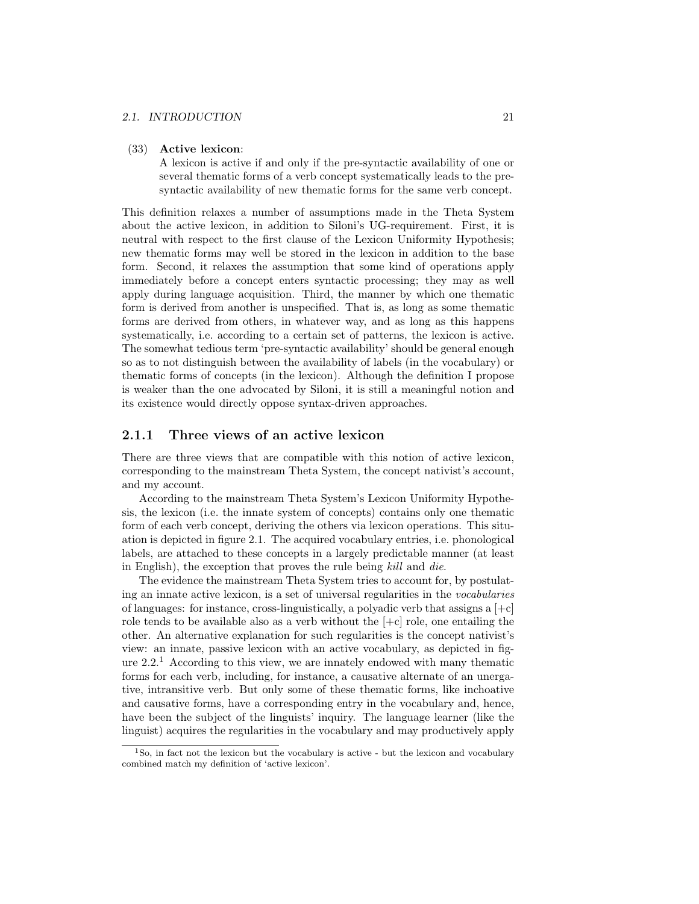(33) **Active lexicon**:
A lexicon is active if and only if the pre-syntactic availability of one or several thematic forms of a verb concept systematically leads to the pre-syntactic availability of new thematic forms for the same verb concept.

This definition relaxes a number of assumptions made in the Theta System about the active lexicon, in addition to Siloni's UG-requirement. First, it is neutral with respect to the first clause of the Lexicon Uniformity Hypothesis; new thematic forms may well be stored in the lexicon in addition to the base form. Second, it relaxes the assumption that some kind of operations apply immediately before a concept enters syntactic processing; they may as well apply during language acquisition. Third, the manner by which one thematic form is derived from another is unspecified. That is, as long as some thematic forms are derived from others, in whatever way, and as long as this happens systematically, i.e. according to a certain set of patterns, the lexicon is active. The somewhat tedious term 'pre-syntactic availability' should be general enough so as to not distinguish between the availability of labels (in the vocabulary) or thematic forms of concepts (in the lexicon). Although the definition I propose is weaker than the one advocated by Siloni, it is still a meaningful notion and its existence would directly oppose syntax-driven approaches.

## 2.1.1 Three views of an active lexicon

There are three views that are compatible with this notion of active lexicon, corresponding to the mainstream Theta System, the concept nativist's account, and my account.

According to the mainstream Theta System's Lexicon Uniformity Hypothesis, the lexicon (i.e. the innate system of concepts) contains only one thematic form of each verb concept, deriving the others via lexicon operations. This situation is depicted in figure 2.1. The acquired vocabulary entries, i.e. phonological labels, are attached to these concepts in a largely predictable manner (at least in English), the exception that proves the rule being *kill* and *die*.

The evidence the mainstream Theta System tries to account for, by postulating an innate active lexicon, is a set of universal regularities in the *vocabularies* of languages: for instance, cross-linguistically, a polyadic verb that assigns a [+c] role tends to be available also as a verb without the [+c] role, one entailing the other. An alternative explanation for such regularities is the concept nativist's view: an innate, passive lexicon with an active vocabulary, as depicted in figure 2.2.[1] According to this view, we are innately endowed with many thematic forms for each verb, including, for instance, a causative alternate of an unergative, intransitive verb. But only some of these thematic forms, like inchoative and causative forms, have a corresponding entry in the vocabulary and, hence, have been the subject of the linguists' inquiry. The language learner (like the linguist) acquires the regularities in the vocabulary and may productively apply

[1] So, in fact not the lexicon but the vocabulary is active - but the lexicon and vocabulary combined match my definition of 'active lexicon'.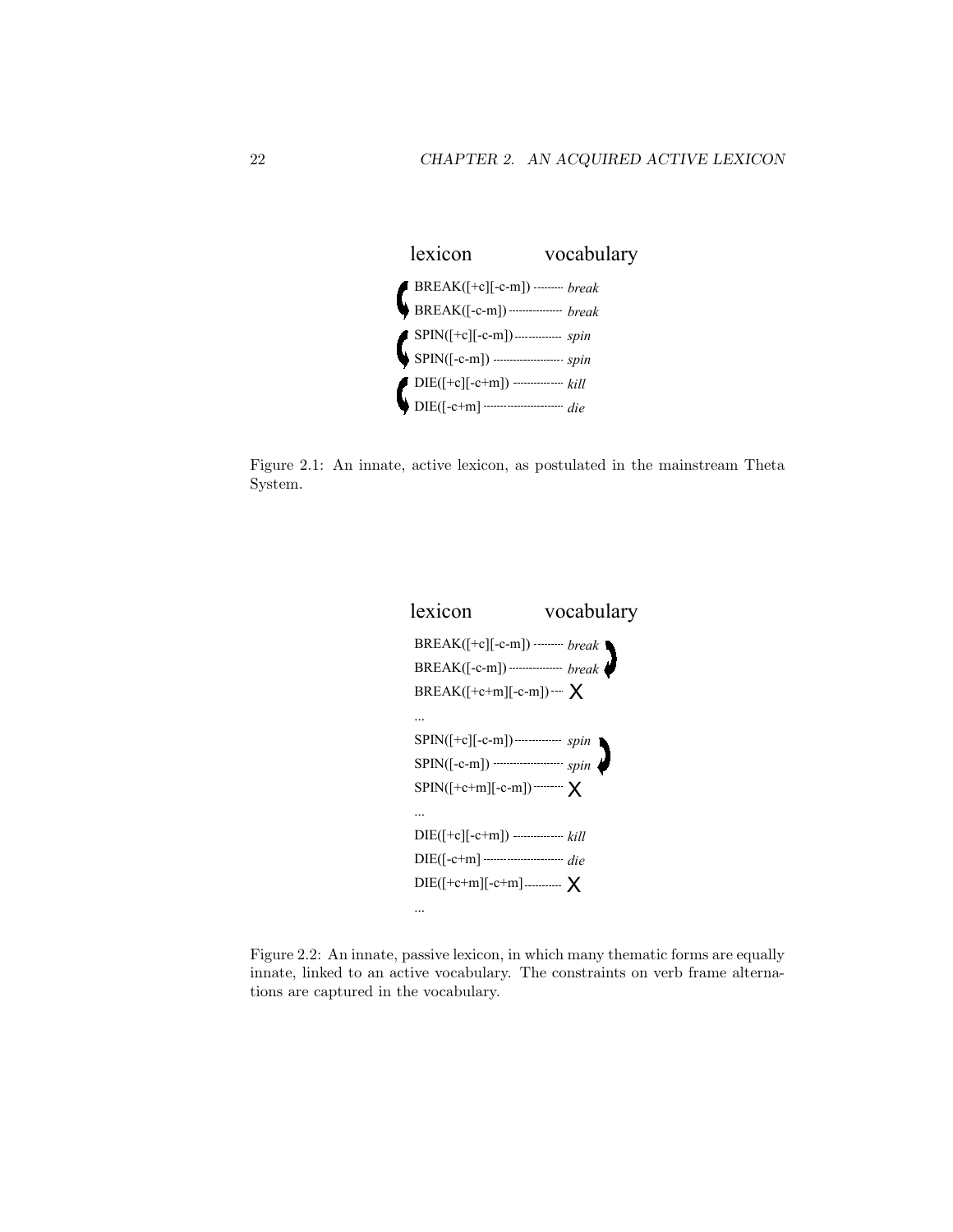lexicon vocabulary

BREAK([+c][-c-m]) -------- *break*
BREAK([-c-m]) -------------- *break*
SPIN([+c][-c-m]) ------------ *spin*
SPIN([-c-m]) ------------------- *spin*
DIE([+c][-c+m]) ------------- *kill*
DIE([-c+m] ---------------------- *die*

Figure 2.1: An innate, active lexicon, as postulated in the mainstream Theta System.

lexicon vocabulary

BREAK([+c][-c-m]) -------- *break*
BREAK([-c-m]) -------------- *break*
BREAK([+c+m][-c-m]) --- X
...
SPIN([+c][-c-m]) ------------ *spin*
SPIN([-c-m]) ------------------- *spin*
SPIN([+c+m][-c-m]) -------- X
...
DIE([+c][-c+m]) ------------- *kill*
DIE([-c+m] ---------------------- *die*
DIE([+c+m][-c+m] ---------- X
...

Figure 2.2: An innate, passive lexicon, in which many thematic forms are equally innate, linked to an active vocabulary. The constraints on verb frame alternations are captured in the vocabulary.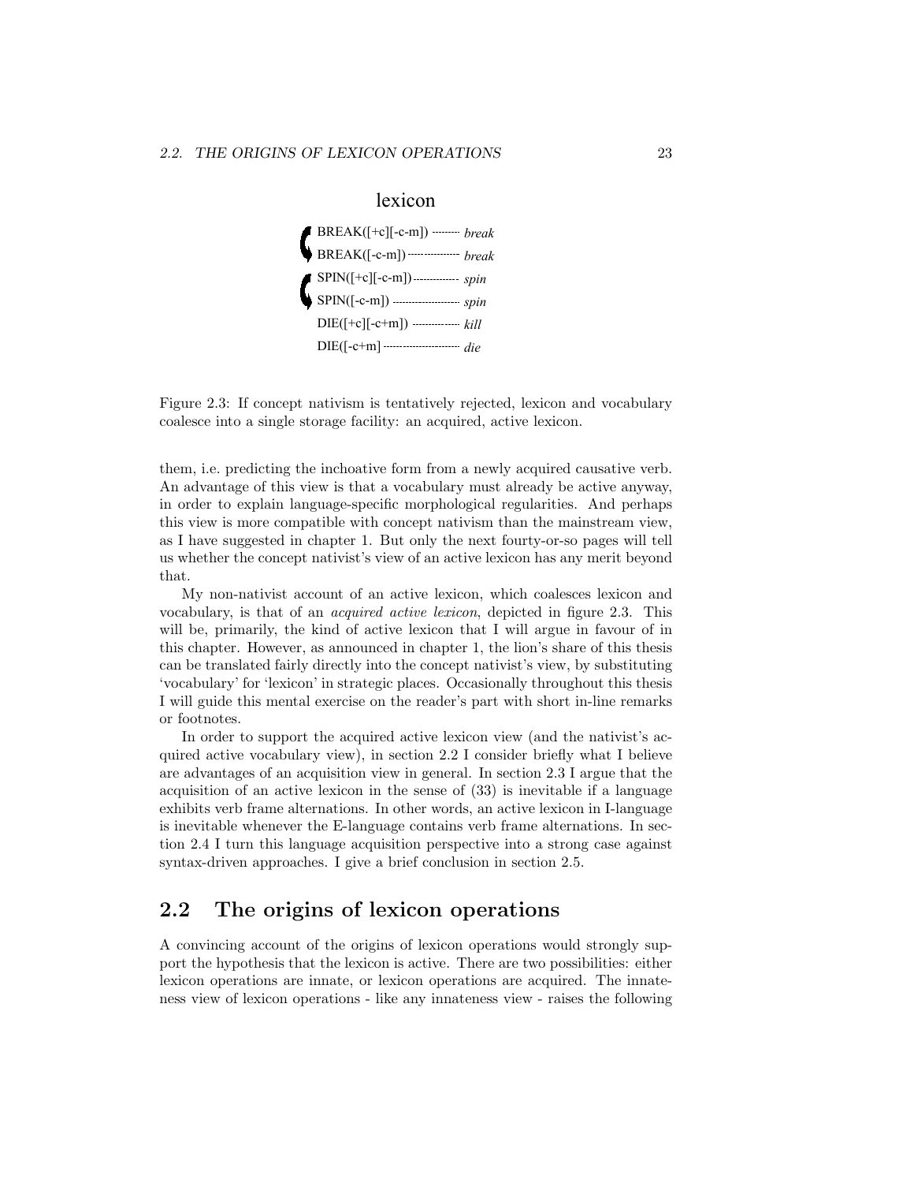lexicon

BREAK([+c][-c-m]) --------- *break*
BREAK([-c-m]) ---------------- *break*
SPIN([+c][-c-m]) ------------- *spin*
SPIN([-c-m]) -------------------- *spin*
DIE([+c][-c+m]) -------------- *kill*
DIE([-c+m] ----------------------- *die*

Figure 2.3: If concept nativism is tentatively rejected, lexicon and vocabulary coalesce into a single storage facility: an acquired, active lexicon.

them, i.e. predicting the inchoative form from a newly acquired causative verb. An advantage of this view is that a vocabulary must already be active anyway, in order to explain language-specific morphological regularities. And perhaps this view is more compatible with concept nativism than the mainstream view, as I have suggested in chapter 1. But only the next fourty-or-so pages will tell us whether the concept nativist's view of an active lexicon has any merit beyond that.

My non-nativist account of an active lexicon, which coalesces lexicon and vocabulary, is that of an *acquired active lexicon*, depicted in figure 2.3. This will be, primarily, the kind of active lexicon that I will argue in favour of in this chapter. However, as announced in chapter 1, the lion's share of this thesis can be translated fairly directly into the concept nativist's view, by substituting 'vocabulary' for 'lexicon' in strategic places. Occasionally throughout this thesis I will guide this mental exercise on the reader's part with short in-line remarks or footnotes.

In order to support the acquired active lexicon view (and the nativist's acquired active vocabulary view), in section 2.2 I consider briefly what I believe are advantages of an acquisition view in general. In section 2.3 I argue that the acquisition of an active lexicon in the sense of (33) is inevitable if a language exhibits verb frame alternations. In other words, an active lexicon in I-language is inevitable whenever the E-language contains verb frame alternations. In section 2.4 I turn this language acquisition perspective into a strong case against syntax-driven approaches. I give a brief conclusion in section 2.5.

## 2.2 The origins of lexicon operations

A convincing account of the origins of lexicon operations would strongly support the hypothesis that the lexicon is active. There are two possibilities: either lexicon operations are innate, or lexicon operations are acquired. The innateness view of lexicon operations - like any innateness view - raises the following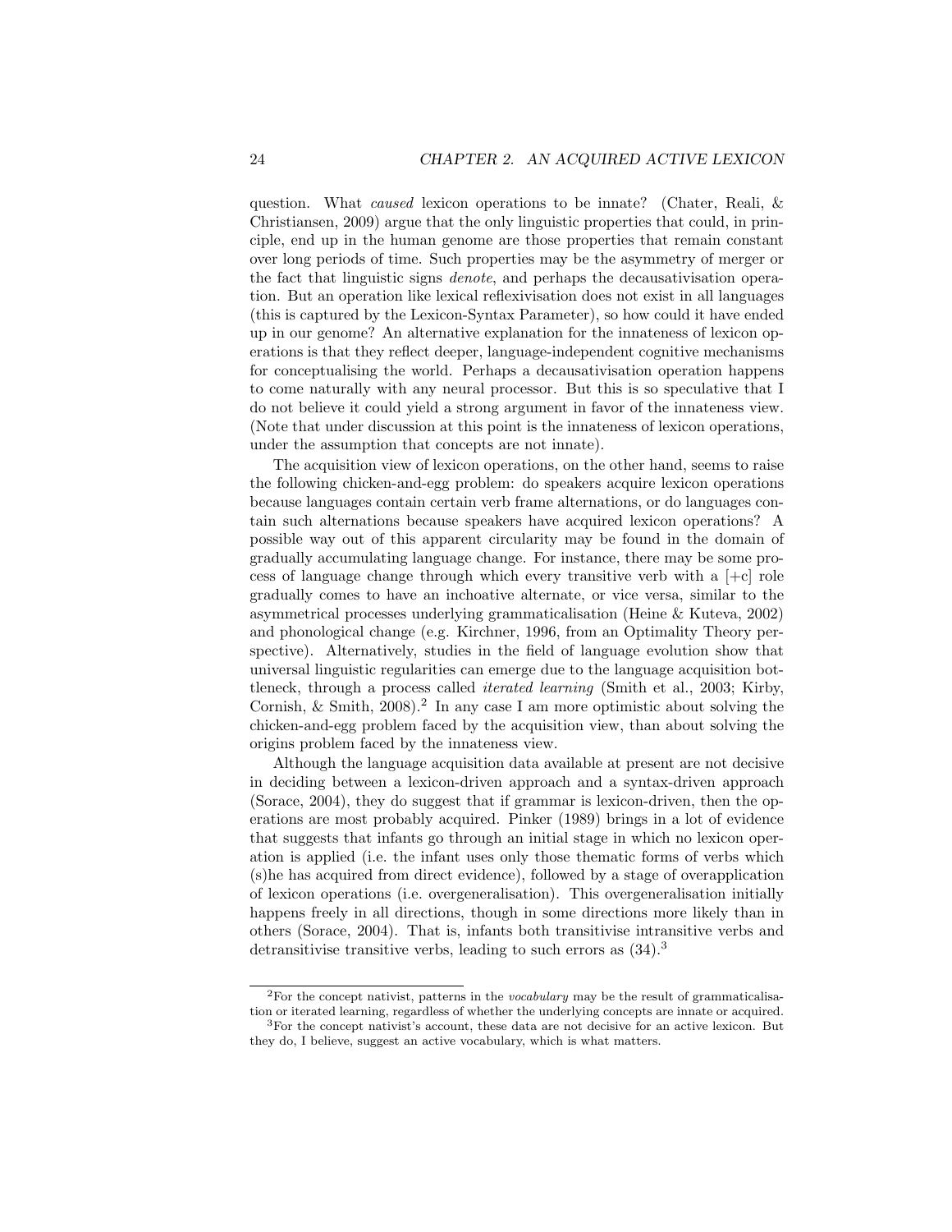question. What *caused* lexicon operations to be innate? (Chater, Reali, & Christiansen, 2009) argue that the only linguistic properties that could, in principle, end up in the human genome are those properties that remain constant over long periods of time. Such properties may be the asymmetry of merger or the fact that linguistic signs *denote*, and perhaps the decausativisation operation. But an operation like lexical reflexivisation does not exist in all languages (this is captured by the Lexicon-Syntax Parameter), so how could it have ended up in our genome? An alternative explanation for the innateness of lexicon operations is that they reflect deeper, language-independent cognitive mechanisms for conceptualising the world. Perhaps a decausativisation operation happens to come naturally with any neural processor. But this is so speculative that I do not believe it could yield a strong argument in favor of the innateness view. (Note that under discussion at this point is the innateness of lexicon operations, under the assumption that concepts are not innate).

The acquisition view of lexicon operations, on the other hand, seems to raise the following chicken-and-egg problem: do speakers acquire lexicon operations because languages contain certain verb frame alternations, or do languages contain such alternations because speakers have acquired lexicon operations? A possible way out of this apparent circularity may be found in the domain of gradually accumulating language change. For instance, there may be some process of language change through which every transitive verb with a [+c] role gradually comes to have an inchoative alternate, or vice versa, similar to the asymmetrical processes underlying grammaticalisation (Heine & Kuteva, 2002) and phonological change (e.g. Kirchner, 1996, from an Optimality Theory perspective). Alternatively, studies in the field of language evolution show that universal linguistic regularities can emerge due to the language acquisition bottleneck, through a process called *iterated learning* (Smith et al., 2003; Kirby, Cornish, & Smith, 2008).[2] In any case I am more optimistic about solving the chicken-and-egg problem faced by the acquisition view, than about solving the origins problem faced by the innateness view.

Although the language acquisition data available at present are not decisive in deciding between a lexicon-driven approach and a syntax-driven approach (Sorace, 2004), they do suggest that if grammar is lexicon-driven, then the operations are most probably acquired. Pinker (1989) brings in a lot of evidence that suggests that infants go through an initial stage in which no lexicon operation is applied (i.e. the infant uses only those thematic forms of verbs which (s)he has acquired from direct evidence), followed by a stage of overapplication of lexicon operations (i.e. overgeneralisation). This overgeneralisation initially happens freely in all directions, though in some directions more likely than in others (Sorace, 2004). That is, infants both transitivise intransitive verbs and detransitivise transitive verbs, leading to such errors as (34).[3]

---

[2]For the concept nativist, patterns in the *vocabulary* may be the result of grammaticalisation or iterated learning, regardless of whether the underlying concepts are innate or acquired.

[3]For the concept nativist's account, these data are not decisive for an active lexicon. But they do, I believe, suggest an active vocabulary, which is what matters.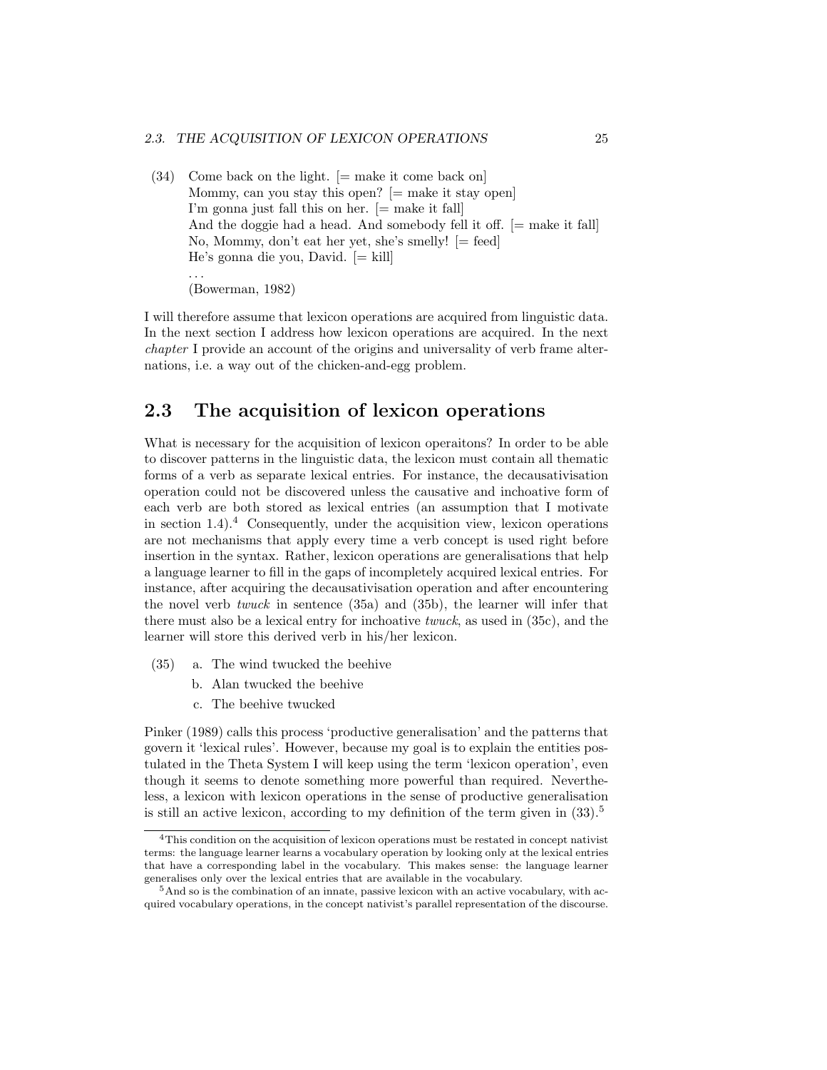(34) Come back on the light. [= make it come back on]
Mommy, can you stay this open? [= make it stay open]
I'm gonna just fall this on her. [= make it fall]
And the doggie had a head. And somebody fell it off. [= make it fall]
No, Mommy, don't eat her yet, she's smelly! [= feed]
He's gonna die you, David. [= kill]
...
(Bowerman, 1982)

I will therefore assume that lexicon operations are acquired from linguistic data. In the next section I address how lexicon operations are acquired. In the next *chapter* I provide an account of the origins and universality of verb frame alternations, i.e. a way out of the chicken-and-egg problem.

## 2.3 The acquisition of lexicon operations

What is necessary for the acquisition of lexicon operaitons? In order to be able to discover patterns in the linguistic data, the lexicon must contain all thematic forms of a verb as separate lexical entries. For instance, the decausativisation operation could not be discovered unless the causative and inchoative form of each verb are both stored as lexical entries (an assumption that I motivate in section 1.4).[4] Consequently, under the acquisition view, lexicon operations are not mechanisms that apply every time a verb concept is used right before insertion in the syntax. Rather, lexicon operations are generalisations that help a language learner to fill in the gaps of incompletely acquired lexical entries. For instance, after acquiring the decausativisation operation and after encountering the novel verb *twuck* in sentence (35a) and (35b), the learner will infer that there must also be a lexical entry for inchoative *twuck*, as used in (35c), and the learner will store this derived verb in his/her lexicon.

(35) a. The wind twucked the beehive
b. Alan twucked the beehive
c. The beehive twucked

Pinker (1989) calls this process 'productive generalisation' and the patterns that govern it 'lexical rules'. However, because my goal is to explain the entities postulated in the Theta System I will keep using the term 'lexicon operation', even though it seems to denote something more powerful than required. Nevertheless, a lexicon with lexicon operations in the sense of productive generalisation is still an active lexicon, according to my definition of the term given in (33).[5]

[4] This condition on the acquisition of lexicon operations must be restated in concept nativist terms: the language learner learns a vocabulary operation by looking only at the lexical entries that have a corresponding label in the vocabulary. This makes sense: the language learner generalises only over the lexical entries that are available in the vocabulary.

[5] And so is the combination of an innate, passive lexicon with an active vocabulary, with acquired vocabulary operations, in the concept nativist's parallel representation of the discourse.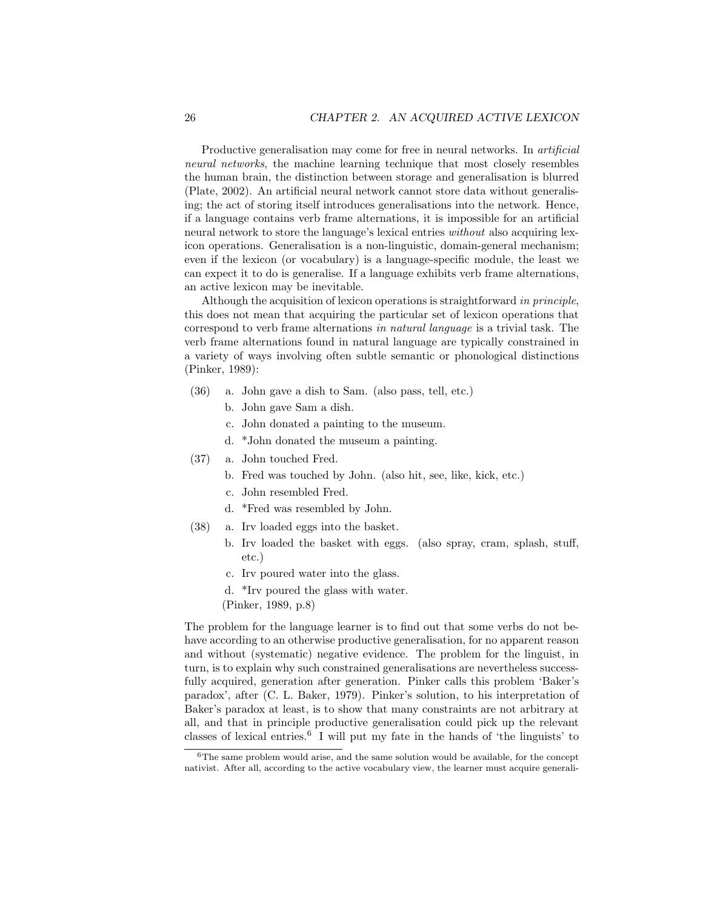Productive generalisation may come for free in neural networks. In *artificial neural networks*, the machine learning technique that most closely resembles the human brain, the distinction between storage and generalisation is blurred (Plate, 2002). An artificial neural network cannot store data without generalising; the act of storing itself introduces generalisations into the network. Hence, if a language contains verb frame alternations, it is impossible for an artificial neural network to store the language's lexical entries *without* also acquiring lexicon operations. Generalisation is a non-linguistic, domain-general mechanism; even if the lexicon (or vocabulary) is a language-specific module, the least we can expect it to do is generalise. If a language exhibits verb frame alternations, an active lexicon may be inevitable.

Although the acquisition of lexicon operations is straightforward *in principle*, this does not mean that acquiring the particular set of lexicon operations that correspond to verb frame alternations *in natural language* is a trivial task. The verb frame alternations found in natural language are typically constrained in a variety of ways involving often subtle semantic or phonological distinctions (Pinker, 1989):

(36) a. John gave a dish to Sam. (also pass, tell, etc.)
  b. John gave Sam a dish.
  c. John donated a painting to the museum.
  d. *John donated the museum a painting.

(37) a. John touched Fred.
  b. Fred was touched by John. (also hit, see, like, kick, etc.)
  c. John resembled Fred.
  d. *Fred was resembled by John.

(38) a. Irv loaded eggs into the basket.
  b. Irv loaded the basket with eggs. (also spray, cram, splash, stuff, etc.)
  c. Irv poured water into the glass.
  d. *Irv poured the glass with water.
  (Pinker, 1989, p.8)

The problem for the language learner is to find out that some verbs do not behave according to an otherwise productive generalisation, for no apparent reason and without (systematic) negative evidence. The problem for the linguist, in turn, is to explain why such constrained generalisations are nevertheless successfully acquired, generation after generation. Pinker calls this problem 'Baker's paradox', after (C. L. Baker, 1979). Pinker's solution, to his interpretation of Baker's paradox at least, is to show that many constraints are not arbitrary at all, and that in principle productive generalisation could pick up the relevant classes of lexical entries.[6] I will put my fate in the hands of 'the linguists' to

[6]The same problem would arise, and the same solution would be available, for the concept nativist. After all, according to the active vocabulary view, the learner must acquire generali-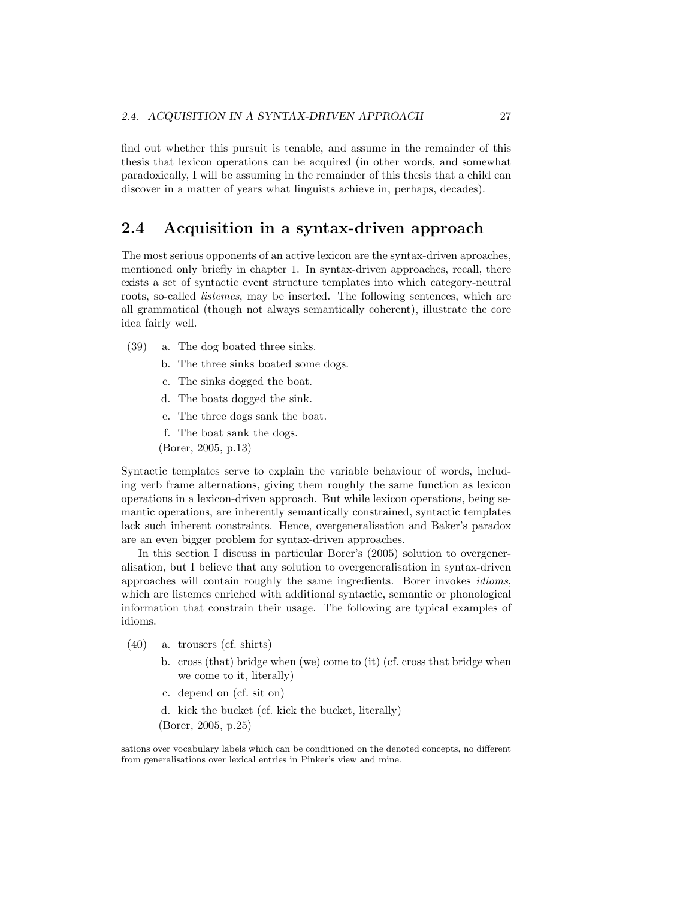find out whether this pursuit is tenable, and assume in the remainder of this thesis that lexicon operations can be acquired (in other words, and somewhat paradoxically, I will be assuming in the remainder of this thesis that a child can discover in a matter of years what linguists achieve in, perhaps, decades).

## 2.4 Acquisition in a syntax-driven approach

The most serious opponents of an active lexicon are the syntax-driven aproaches, mentioned only briefly in chapter 1. In syntax-driven approaches, recall, there exists a set of syntactic event structure templates into which category-neutral roots, so-called *listemes*, may be inserted. The following sentences, which are all grammatical (though not always semantically coherent), illustrate the core idea fairly well.

(39) a. The dog boated three sinks.
 b. The three sinks boated some dogs.
 c. The sinks dogged the boat.
 d. The boats dogged the sink.
 e. The three dogs sank the boat.
 f. The boat sank the dogs.
 (Borer, 2005, p.13)

Syntactic templates serve to explain the variable behaviour of words, including verb frame alternations, giving them roughly the same function as lexicon operations in a lexicon-driven approach. But while lexicon operations, being semantic operations, are inherently semantically constrained, syntactic templates lack such inherent constraints. Hence, overgeneralisation and Baker's paradox are an even bigger problem for syntax-driven approaches.

In this section I discuss in particular Borer's (2005) solution to overgeneralisation, but I believe that any solution to overgeneralisation in syntax-driven approaches will contain roughly the same ingredients. Borer invokes *idioms*, which are listemes enriched with additional syntactic, semantic or phonological information that constrain their usage. The following are typical examples of idioms.

(40) a. trousers (cf. shirts)
 b. cross (that) bridge when (we) come to (it) (cf. cross that bridge when we come to it, literally)
 c. depend on (cf. sit on)
 d. kick the bucket (cf. kick the bucket, literally)
 (Borer, 2005, p.25)

---

sations over vocabulary labels which can be conditioned on the denoted concepts, no different from generalisations over lexical entries in Pinker's view and mine.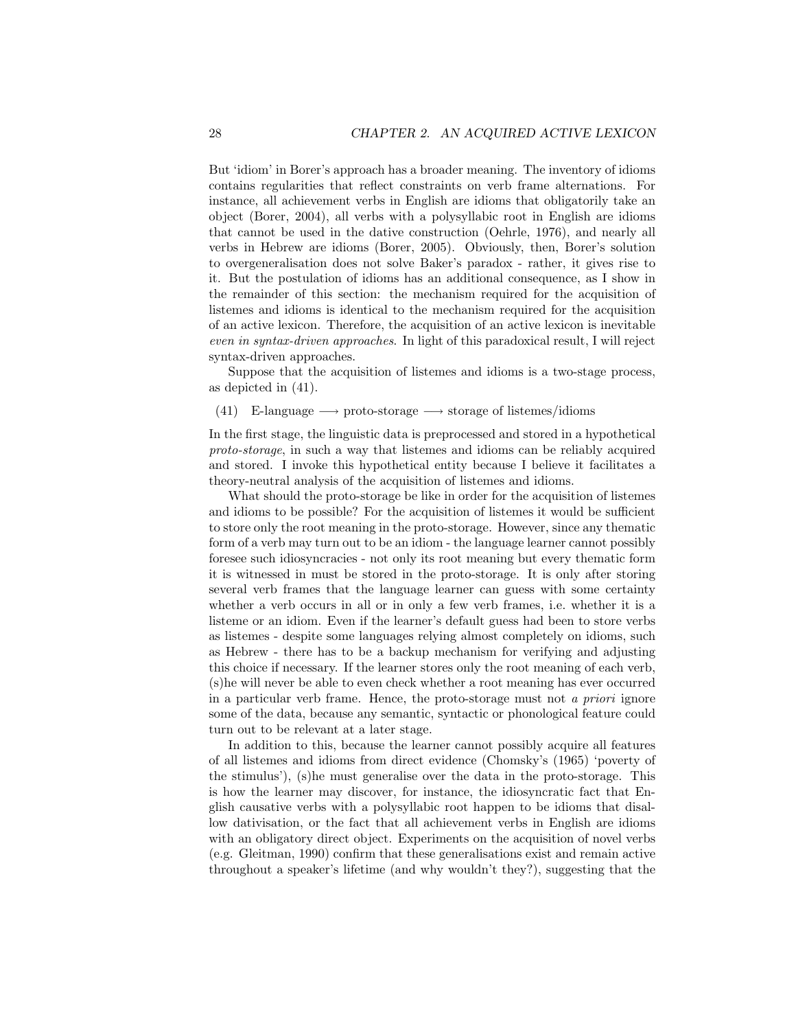But 'idiom' in Borer's approach has a broader meaning. The inventory of idioms contains regularities that reflect constraints on verb frame alternations. For instance, all achievement verbs in English are idioms that obligatorily take an object (Borer, 2004), all verbs with a polysyllabic root in English are idioms that cannot be used in the dative construction (Oehrle, 1976), and nearly all verbs in Hebrew are idioms (Borer, 2005). Obviously, then, Borer's solution to overgeneralisation does not solve Baker's paradox - rather, it gives rise to it. But the postulation of idioms has an additional consequence, as I show in the remainder of this section: the mechanism required for the acquisition of listemes and idioms is identical to the mechanism required for the acquisition of an active lexicon. Therefore, the acquisition of an active lexicon is inevitable *even in syntax-driven approaches*. In light of this paradoxical result, I will reject syntax-driven approaches.

Suppose that the acquisition of listemes and idioms is a two-stage process, as depicted in (41).

(41) E-language $\longrightarrow$ proto-storage $\longrightarrow$ storage of listemes/idioms

In the first stage, the linguistic data is preprocessed and stored in a hypothetical *proto-storage*, in such a way that listemes and idioms can be reliably acquired and stored. I invoke this hypothetical entity because I believe it facilitates a theory-neutral analysis of the acquisition of listemes and idioms.

What should the proto-storage be like in order for the acquisition of listemes and idioms to be possible? For the acquisition of listemes it would be sufficient to store only the root meaning in the proto-storage. However, since any thematic form of a verb may turn out to be an idiom - the language learner cannot possibly foresee such idiosyncracies - not only its root meaning but every thematic form it is witnessed in must be stored in the proto-storage. It is only after storing several verb frames that the language learner can guess with some certainty whether a verb occurs in all or in only a few verb frames, i.e. whether it is a listeme or an idiom. Even if the learner's default guess had been to store verbs as listemes - despite some languages relying almost completely on idioms, such as Hebrew - there has to be a backup mechanism for verifying and adjusting this choice if necessary. If the learner stores only the root meaning of each verb, (s)he will never be able to even check whether a root meaning has ever occurred in a particular verb frame. Hence, the proto-storage must not *a priori* ignore some of the data, because any semantic, syntactic or phonological feature could turn out to be relevant at a later stage.

In addition to this, because the learner cannot possibly acquire all features of all listemes and idioms from direct evidence (Chomsky's (1965) 'poverty of the stimulus'), (s)he must generalise over the data in the proto-storage. This is how the learner may discover, for instance, the idiosyncratic fact that English causative verbs with a polysyllabic root happen to be idioms that disallow dativisation, or the fact that all achievement verbs in English are idioms with an obligatory direct object. Experiments on the acquisition of novel verbs (e.g. Gleitman, 1990) confirm that these generalisations exist and remain active throughout a speaker's lifetime (and why wouldn't they?), suggesting that the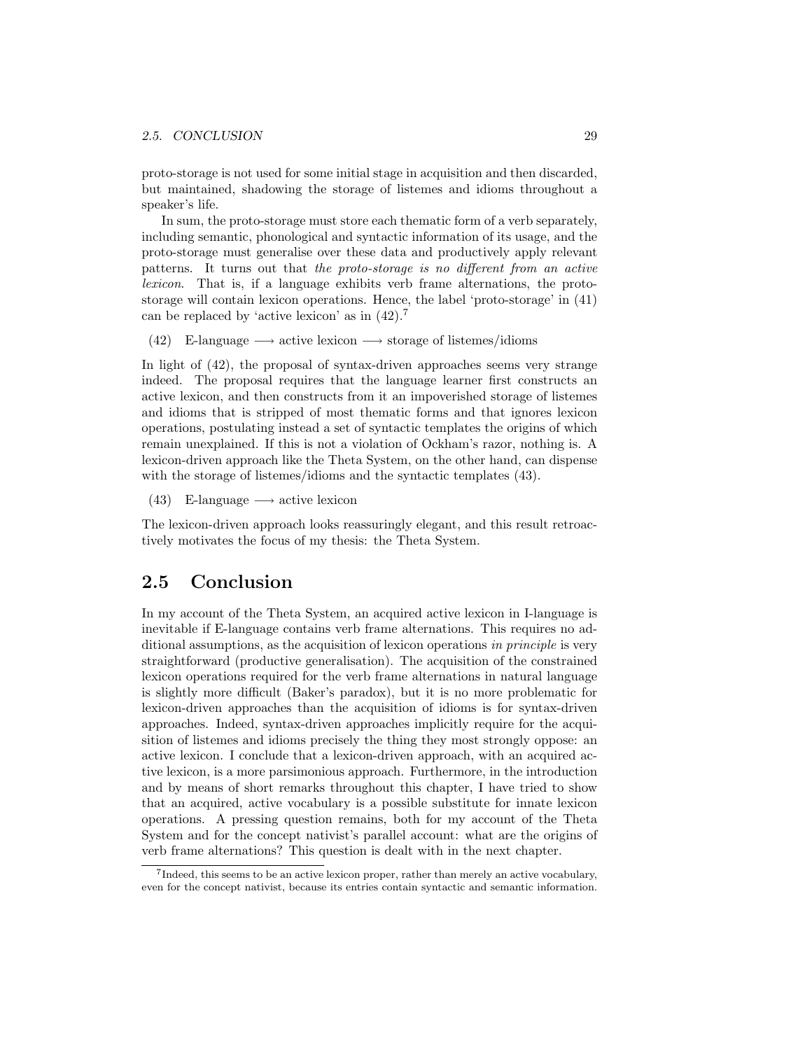proto-storage is not used for some initial stage in acquisition and then discarded, but maintained, shadowing the storage of listemes and idioms throughout a speaker's life.

In sum, the proto-storage must store each thematic form of a verb separately, including semantic, phonological and syntactic information of its usage, and the proto-storage must generalise over these data and productively apply relevant patterns. It turns out that *the proto-storage is no different from an active lexicon*. That is, if a language exhibits verb frame alternations, the proto-storage will contain lexicon operations. Hence, the label 'proto-storage' in (41) can be replaced by 'active lexicon' as in (42).[7]

(42) E-language ⟶ active lexicon ⟶ storage of listemes/idioms

In light of (42), the proposal of syntax-driven approaches seems very strange indeed. The proposal requires that the language learner first constructs an active lexicon, and then constructs from it an impoverished storage of listemes and idioms that is stripped of most thematic forms and that ignores lexicon operations, postulating instead a set of syntactic templates the origins of which remain unexplained. If this is not a violation of Ockham's razor, nothing is. A lexicon-driven approach like the Theta System, on the other hand, can dispense with the storage of listemes/idioms and the syntactic templates (43).

(43) E-language ⟶ active lexicon

The lexicon-driven approach looks reassuringly elegant, and this result retroactively motivates the focus of my thesis: the Theta System.

## 2.5 Conclusion

In my account of the Theta System, an acquired active lexicon in I-language is inevitable if E-language contains verb frame alternations. This requires no additional assumptions, as the acquisition of lexicon operations *in principle* is very straightforward (productive generalisation). The acquisition of the constrained lexicon operations required for the verb frame alternations in natural language is slightly more difficult (Baker's paradox), but it is no more problematic for lexicon-driven approaches than the acquisition of idioms is for syntax-driven approaches. Indeed, syntax-driven approaches implicitly require for the acquisition of listemes and idioms precisely the thing they most strongly oppose: an active lexicon. I conclude that a lexicon-driven approach, with an acquired active lexicon, is a more parsimonious approach. Furthermore, in the introduction and by means of short remarks throughout this chapter, I have tried to show that an acquired, active vocabulary is a possible substitute for innate lexicon operations. A pressing question remains, both for my account of the Theta System and for the concept nativist's parallel account: what are the origins of verb frame alternations? This question is dealt with in the next chapter.

[7] Indeed, this seems to be an active lexicon proper, rather than merely an active vocabulary, even for the concept nativist, because its entries contain syntactic and semantic information.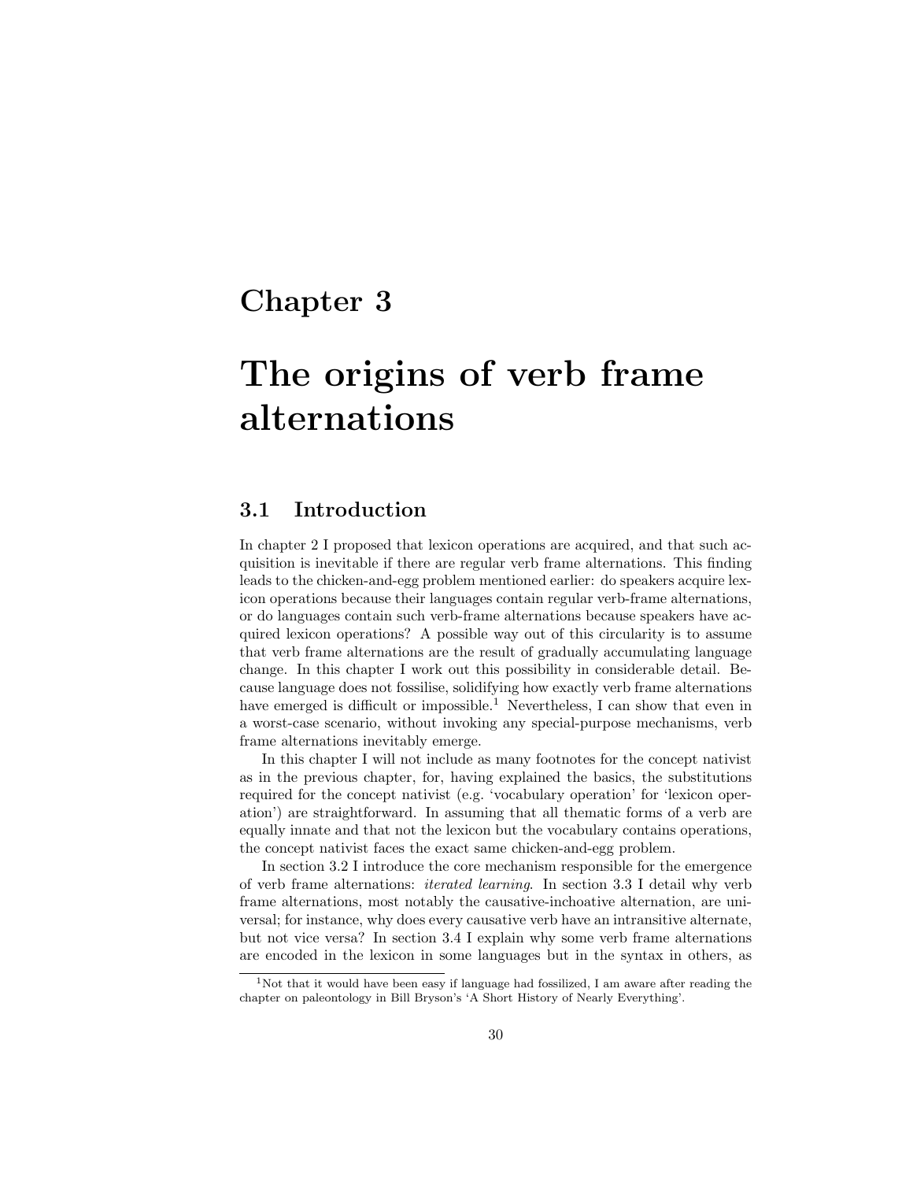# Chapter 3

# The origins of verb frame alternations

## 3.1 Introduction

In chapter 2 I proposed that lexicon operations are acquired, and that such acquisition is inevitable if there are regular verb frame alternations. This finding leads to the chicken-and-egg problem mentioned earlier: do speakers acquire lexicon operations because their languages contain regular verb-frame alternations, or do languages contain such verb-frame alternations because speakers have acquired lexicon operations? A possible way out of this circularity is to assume that verb frame alternations are the result of gradually accumulating language change. In this chapter I work out this possibility in considerable detail. Because language does not fossilise, solidifying how exactly verb frame alternations have emerged is difficult or impossible.[1] Nevertheless, I can show that even in a worst-case scenario, without invoking any special-purpose mechanisms, verb frame alternations inevitably emerge.

In this chapter I will not include as many footnotes for the concept nativist as in the previous chapter, for, having explained the basics, the substitutions required for the concept nativist (e.g. 'vocabulary operation' for 'lexicon operation') are straightforward. In assuming that all thematic forms of a verb are equally innate and that not the lexicon but the vocabulary contains operations, the concept nativist faces the exact same chicken-and-egg problem.

In section 3.2 I introduce the core mechanism responsible for the emergence of verb frame alternations: *iterated learning*. In section 3.3 I detail why verb frame alternations, most notably the causative-inchoative alternation, are universal; for instance, why does every causative verb have an intransitive alternate, but not vice versa? In section 3.4 I explain why some verb frame alternations are encoded in the lexicon in some languages but in the syntax in others, as

[1] Not that it would have been easy if language had fossilized, I am aware after reading the chapter on paleontology in Bill Bryson's 'A Short History of Nearly Everything'.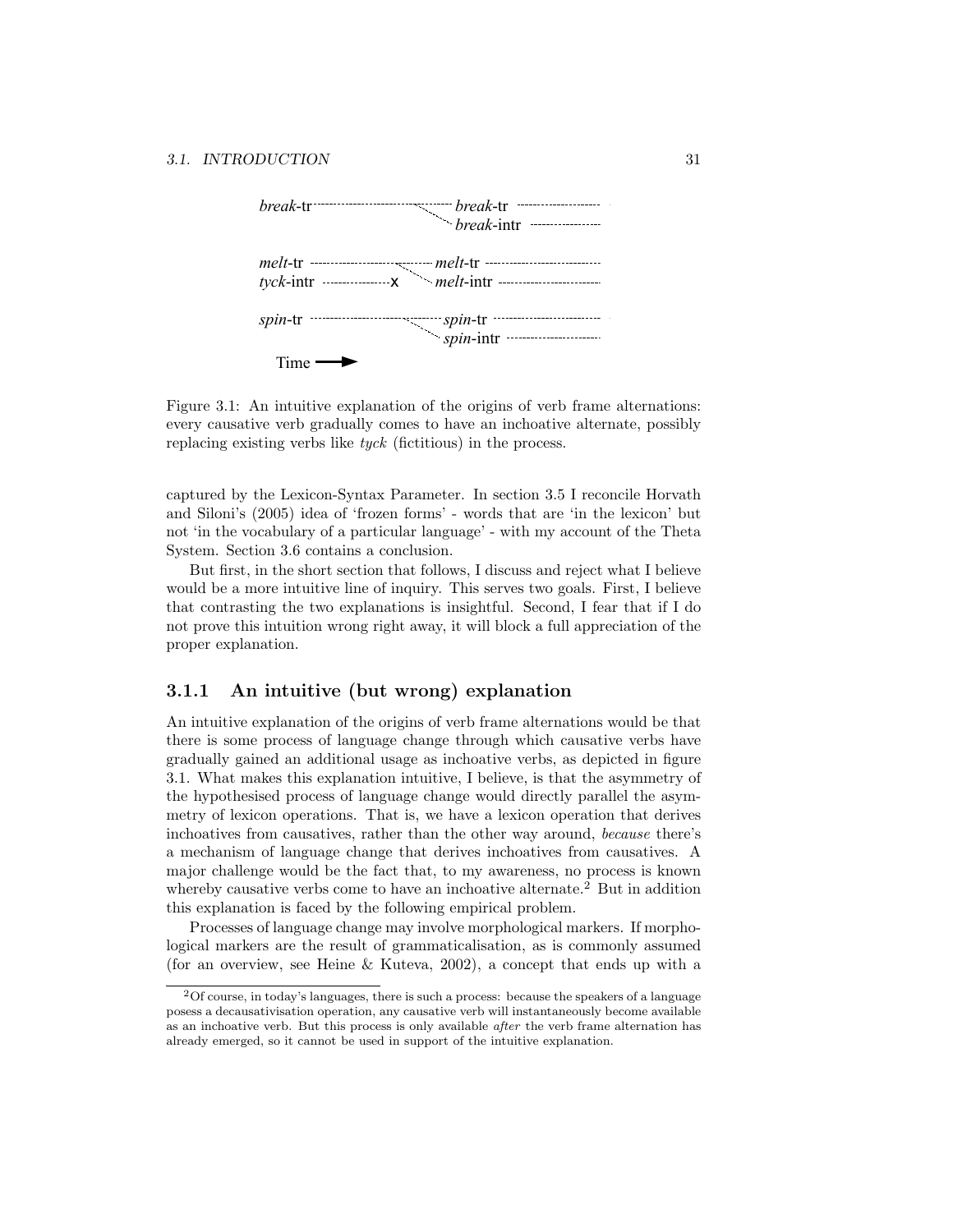*break*-tr ··········· *break*-tr ···········
*break*-intr ···········

*melt*-tr ··········· *melt*-tr ···········
*tyck*-intr ··········· x *melt*-intr ···········

*spin*-tr ··········· *spin*-tr ···········
*spin*-intr ···········

Time ⟶

Figure 3.1: An intuitive explanation of the origins of verb frame alternations: every causative verb gradually comes to have an inchoative alternate, possibly replacing existing verbs like *tyck* (fictitious) in the process.

captured by the Lexicon-Syntax Parameter. In section 3.5 I reconcile Horvath and Siloni's (2005) idea of 'frozen forms' - words that are 'in the lexicon' but not 'in the vocabulary of a particular language' - with my account of the Theta System. Section 3.6 contains a conclusion.

But first, in the short section that follows, I discuss and reject what I believe would be a more intuitive line of inquiry. This serves two goals. First, I believe that contrasting the two explanations is insightful. Second, I fear that if I do not prove this intuition wrong right away, it will block a full appreciation of the proper explanation.

### 3.1.1 An intuitive (but wrong) explanation

An intuitive explanation of the origins of verb frame alternations would be that there is some process of language change through which causative verbs have gradually gained an additional usage as inchoative verbs, as depicted in figure 3.1. What makes this explanation intuitive, I believe, is that the asymmetry of the hypothesised process of language change would directly parallel the asymmetry of lexicon operations. That is, we have a lexicon operation that derives inchoatives from causatives, rather than the other way around, *because* there's a mechanism of language change that derives inchoatives from causatives. A major challenge would be the fact that, to my awareness, no process is known whereby causative verbs come to have an inchoative alternate.[2] But in addition this explanation is faced by the following empirical problem.

Processes of language change may involve morphological markers. If morphological markers are the result of grammaticalisation, as is commonly assumed (for an overview, see Heine & Kuteva, 2002), a concept that ends up with a

[2]Of course, in today's languages, there is such a process: because the speakers of a language posess a decausativisation operation, any causative verb will instantaneously become available as an inchoative verb. But this process is only available *after* the verb frame alternation has already emerged, so it cannot be used in support of the intuitive explanation.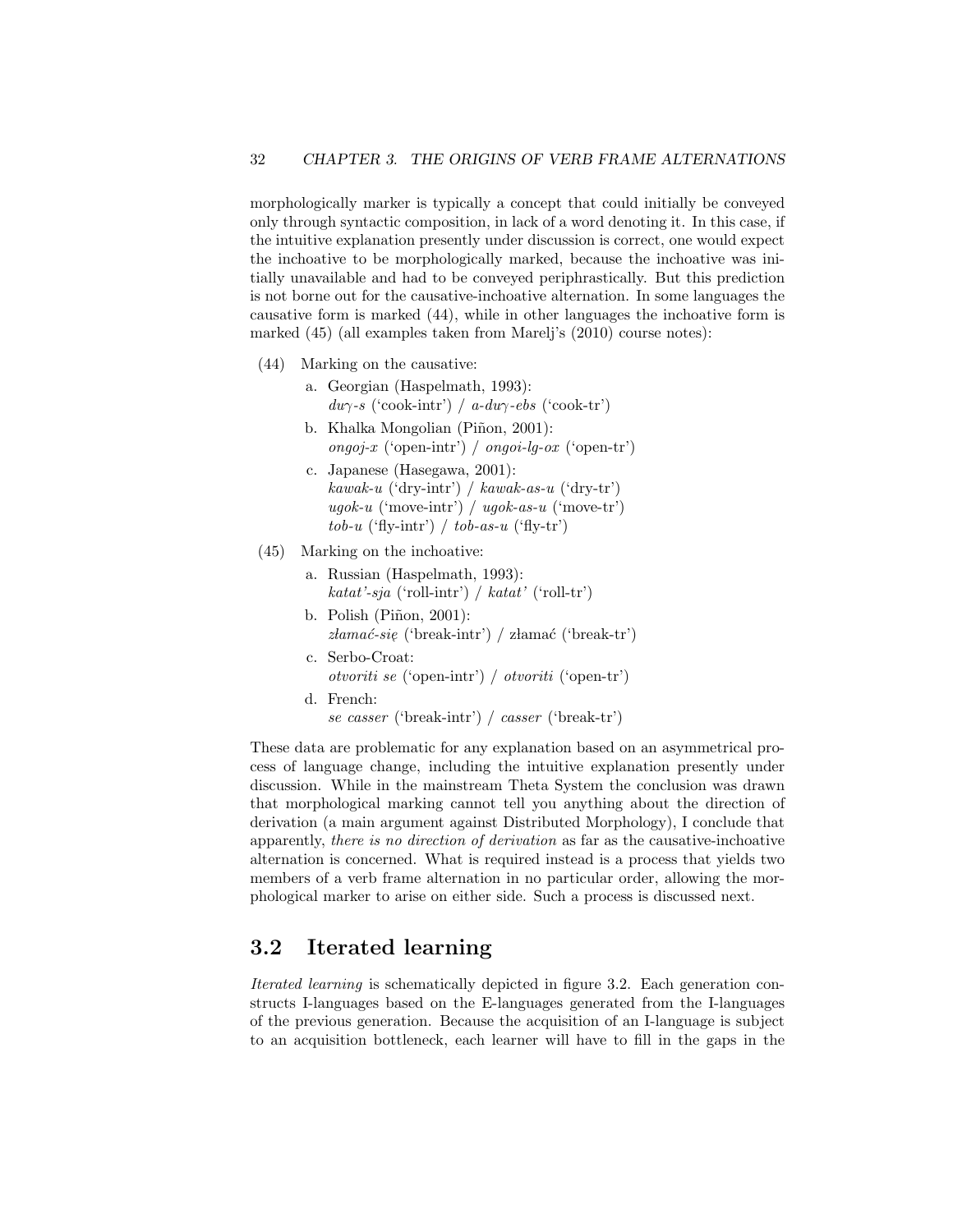morphologically marker is typically a concept that could initially be conveyed only through syntactic composition, in lack of a word denoting it. In this case, if the intuitive explanation presently under discussion is correct, one would expect the inchoative to be morphologically marked, because the inchoative was initially unavailable and had to be conveyed periphrastically. But this prediction is not borne out for the causative-inchoative alternation. In some languages the causative form is marked (44), while in other languages the inchoative form is marked (45) (all examples taken from Marelj's (2010) course notes):

(44) Marking on the causative:

a. Georgian (Haspelmath, 1993):
*duγ-s* ('cook-intr') / *a-duγ-ebs* ('cook-tr')

b. Khalka Mongolian (Piñon, 2001):
*ongoj-x* ('open-intr') / *ongoi-lg-ox* ('open-tr')

c. Japanese (Hasegawa, 2001):
*kawak-u* ('dry-intr') / *kawak-as-u* ('dry-tr')
*ugok-u* ('move-intr') / *ugok-as-u* ('move-tr')
*tob-u* ('fly-intr') / *tob-as-u* ('fly-tr')

(45) Marking on the inchoative:

a. Russian (Haspelmath, 1993):
*katat'-sja* ('roll-intr') / *katat'* ('roll-tr')

b. Polish (Piñon, 2001):
*złamać-się* ('break-intr') / złamać ('break-tr')

c. Serbo-Croat:
*otvoriti se* ('open-intr') / *otvoriti* ('open-tr')

d. French:
*se casser* ('break-intr') / *casser* ('break-tr')

These data are problematic for any explanation based on an asymmetrical process of language change, including the intuitive explanation presently under discussion. While in the mainstream Theta System the conclusion was drawn that morphological marking cannot tell you anything about the direction of derivation (a main argument against Distributed Morphology), I conclude that apparently, *there is no direction of derivation* as far as the causative-inchoative alternation is concerned. What is required instead is a process that yields two members of a verb frame alternation in no particular order, allowing the morphological marker to arise on either side. Such a process is discussed next.

## 3.2 Iterated learning

*Iterated learning* is schematically depicted in figure 3.2. Each generation constructs I-languages based on the E-languages generated from the I-languages of the previous generation. Because the acquisition of an I-language is subject to an acquisition bottleneck, each learner will have to fill in the gaps in the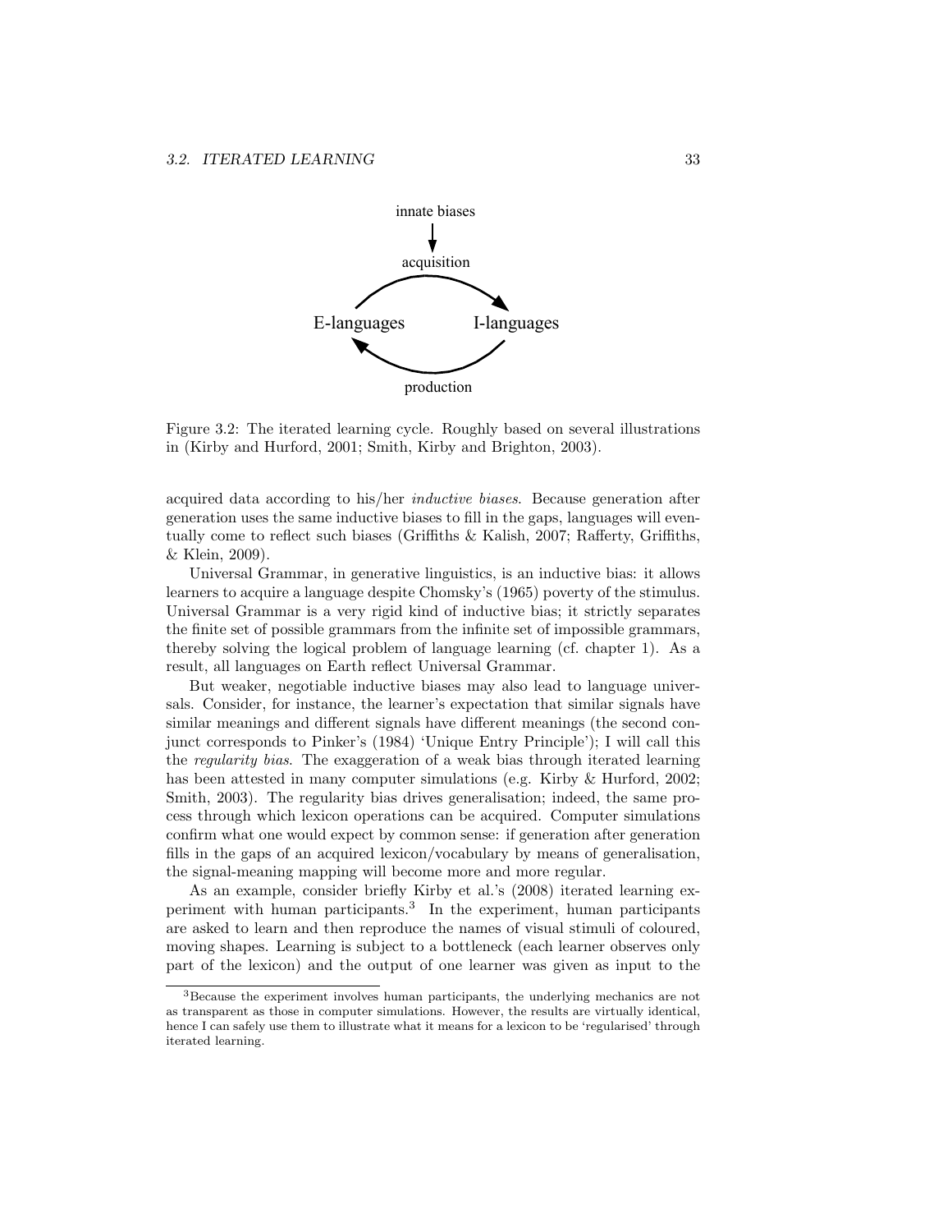Figure 3.2: The iterated learning cycle. Roughly based on several illustrations in (Kirby and Hurford, 2001; Smith, Kirby and Brighton, 2003).

acquired data according to his/her *inductive biases*. Because generation after generation uses the same inductive biases to fill in the gaps, languages will eventually come to reflect such biases (Griffiths & Kalish, 2007; Rafferty, Griffiths, & Klein, 2009).

Universal Grammar, in generative linguistics, is an inductive bias: it allows learners to acquire a language despite Chomsky's (1965) poverty of the stimulus. Universal Grammar is a very rigid kind of inductive bias; it strictly separates the finite set of possible grammars from the infinite set of impossible grammars, thereby solving the logical problem of language learning (cf. chapter 1). As a result, all languages on Earth reflect Universal Grammar.

But weaker, negotiable inductive biases may also lead to language universals. Consider, for instance, the learner's expectation that similar signals have similar meanings and different signals have different meanings (the second conjunct corresponds to Pinker's (1984) 'Unique Entry Principle'); I will call this the *regularity bias*. The exaggeration of a weak bias through iterated learning has been attested in many computer simulations (e.g. Kirby & Hurford, 2002; Smith, 2003). The regularity bias drives generalisation; indeed, the same process through which lexicon operations can be acquired. Computer simulations confirm what one would expect by common sense: if generation after generation fills in the gaps of an acquired lexicon/vocabulary by means of generalisation, the signal-meaning mapping will become more and more regular.

As an example, consider briefly Kirby et al.'s (2008) iterated learning experiment with human participants.[3] In the experiment, human participants are asked to learn and then reproduce the names of visual stimuli of coloured, moving shapes. Learning is subject to a bottleneck (each learner observes only part of the lexicon) and the output of one learner was given as input to the

[3] Because the experiment involves human participants, the underlying mechanics are not as transparent as those in computer simulations. However, the results are virtually identical, hence I can safely use them to illustrate what it means for a lexicon to be 'regularised' through iterated learning.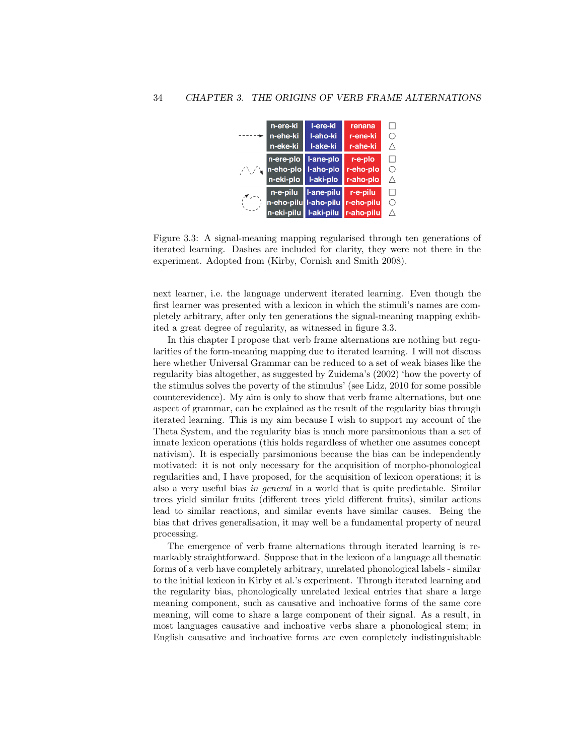| | | | |
|---|---|---|---|
| n-ere-ki | l-ere-ki | renana | □ |
| n-ehe-ki | l-aho-ki | r-ene-ki | ○ |
| n-eke-ki | l-ake-ki | r-ahe-ki | △ |
| n-ere-plo | l-ane-plo | r-e-plo | □ |
| n-eho-plo | l-aho-plo | r-eho-plo | ○ |
| n-eki-plo | l-aki-plo | r-aho-plo | △ |
| n-e-pilu | l-ane-pilu | r-e-pilu | □ |
| n-eho-pilu | l-aho-pilu | r-eho-pilu | ○ |
| n-eki-pilu | l-aki-pilu | r-aho-pilu | △ |

Figure 3.3: A signal-meaning mapping regularised through ten generations of iterated learning. Dashes are included for clarity, they were not there in the experiment. Adopted from (Kirby, Cornish and Smith 2008).

next learner, i.e. the language underwent iterated learning. Even though the first learner was presented with a lexicon in which the stimuli's names are completely arbitrary, after only ten generations the signal-meaning mapping exhibited a great degree of regularity, as witnessed in figure 3.3.

In this chapter I propose that verb frame alternations are nothing but regularities of the form-meaning mapping due to iterated learning. I will not discuss here whether Universal Grammar can be reduced to a set of weak biases like the regularity bias altogether, as suggested by Zuidema's (2002) 'how the poverty of the stimulus solves the poverty of the stimulus' (see Lidz, 2010 for some possible counterevidence). My aim is only to show that verb frame alternations, but one aspect of grammar, can be explained as the result of the regularity bias through iterated learning. This is my aim because I wish to support my account of the Theta System, and the regularity bias is much more parsimonious than a set of innate lexicon operations (this holds regardless of whether one assumes concept nativism). It is especially parsimonious because the bias can be independently motivated: it is not only necessary for the acquisition of morpho-phonological regularities and, I have proposed, for the acquisition of lexicon operations; it is also a very useful bias *in general* in a world that is quite predictable. Similar trees yield similar fruits (different trees yield different fruits), similar actions lead to similar reactions, and similar events have similar causes. Being the bias that drives generalisation, it may well be a fundamental property of neural processing.

The emergence of verb frame alternations through iterated learning is remarkably straightforward. Suppose that in the lexicon of a language all thematic forms of a verb have completely arbitrary, unrelated phonological labels - similar to the initial lexicon in Kirby et al.'s experiment. Through iterated learning and the regularity bias, phonologically unrelated lexical entries that share a large meaning component, such as causative and inchoative forms of the same core meaning, will come to share a large component of their signal. As a result, in most languages causative and inchoative verbs share a phonological stem; in English causative and inchoative forms are even completely indistinguishable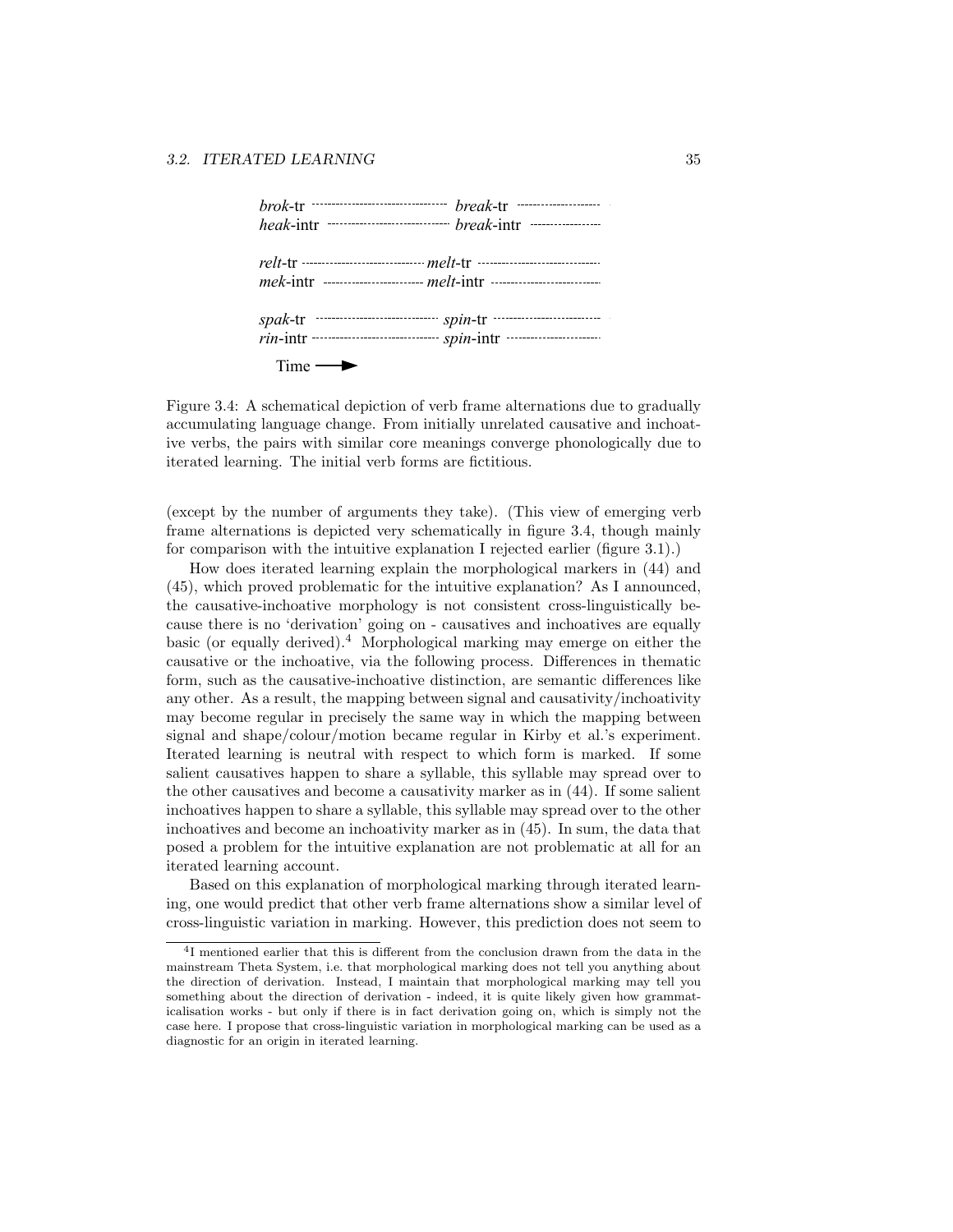*brok*-tr ·························· *break*-tr ··················
*heak*-intr ························ *break*-intr ················

*relt*-tr ·························· *melt*-tr ··················
*mek*-intr ························ *melt*-intr ················

*spak*-tr ·························· *spin*-tr ··················
*rin*-intr ························ *spin*-intr ················

Time ⟶

Figure 3.4: A schematical depiction of verb frame alternations due to gradually accumulating language change. From initially unrelated causative and inchoative verbs, the pairs with similar core meanings converge phonologically due to iterated learning. The initial verb forms are fictitious.

(except by the number of arguments they take). (This view of emerging verb frame alternations is depicted very schematically in figure 3.4, though mainly for comparison with the intuitive explanation I rejected earlier (figure 3.1).)

How does iterated learning explain the morphological markers in (44) and (45), which proved problematic for the intuitive explanation? As I announced, the causative-inchoative morphology is not consistent cross-linguistically because there is no 'derivation' going on - causatives and inchoatives are equally basic (or equally derived).[4] Morphological marking may emerge on either the causative or the inchoative, via the following process. Differences in thematic form, such as the causative-inchoative distinction, are semantic differences like any other. As a result, the mapping between signal and causativity/inchoativity may become regular in precisely the same way in which the mapping between signal and shape/colour/motion became regular in Kirby et al.'s experiment. Iterated learning is neutral with respect to which form is marked. If some salient causatives happen to share a syllable, this syllable may spread over to the other causatives and become a causativity marker as in (44). If some salient inchoatives happen to share a syllable, this syllable may spread over to the other inchoatives and become an inchoativity marker as in (45). In sum, the data that posed a problem for the intuitive explanation are not problematic at all for an iterated learning account.

Based on this explanation of morphological marking through iterated learning, one would predict that other verb frame alternations show a similar level of cross-linguistic variation in marking. However, this prediction does not seem to

[4] I mentioned earlier that this is different from the conclusion drawn from the data in the mainstream Theta System, i.e. that morphological marking does not tell you anything about the direction of derivation. Instead, I maintain that morphological marking may tell you something about the direction of derivation - indeed, it is quite likely given how grammaticalisation works - but only if there is in fact derivation going on, which is simply not the case here. I propose that cross-linguistic variation in morphological marking can be used as a diagnostic for an origin in iterated learning.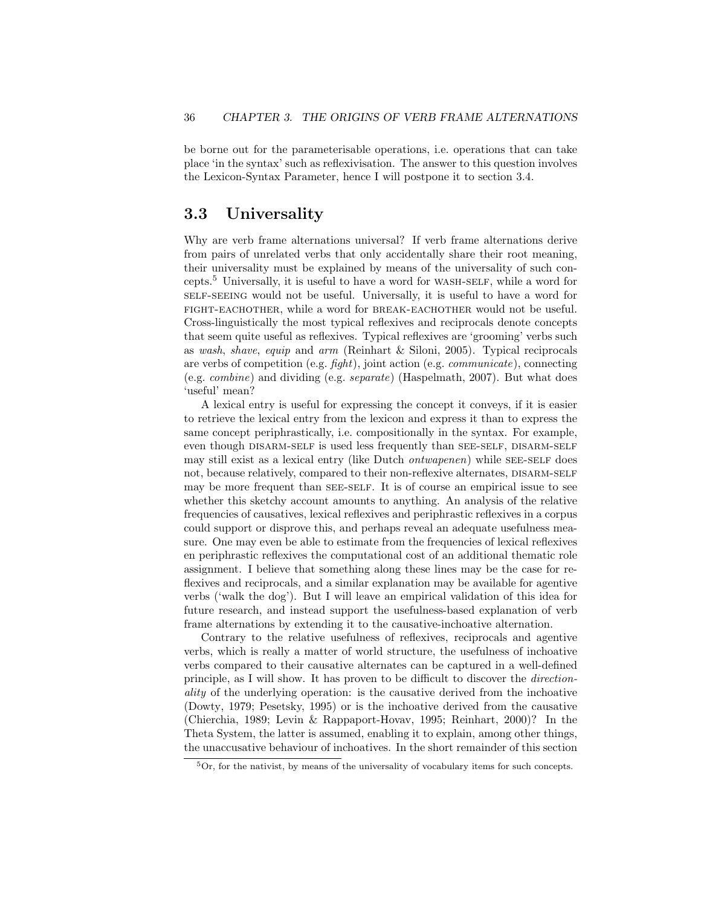be borne out for the parameterisable operations, i.e. operations that can take place 'in the syntax' such as reflexivisation. The answer to this question involves the Lexicon-Syntax Parameter, hence I will postpone it to section 3.4.

## 3.3 Universality

Why are verb frame alternations universal? If verb frame alternations derive from pairs of unrelated verbs that only accidentally share their root meaning, their universality must be explained by means of the universality of such concepts.[5] Universally, it is useful to have a word for WASH-SELF, while a word for SELF-SEEING would not be useful. Universally, it is useful to have a word for FIGHT-EACHOTHER, while a word for BREAK-EACHOTHER would not be useful. Cross-linguistically the most typical reflexives and reciprocals denote concepts that seem quite useful as reflexives. Typical reflexives are 'grooming' verbs such as *wash*, *shave*, *equip* and *arm* (Reinhart & Siloni, 2005). Typical reciprocals are verbs of competition (e.g. *fight*), joint action (e.g. *communicate*), connecting (e.g. *combine*) and dividing (e.g. *separate*) (Haspelmath, 2007). But what does 'useful' mean?

A lexical entry is useful for expressing the concept it conveys, if it is easier to retrieve the lexical entry from the lexicon and express it than to express the same concept periphrastically, i.e. compositionally in the syntax. For example, even though DISARM-SELF is used less frequently than SEE-SELF, DISARM-SELF may still exist as a lexical entry (like Dutch *ontwapenen*) while SEE-SELF does not, because relatively, compared to their non-reflexive alternates, DISARM-SELF may be more frequent than SEE-SELF. It is of course an empirical issue to see whether this sketchy account amounts to anything. An analysis of the relative frequencies of causatives, lexical reflexives and periphrastic reflexives in a corpus could support or disprove this, and perhaps reveal an adequate usefulness measure. One may even be able to estimate from the frequencies of lexical reflexives en periphrastic reflexives the computational cost of an additional thematic role assignment. I believe that something along these lines may be the case for reflexives and reciprocals, and a similar explanation may be available for agentive verbs ('walk the dog'). But I will leave an empirical validation of this idea for future research, and instead support the usefulness-based explanation of verb frame alternations by extending it to the causative-inchoative alternation.

Contrary to the relative usefulness of reflexives, reciprocals and agentive verbs, which is really a matter of world structure, the usefulness of inchoative verbs compared to their causative alternates can be captured in a well-defined principle, as I will show. It has proven to be difficult to discover the *directionality* of the underlying operation: is the causative derived from the inchoative (Dowty, 1979; Pesetsky, 1995) or is the inchoative derived from the causative (Chierchia, 1989; Levin & Rappaport-Hovav, 1995; Reinhart, 2000)? In the Theta System, the latter is assumed, enabling it to explain, among other things, the unaccusative behaviour of inchoatives. In the short remainder of this section

[5] Or, for the nativist, by means of the universality of vocabulary items for such concepts.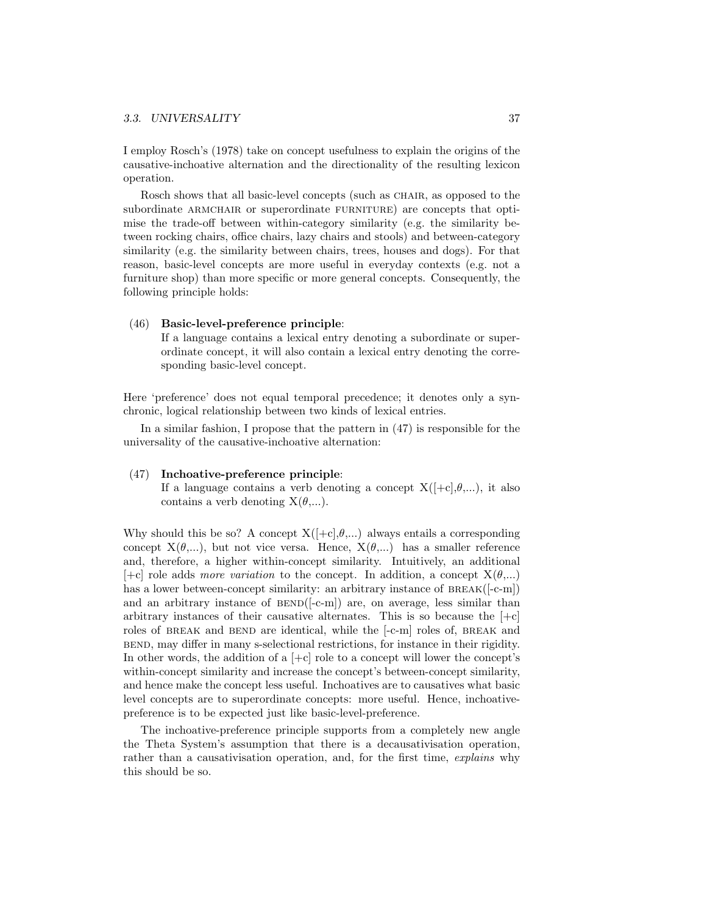I employ Rosch's (1978) take on concept usefulness to explain the origins of the causative-inchoative alternation and the directionality of the resulting lexicon operation.

Rosch shows that all basic-level concepts (such as CHAIR, as opposed to the subordinate ARMCHAIR or superordinate FURNITURE) are concepts that optimise the trade-off between within-category similarity (e.g. the similarity between rocking chairs, office chairs, lazy chairs and stools) and between-category similarity (e.g. the similarity between chairs, trees, houses and dogs). For that reason, basic-level concepts are more useful in everyday contexts (e.g. not a furniture shop) than more specific or more general concepts. Consequently, the following principle holds:

(46) **Basic-level-preference principle**:
If a language contains a lexical entry denoting a subordinate or superordinate concept, it will also contain a lexical entry denoting the corresponding basic-level concept.

Here 'preference' does not equal temporal precedence; it denotes only a synchronic, logical relationship between two kinds of lexical entries.

In a similar fashion, I propose that the pattern in (47) is responsible for the universality of the causative-inchoative alternation:

(47) **Inchoative-preference principle**:
If a language contains a verb denoting a concept X([+c],$\theta$,...), it also contains a verb denoting X($\theta$,...).

Why should this be so? A concept X([+c],$\theta$,...) always entails a corresponding concept X($\theta$,...), but not vice versa. Hence, X($\theta$,...) has a smaller reference and, therefore, a higher within-concept similarity. Intuitively, an additional [+c] role adds *more variation* to the concept. In addition, a concept X($\theta$,...) has a lower between-concept similarity: an arbitrary instance of BREAK([-c-m]) and an arbitrary instance of BEND([-c-m]) are, on average, less similar than arbitrary instances of their causative alternates. This is so because the [+c] roles of BREAK and BEND are identical, while the [-c-m] roles of, BREAK and BEND, may differ in many s-selectional restrictions, for instance in their rigidity. In other words, the addition of a [+c] role to a concept will lower the concept's within-concept similarity and increase the concept's between-concept similarity, and hence make the concept less useful. Inchoatives are to causatives what basic level concepts are to superordinate concepts: more useful. Hence, inchoative-preference is to be expected just like basic-level-preference.

The inchoative-preference principle supports from a completely new angle the Theta System's assumption that there is a decausativisation operation, rather than a causativisation operation, and, for the first time, *explains* why this should be so.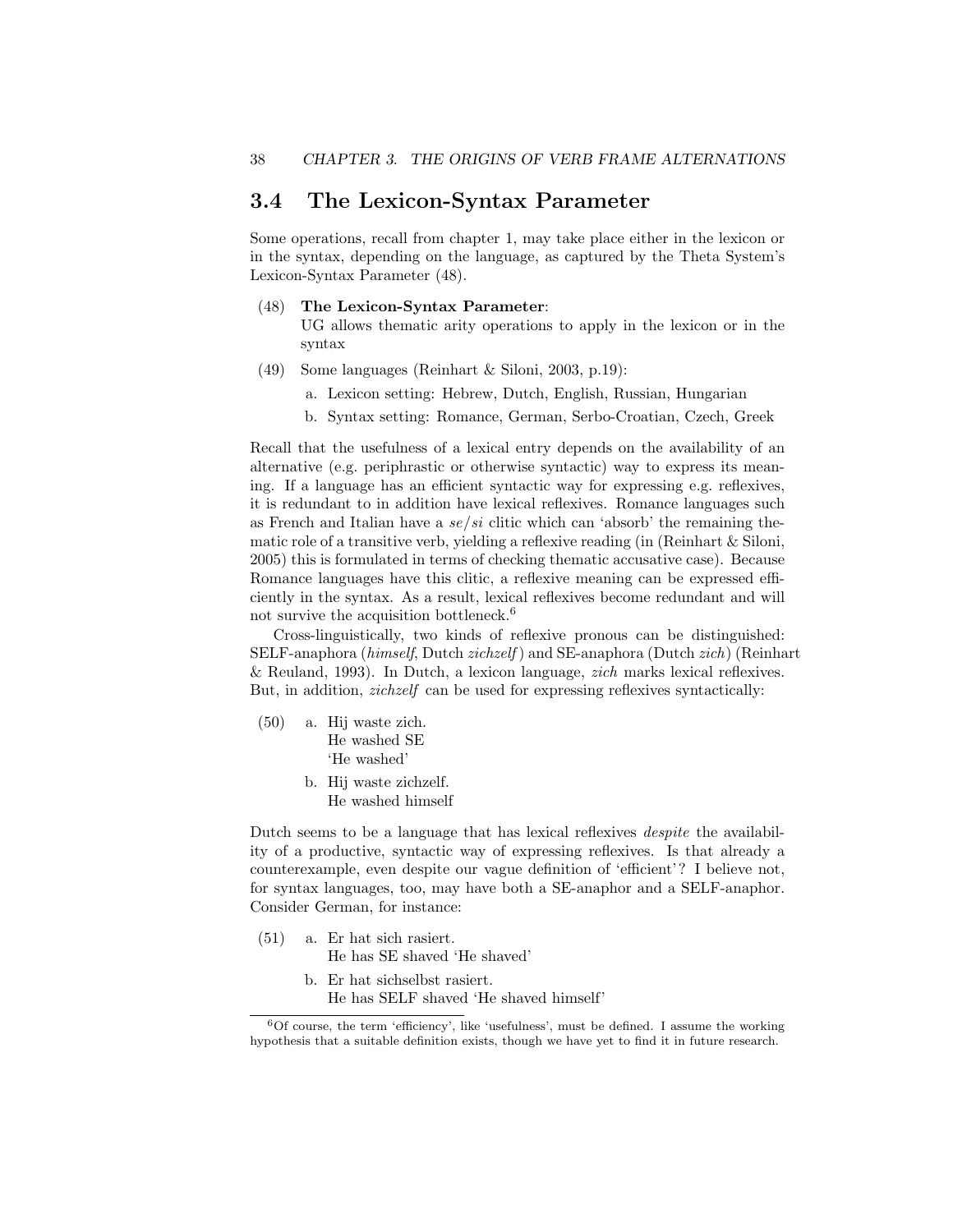## 3.4 The Lexicon-Syntax Parameter

Some operations, recall from chapter 1, may take place either in the lexicon or in the syntax, depending on the language, as captured by the Theta System's Lexicon-Syntax Parameter (48).

(48) **The Lexicon-Syntax Parameter**:
UG allows thematic arity operations to apply in the lexicon or in the syntax

(49) Some languages (Reinhart & Siloni, 2003, p.19):

a. Lexicon setting: Hebrew, Dutch, English, Russian, Hungarian

b. Syntax setting: Romance, German, Serbo-Croatian, Czech, Greek

Recall that the usefulness of a lexical entry depends on the availability of an alternative (e.g. periphrastic or otherwise syntactic) way to express its meaning. If a language has an efficient syntactic way for expressing e.g. reflexives, it is redundant to in addition have lexical reflexives. Romance languages such as French and Italian have a *se/si* clitic which can 'absorb' the remaining thematic role of a transitive verb, yielding a reflexive reading (in (Reinhart & Siloni, 2005) this is formulated in terms of checking thematic accusative case). Because Romance languages have this clitic, a reflexive meaning can be expressed efficiently in the syntax. As a result, lexical reflexives become redundant and will not survive the acquisition bottleneck.[6]

Cross-linguistically, two kinds of reflexive pronous can be distinguished: SELF-anaphora (*himself*, Dutch *zichzelf*) and SE-anaphora (Dutch *zich*) (Reinhart & Reuland, 1993). In Dutch, a lexicon language, *zich* marks lexical reflexives. But, in addition, *zichzelf* can be used for expressing reflexives syntactically:

(50) a. Hij waste zich.
He washed SE
'He washed'

b. Hij waste zichzelf.
He washed himself

Dutch seems to be a language that has lexical reflexives *despite* the availability of a productive, syntactic way of expressing reflexives. Is that already a counterexample, even despite our vague definition of 'efficient'? I believe not, for syntax languages, too, may have both a SE-anaphor and a SELF-anaphor. Consider German, for instance:

(51) a. Er hat sich rasiert.
He has SE shaved 'He shaved'

b. Er hat sichselbst rasiert.
He has SELF shaved 'He shaved himself'

[6] Of course, the term 'efficiency', like 'usefulness', must be defined. I assume the working hypothesis that a suitable definition exists, though we have yet to find it in future research.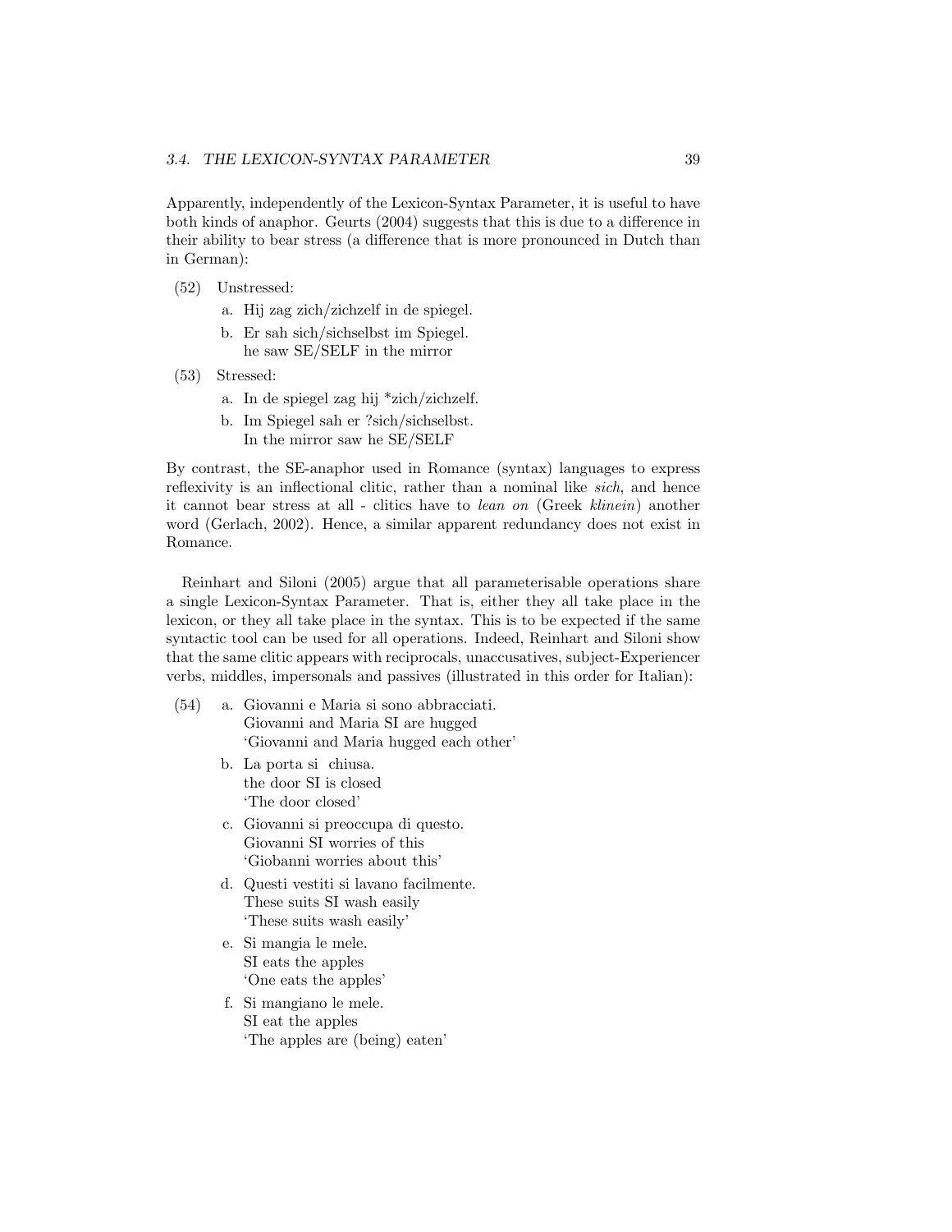Apparently, independently of the Lexicon-Syntax Parameter, it is useful to have both kinds of anaphor. Geurts (2004) suggests that this is due to a difference in their ability to bear stress (a difference that is more pronounced in Dutch than in German):

(52) Unstressed:

  a. Hij zag zich/zichzelf in de spiegel.

  b. Er sah sich/sichselbst im Spiegel.
    he saw SE/SELF in the mirror

(53) Stressed:

  a. In de spiegel zag hij *zich/zichzelf.

  b. Im Spiegel sah er ?sich/sichselbst.
    In the mirror saw he SE/SELF

By contrast, the SE-anaphor used in Romance (syntax) languages to express reflexivity is an inflectional clitic, rather than a nominal like *sich*, and hence it cannot bear stress at all - clitics have to *lean on* (Greek *klinein*) another word (Gerlach, 2002). Hence, a similar apparent redundancy does not exist in Romance.

Reinhart and Siloni (2005) argue that all parameterisable operations share a single Lexicon-Syntax Parameter. That is, either they all take place in the lexicon, or they all take place in the syntax. This is to be expected if the same syntactic tool can be used for all operations. Indeed, Reinhart and Siloni show that the same clitic appears with reciprocals, unaccusatives, subject-Experiencer verbs, middles, impersonals and passives (illustrated in this order for Italian):

(54)
  a. Giovanni e Maria si sono abbracciati.
    Giovanni and Maria SI are hugged
    'Giovanni and Maria hugged each other'

  b. La porta si chiusa.
    the door SI is closed
    'The door closed'

  c. Giovanni si preoccupa di questo.
    Giovanni SI worries of this
    'Giobanni worries about this'

  d. Questi vestiti si lavano facilmente.
    These suits SI wash easily
    'These suits wash easily'

  e. Si mangia le mele.
    SI eats the apples
    'One eats the apples'

  f. Si mangiano le mele.
    SI eat the apples
    'The apples are (being) eaten'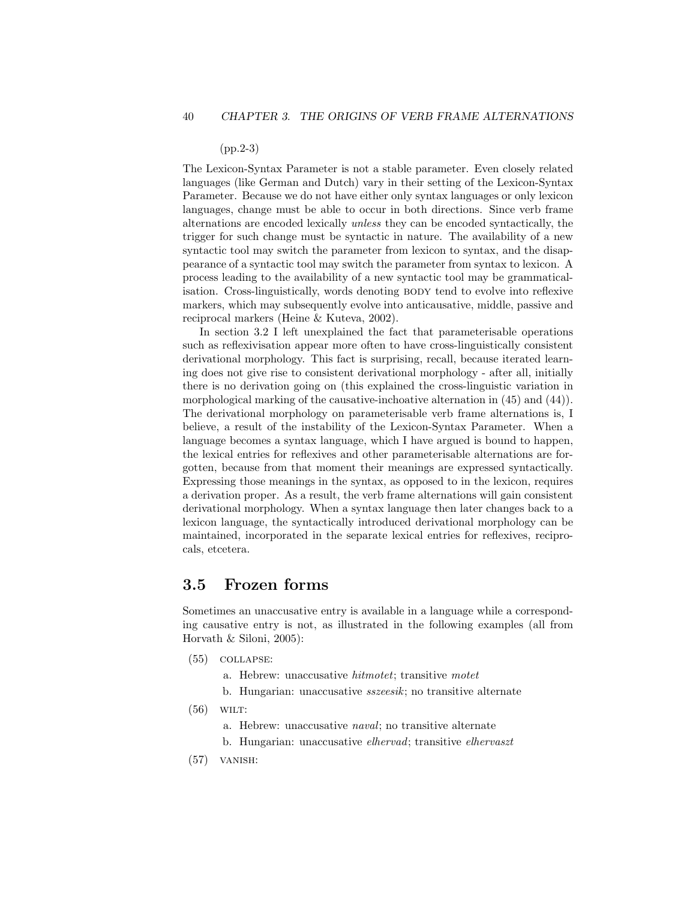(pp.2-3)

The Lexicon-Syntax Parameter is not a stable parameter. Even closely related languages (like German and Dutch) vary in their setting of the Lexicon-Syntax Parameter. Because we do not have either only syntax languages or only lexicon languages, change must be able to occur in both directions. Since verb frame alternations are encoded lexically *unless* they can be encoded syntactically, the trigger for such change must be syntactic in nature. The availability of a new syntactic tool may switch the parameter from lexicon to syntax, and the disappearance of a syntactic tool may switch the parameter from syntax to lexicon. A process leading to the availability of a new syntactic tool may be grammaticalisation. Cross-linguistically, words denoting BODY tend to evolve into reflexive markers, which may subsequently evolve into anticausative, middle, passive and reciprocal markers (Heine & Kuteva, 2002).

In section 3.2 I left unexplained the fact that parameterisable operations such as reflexivisation appear more often to have cross-linguistically consistent derivational morphology. This fact is surprising, recall, because iterated learning does not give rise to consistent derivational morphology - after all, initially there is no derivation going on (this explained the cross-linguistic variation in morphological marking of the causative-inchoative alternation in (45) and (44)). The derivational morphology on parameterisable verb frame alternations is, I believe, a result of the instability of the Lexicon-Syntax Parameter. When a language becomes a syntax language, which I have argued is bound to happen, the lexical entries for reflexives and other parameterisable alternations are forgotten, because from that moment their meanings are expressed syntactically. Expressing those meanings in the syntax, as opposed to in the lexicon, requires a derivation proper. As a result, the verb frame alternations will gain consistent derivational morphology. When a syntax language then later changes back to a lexicon language, the syntactically introduced derivational morphology can be maintained, incorporated in the separate lexical entries for reflexives, reciprocals, etcetera.

## 3.5 Frozen forms

Sometimes an unaccusative entry is available in a language while a corresponding causative entry is not, as illustrated in the following examples (all from Horvath & Siloni, 2005):

(55) COLLAPSE:

a. Hebrew: unaccusative *hitmotet*; transitive *motet*

b. Hungarian: unaccusative *sszeesik*; no transitive alternate

(56) WILT:

a. Hebrew: unaccusative *naval*; no transitive alternate

b. Hungarian: unaccusative *elhervad*; transitive *elhervaszt*

(57) VANISH: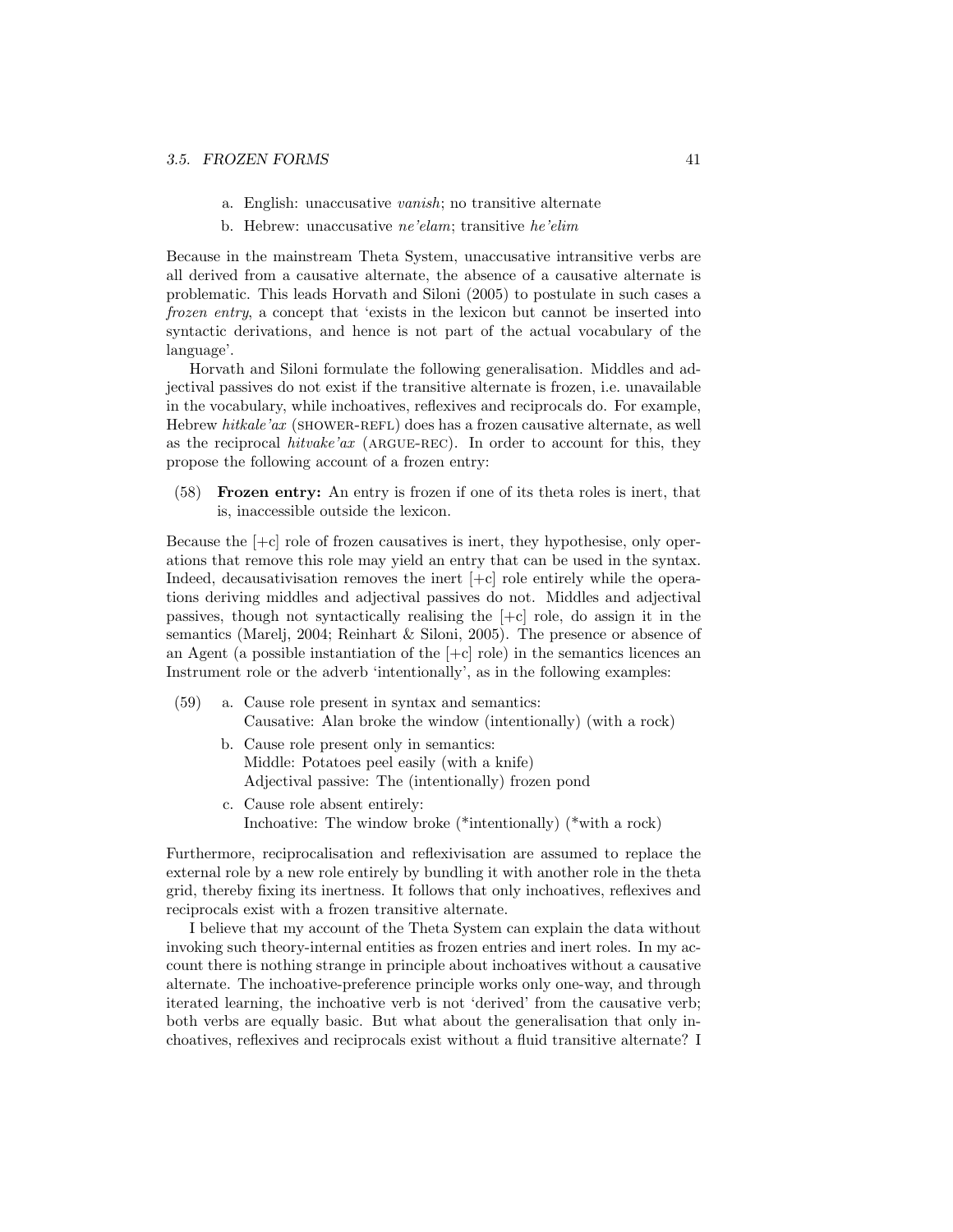a. English: unaccusative *vanish*; no transitive alternate

b. Hebrew: unaccusative *ne'elam*; transitive *he'elim*

Because in the mainstream Theta System, unaccusative intransitive verbs are all derived from a causative alternate, the absence of a causative alternate is problematic. This leads Horvath and Siloni (2005) to postulate in such cases a *frozen entry*, a concept that 'exists in the lexicon but cannot be inserted into syntactic derivations, and hence is not part of the actual vocabulary of the language'.

Horvath and Siloni formulate the following generalisation. Middles and adjectival passives do not exist if the transitive alternate is frozen, i.e. unavailable in the vocabulary, while inchoatives, reflexives and reciprocals do. For example, Hebrew *hitkale'ax* (SHOWER-REFL) does has a frozen causative alternate, as well as the reciprocal *hitvake'ax* (ARGUE-REC). In order to account for this, they propose the following account of a frozen entry:

(58) **Frozen entry:** An entry is frozen if one of its theta roles is inert, that is, inaccessible outside the lexicon.

Because the [+c] role of frozen causatives is inert, they hypothesise, only operations that remove this role may yield an entry that can be used in the syntax. Indeed, decausativisation removes the inert [+c] role entirely while the operations deriving middles and adjectival passives do not. Middles and adjectival passives, though not syntactically realising the [+c] role, do assign it in the semantics (Marelj, 2004; Reinhart & Siloni, 2005). The presence or absence of an Agent (a possible instantiation of the [+c] role) in the semantics licences an Instrument role or the adverb 'intentionally', as in the following examples:

(59) a. Cause role present in syntax and semantics:
Causative: Alan broke the window (intentionally) (with a rock)

b. Cause role present only in semantics:
Middle: Potatoes peel easily (with a knife)
Adjectival passive: The (intentionally) frozen pond

c. Cause role absent entirely:
Inchoative: The window broke (*intentionally) (*with a rock)

Furthermore, reciprocalisation and reflexivisation are assumed to replace the external role by a new role entirely by bundling it with another role in the theta grid, thereby fixing its inertness. It follows that only inchoatives, reflexives and reciprocals exist with a frozen transitive alternate.

I believe that my account of the Theta System can explain the data without invoking such theory-internal entities as frozen entries and inert roles. In my account there is nothing strange in principle about inchoatives without a causative alternate. The inchoative-preference principle works only one-way, and through iterated learning, the inchoative verb is not 'derived' from the causative verb; both verbs are equally basic. But what about the generalisation that only inchoatives, reflexives and reciprocals exist without a fluid transitive alternate? I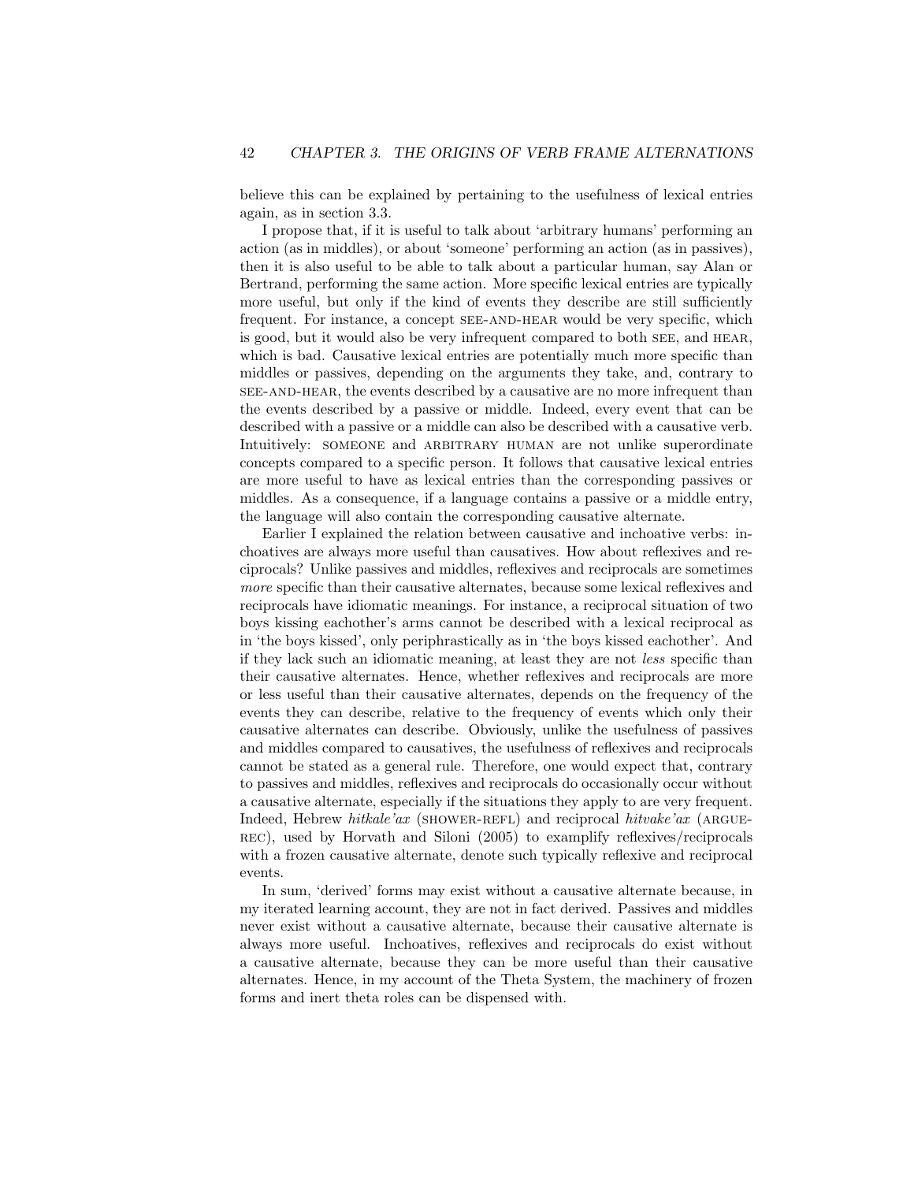believe this can be explained by pertaining to the usefulness of lexical entries again, as in section 3.3.

I propose that, if it is useful to talk about 'arbitrary humans' performing an action (as in middles), or about 'someone' performing an action (as in passives), then it is also useful to be able to talk about a particular human, say Alan or Bertrand, performing the same action. More specific lexical entries are typically more useful, but only if the kind of events they describe are still sufficiently frequent. For instance, a concept SEE-AND-HEAR would be very specific, which is good, but it would also be very infrequent compared to both SEE, and HEAR, which is bad. Causative lexical entries are potentially much more specific than middles or passives, depending on the arguments they take, and, contrary to SEE-AND-HEAR, the events described by a causative are no more infrequent than the events described by a passive or middle. Indeed, every event that can be described with a passive or a middle can also be described with a causative verb. Intuitively: SOMEONE and ARBITRARY HUMAN are not unlike superordinate concepts compared to a specific person. It follows that causative lexical entries are more useful to have as lexical entries than the corresponding passives or middles. As a consequence, if a language contains a passive or a middle entry, the language will also contain the corresponding causative alternate.

Earlier I explained the relation between causative and inchoative verbs: inchoatives are always more useful than causatives. How about reflexives and reciprocals? Unlike passives and middles, reflexives and reciprocals are sometimes *more* specific than their causative alternates, because some lexical reflexives and reciprocals have idiomatic meanings. For instance, a reciprocal situation of two boys kissing eachother's arms cannot be described with a lexical reciprocal as in 'the boys kissed', only periphrastically as in 'the boys kissed eachother'. And if they lack such an idiomatic meaning, at least they are not *less* specific than their causative alternates. Hence, whether reflexives and reciprocals are more or less useful than their causative alternates, depends on the frequency of the events they can describe, relative to the frequency of events which only their causative alternates can describe. Obviously, unlike the usefulness of passives and middles compared to causatives, the usefulness of reflexives and reciprocals cannot be stated as a general rule. Therefore, one would expect that, contrary to passives and middles, reflexives and reciprocals do occasionally occur without a causative alternate, especially if the situations they apply to are very frequent. Indeed, Hebrew *hitkale'ax* (SHOWER-REFL) and reciprocal *hitvake'ax* (ARGUE-REC), used by Horvath and Siloni (2005) to examplify reflexives/reciprocals with a frozen causative alternate, denote such typically reflexive and reciprocal events.

In sum, 'derived' forms may exist without a causative alternate because, in my iterated learning account, they are not in fact derived. Passives and middles never exist without a causative alternate, because their causative alternate is always more useful. Inchoatives, reflexives and reciprocals do exist without a causative alternate, because they can be more useful than their causative alternates. Hence, in my account of the Theta System, the machinery of frozen forms and inert theta roles can be dispensed with.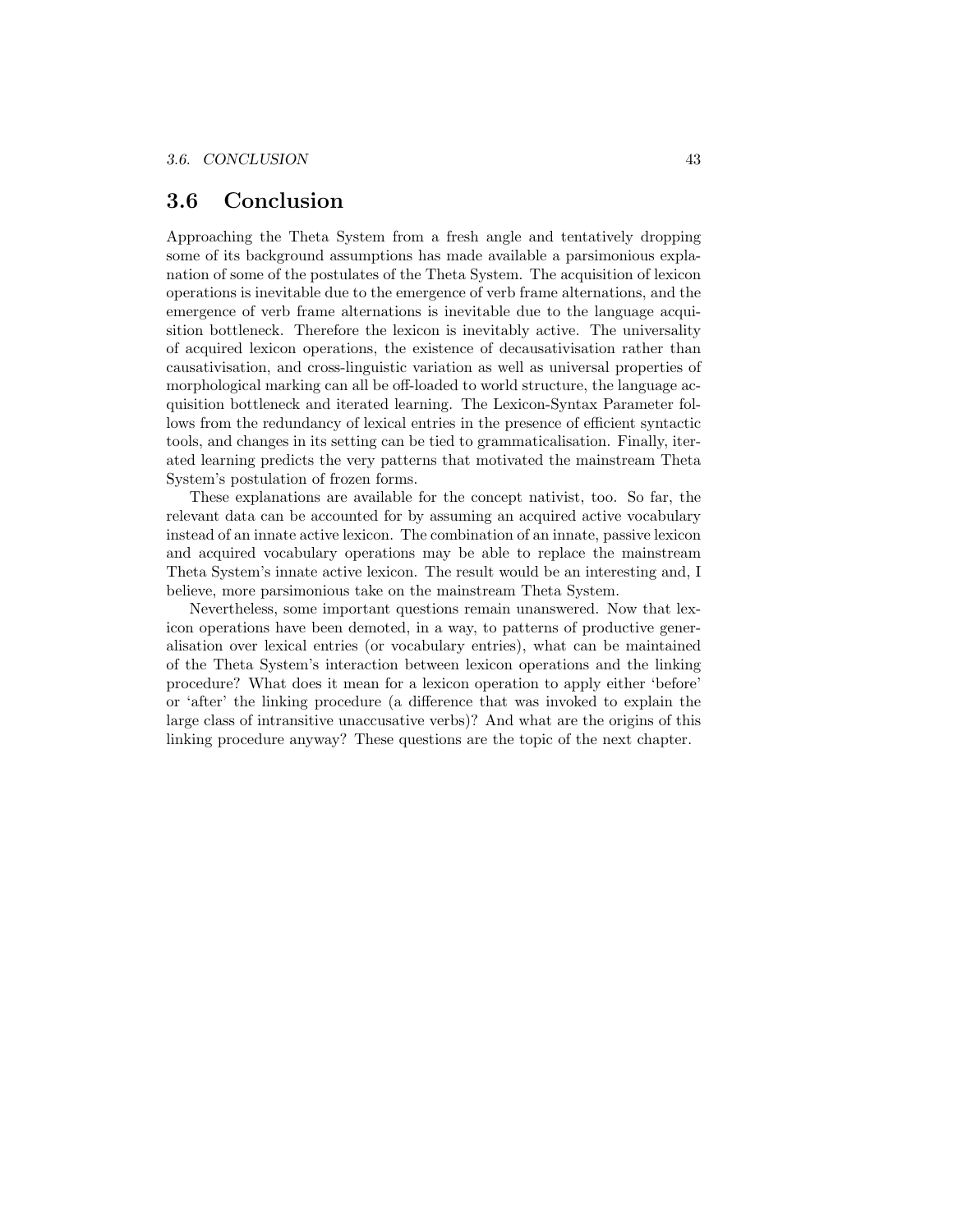## 3.6 Conclusion

Approaching the Theta System from a fresh angle and tentatively dropping some of its background assumptions has made available a parsimonious explanation of some of the postulates of the Theta System. The acquisition of lexicon operations is inevitable due to the emergence of verb frame alternations, and the emergence of verb frame alternations is inevitable due to the language acquisition bottleneck. Therefore the lexicon is inevitably active. The universality of acquired lexicon operations, the existence of decausativisation rather than causativisation, and cross-linguistic variation as well as universal properties of morphological marking can all be off-loaded to world structure, the language acquisition bottleneck and iterated learning. The Lexicon-Syntax Parameter follows from the redundancy of lexical entries in the presence of efficient syntactic tools, and changes in its setting can be tied to grammaticalisation. Finally, iterated learning predicts the very patterns that motivated the mainstream Theta System's postulation of frozen forms.

These explanations are available for the concept nativist, too. So far, the relevant data can be accounted for by assuming an acquired active vocabulary instead of an innate active lexicon. The combination of an innate, passive lexicon and acquired vocabulary operations may be able to replace the mainstream Theta System's innate active lexicon. The result would be an interesting and, I believe, more parsimonious take on the mainstream Theta System.

Nevertheless, some important questions remain unanswered. Now that lexicon operations have been demoted, in a way, to patterns of productive generalisation over lexical entries (or vocabulary entries), what can be maintained of the Theta System's interaction between lexicon operations and the linking procedure? What does it mean for a lexicon operation to apply either 'before' or 'after' the linking procedure (a difference that was invoked to explain the large class of intransitive unaccusative verbs)? And what are the origins of this linking procedure anyway? These questions are the topic of the next chapter.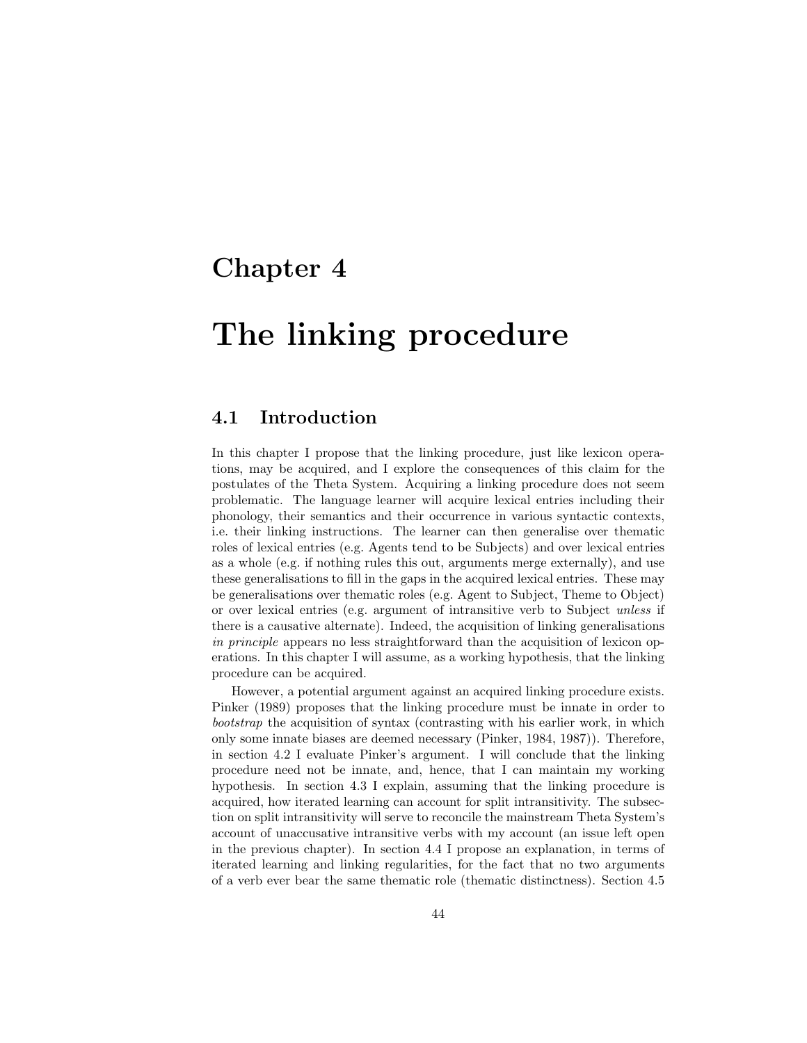# Chapter 4

# The linking procedure

## 4.1 Introduction

In this chapter I propose that the linking procedure, just like lexicon operations, may be acquired, and I explore the consequences of this claim for the postulates of the Theta System. Acquiring a linking procedure does not seem problematic. The language learner will acquire lexical entries including their phonology, their semantics and their occurrence in various syntactic contexts, i.e. their linking instructions. The learner can then generalise over thematic roles of lexical entries (e.g. Agents tend to be Subjects) and over lexical entries as a whole (e.g. if nothing rules this out, arguments merge externally), and use these generalisations to fill in the gaps in the acquired lexical entries. These may be generalisations over thematic roles (e.g. Agent to Subject, Theme to Object) or over lexical entries (e.g. argument of intransitive verb to Subject *unless* if there is a causative alternate). Indeed, the acquisition of linking generalisations *in principle* appears no less straightforward than the acquisition of lexicon operations. In this chapter I will assume, as a working hypothesis, that the linking procedure can be acquired.

However, a potential argument against an acquired linking procedure exists. Pinker (1989) proposes that the linking procedure must be innate in order to *bootstrap* the acquisition of syntax (contrasting with his earlier work, in which only some innate biases are deemed necessary (Pinker, 1984, 1987)). Therefore, in section 4.2 I evaluate Pinker's argument. I will conclude that the linking procedure need not be innate, and, hence, that I can maintain my working hypothesis. In section 4.3 I explain, assuming that the linking procedure is acquired, how iterated learning can account for split intransitivity. The subsection on split intransitivity will serve to reconcile the mainstream Theta System's account of unaccusative intransitive verbs with my account (an issue left open in the previous chapter). In section 4.4 I propose an explanation, in terms of iterated learning and linking regularities, for the fact that no two arguments of a verb ever bear the same thematic role (thematic distinctness). Section 4.5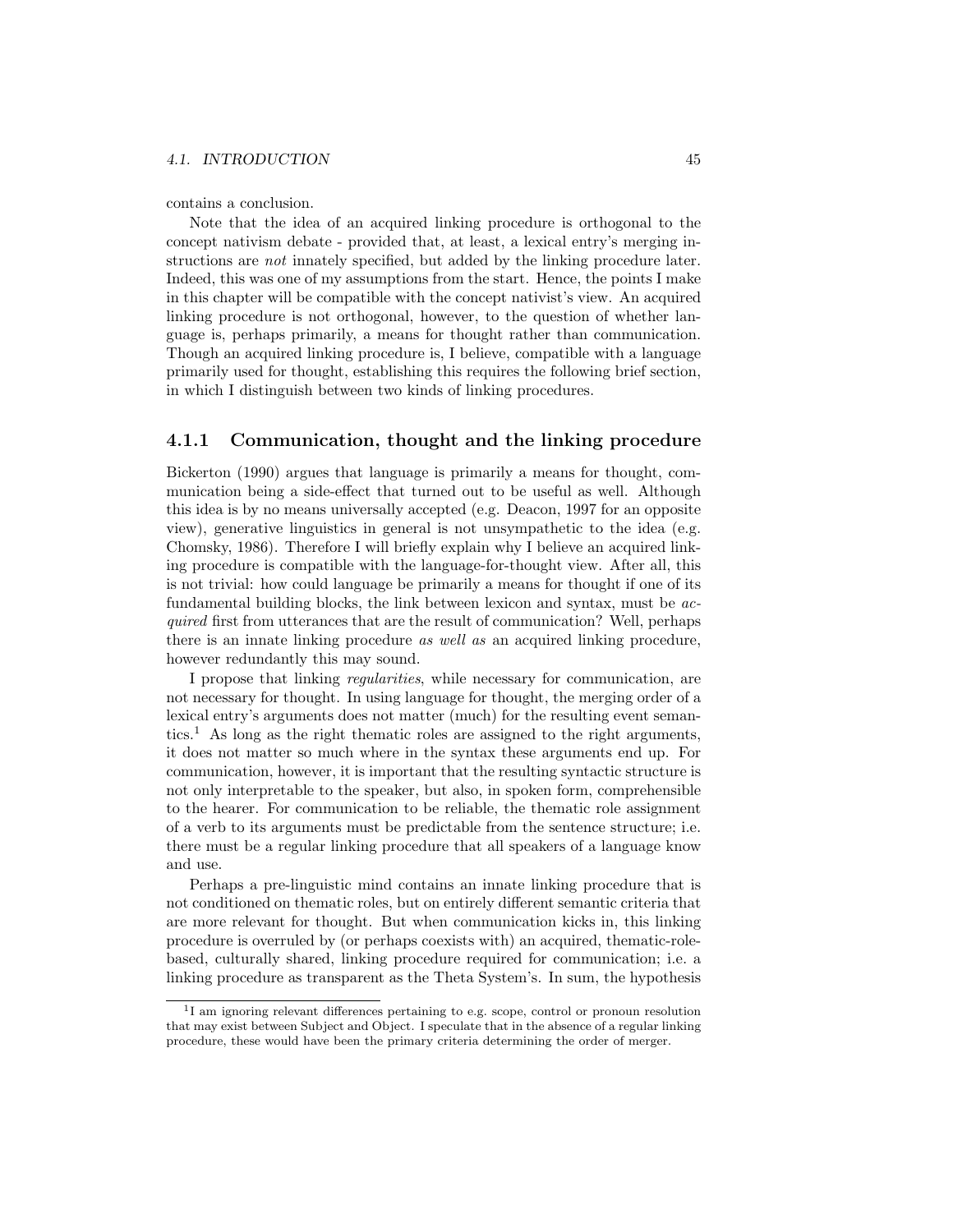contains a conclusion.

Note that the idea of an acquired linking procedure is orthogonal to the concept nativism debate - provided that, at least, a lexical entry's merging instructions are *not* innately specified, but added by the linking procedure later. Indeed, this was one of my assumptions from the start. Hence, the points I make in this chapter will be compatible with the concept nativist's view. An acquired linking procedure is not orthogonal, however, to the question of whether language is, perhaps primarily, a means for thought rather than communication. Though an acquired linking procedure is, I believe, compatible with a language primarily used for thought, establishing this requires the following brief section, in which I distinguish between two kinds of linking procedures.

### 4.1.1 Communication, thought and the linking procedure

Bickerton (1990) argues that language is primarily a means for thought, communication being a side-effect that turned out to be useful as well. Although this idea is by no means universally accepted (e.g. Deacon, 1997 for an opposite view), generative linguistics in general is not unsympathetic to the idea (e.g. Chomsky, 1986). Therefore I will briefly explain why I believe an acquired linking procedure is compatible with the language-for-thought view. After all, this is not trivial: how could language be primarily a means for thought if one of its fundamental building blocks, the link between lexicon and syntax, must be *acquired* first from utterances that are the result of communication? Well, perhaps there is an innate linking procedure *as well as* an acquired linking procedure, however redundantly this may sound.

I propose that linking *regularities*, while necessary for communication, are not necessary for thought. In using language for thought, the merging order of a lexical entry's arguments does not matter (much) for the resulting event semantics.[1] As long as the right thematic roles are assigned to the right arguments, it does not matter so much where in the syntax these arguments end up. For communication, however, it is important that the resulting syntactic structure is not only interpretable to the speaker, but also, in spoken form, comprehensible to the hearer. For communication to be reliable, the thematic role assignment of a verb to its arguments must be predictable from the sentence structure; i.e. there must be a regular linking procedure that all speakers of a language know and use.

Perhaps a pre-linguistic mind contains an innate linking procedure that is not conditioned on thematic roles, but on entirely different semantic criteria that are more relevant for thought. But when communication kicks in, this linking procedure is overruled by (or perhaps coexists with) an acquired, thematic-role-based, culturally shared, linking procedure required for communication; i.e. a linking procedure as transparent as the Theta System's. In sum, the hypothesis

[1] I am ignoring relevant differences pertaining to e.g. scope, control or pronoun resolution that may exist between Subject and Object. I speculate that in the absence of a regular linking procedure, these would have been the primary criteria determining the order of merger.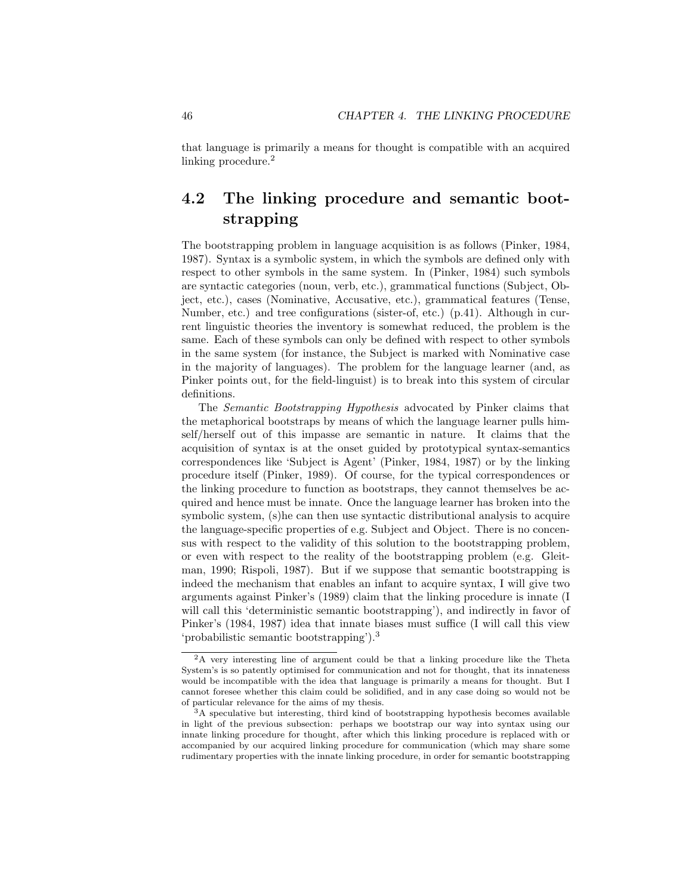that language is primarily a means for thought is compatible with an acquired linking procedure.[2]

## 4.2 The linking procedure and semantic bootstrapping

The bootstrapping problem in language acquisition is as follows (Pinker, 1984, 1987). Syntax is a symbolic system, in which the symbols are defined only with respect to other symbols in the same system. In (Pinker, 1984) such symbols are syntactic categories (noun, verb, etc.), grammatical functions (Subject, Object, etc.), cases (Nominative, Accusative, etc.), grammatical features (Tense, Number, etc.) and tree configurations (sister-of, etc.) (p.41). Although in current linguistic theories the inventory is somewhat reduced, the problem is the same. Each of these symbols can only be defined with respect to other symbols in the same system (for instance, the Subject is marked with Nominative case in the majority of languages). The problem for the language learner (and, as Pinker points out, for the field-linguist) is to break into this system of circular definitions.

The *Semantic Bootstrapping Hypothesis* advocated by Pinker claims that the metaphorical bootstraps by means of which the language learner pulls himself/herself out of this impasse are semantic in nature. It claims that the acquisition of syntax is at the onset guided by prototypical syntax-semantics correspondences like 'Subject is Agent' (Pinker, 1984, 1987) or by the linking procedure itself (Pinker, 1989). Of course, for the typical correspondences or the linking procedure to function as bootstraps, they cannot themselves be acquired and hence must be innate. Once the language learner has broken into the symbolic system, (s)he can then use syntactic distributional analysis to acquire the language-specific properties of e.g. Subject and Object. There is no concensus with respect to the validity of this solution to the bootstrapping problem, or even with respect to the reality of the bootstrapping problem (e.g. Gleitman, 1990; Rispoli, 1987). But if we suppose that semantic bootstrapping is indeed the mechanism that enables an infant to acquire syntax, I will give two arguments against Pinker's (1989) claim that the linking procedure is innate (I will call this 'deterministic semantic bootstrapping'), and indirectly in favor of Pinker's (1984, 1987) idea that innate biases must suffice (I will call this view 'probabilistic semantic bootstrapping').[3]

---

[2] A very interesting line of argument could be that a linking procedure like the Theta System's is so patently optimised for communication and not for thought, that its innateness would be incompatible with the idea that language is primarily a means for thought. But I cannot foresee whether this claim could be solidified, and in any case doing so would not be of particular relevance for the aims of my thesis.

[3] A speculative but interesting, third kind of bootstrapping hypothesis becomes available in light of the previous subsection: perhaps we bootstrap our way into syntax using our innate linking procedure for thought, after which this linking procedure is replaced with or accompanied by our acquired linking procedure for communication (which may share some rudimentary properties with the innate linking procedure, in order for semantic bootstrapping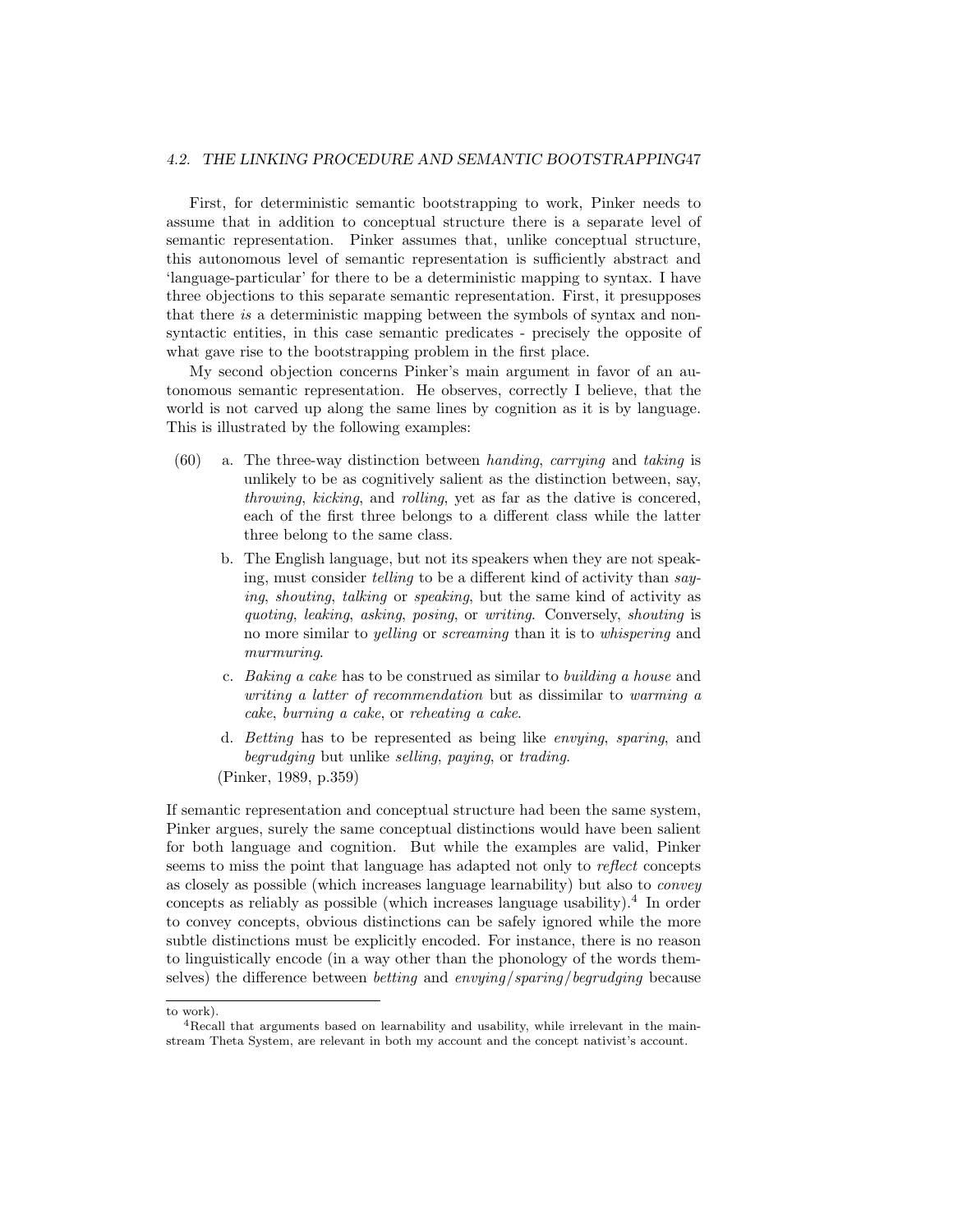First, for deterministic semantic bootstrapping to work, Pinker needs to assume that in addition to conceptual structure there is a separate level of semantic representation. Pinker assumes that, unlike conceptual structure, this autonomous level of semantic representation is sufficiently abstract and 'language-particular' for there to be a deterministic mapping to syntax. I have three objections to this separate semantic representation. First, it presupposes that there *is* a deterministic mapping between the symbols of syntax and non-syntactic entities, in this case semantic predicates - precisely the opposite of what gave rise to the bootstrapping problem in the first place.

My second objection concerns Pinker's main argument in favor of an autonomous semantic representation. He observes, correctly I believe, that the world is not carved up along the same lines by cognition as it is by language. This is illustrated by the following examples:

(60)
a. The three-way distinction between *handing*, *carrying* and *taking* is unlikely to be as cognitively salient as the distinction between, say, *throwing*, *kicking*, and *rolling*, yet as far as the dative is concered, each of the first three belongs to a different class while the latter three belong to the same class.

b. The English language, but not its speakers when they are not speaking, must consider *telling* to be a different kind of activity than *saying*, *shouting*, *talking* or *speaking*, but the same kind of activity as *quoting*, *leaking*, *asking*, *posing*, or *writing*. Conversely, *shouting* is no more similar to *yelling* or *screaming* than it is to *whispering* and *murmuring*.

c. *Baking a cake* has to be construed as similar to *building a house* and *writing a latter of recommendation* but as dissimilar to *warming a cake*, *burning a cake*, or *reheating a cake*.

d. *Betting* has to be represented as being like *envying*, *sparing*, and *begrudging* but unlike *selling*, *paying*, or *trading*.

(Pinker, 1989, p.359)

If semantic representation and conceptual structure had been the same system, Pinker argues, surely the same conceptual distinctions would have been salient for both language and cognition. But while the examples are valid, Pinker seems to miss the point that language has adapted not only to *reflect* concepts as closely as possible (which increases language learnability) but also to *convey* concepts as reliably as possible (which increases language usability).[4] In order to convey concepts, obvious distinctions can be safely ignored while the more subtle distinctions must be explicitly encoded. For instance, there is no reason to linguistically encode (in a way other than the phonology of the words themselves) the difference between *betting* and *envying*/*sparing*/*begrudging* because

---

to work).

[4] Recall that arguments based on learnability and usability, while irrelevant in the mainstream Theta System, are relevant in both my account and the concept nativist's account.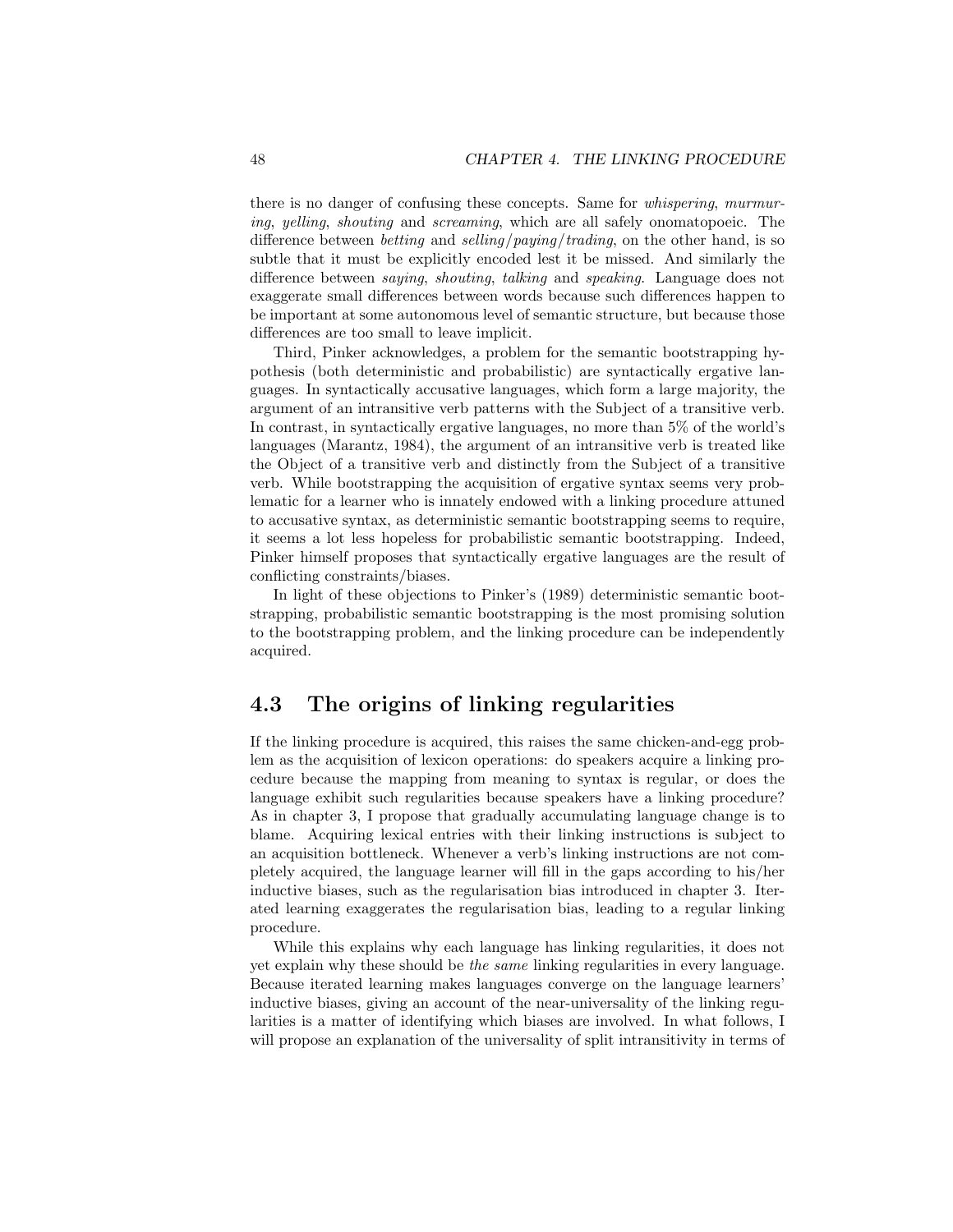there is no danger of confusing these concepts. Same for *whispering*, *murmuring*, *yelling*, *shouting* and *screaming*, which are all safely onomatopoeic. The difference between *betting* and *selling/paying/trading*, on the other hand, is so subtle that it must be explicitly encoded lest it be missed. And similarly the difference between *saying*, *shouting*, *talking* and *speaking*. Language does not exaggerate small differences between words because such differences happen to be important at some autonomous level of semantic structure, but because those differences are too small to leave implicit.

Third, Pinker acknowledges, a problem for the semantic bootstrapping hypothesis (both deterministic and probabilistic) are syntactically ergative languages. In syntactically accusative languages, which form a large majority, the argument of an intransitive verb patterns with the Subject of a transitive verb. In contrast, in syntactically ergative languages, no more than 5% of the world's languages (Marantz, 1984), the argument of an intransitive verb is treated like the Object of a transitive verb and distinctly from the Subject of a transitive verb. While bootstrapping the acquisition of ergative syntax seems very problematic for a learner who is innately endowed with a linking procedure attuned to accusative syntax, as deterministic semantic bootstrapping seems to require, it seems a lot less hopeless for probabilistic semantic bootstrapping. Indeed, Pinker himself proposes that syntactically ergative languages are the result of conflicting constraints/biases.

In light of these objections to Pinker's (1989) deterministic semantic bootstrapping, probabilistic semantic bootstrapping is the most promising solution to the bootstrapping problem, and the linking procedure can be independently acquired.

## 4.3 The origins of linking regularities

If the linking procedure is acquired, this raises the same chicken-and-egg problem as the acquisition of lexicon operations: do speakers acquire a linking procedure because the mapping from meaning to syntax is regular, or does the language exhibit such regularities because speakers have a linking procedure? As in chapter 3, I propose that gradually accumulating language change is to blame. Acquiring lexical entries with their linking instructions is subject to an acquisition bottleneck. Whenever a verb's linking instructions are not completely acquired, the language learner will fill in the gaps according to his/her inductive biases, such as the regularisation bias introduced in chapter 3. Iterated learning exaggerates the regularisation bias, leading to a regular linking procedure.

While this explains why each language has linking regularities, it does not yet explain why these should be *the same* linking regularities in every language. Because iterated learning makes languages converge on the language learners' inductive biases, giving an account of the near-universality of the linking regularities is a matter of identifying which biases are involved. In what follows, I will propose an explanation of the universality of split intransitivity in terms of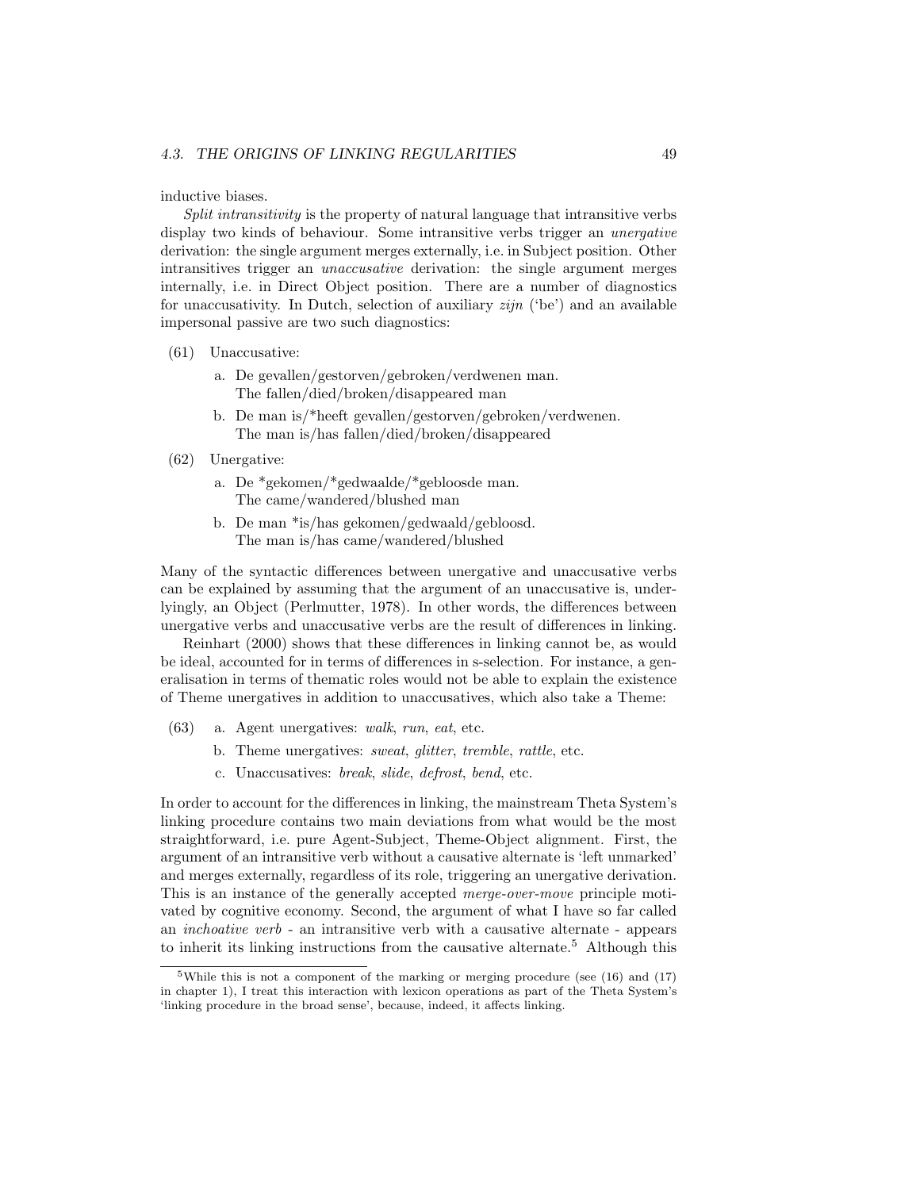inductive biases.

*Split intransitivity* is the property of natural language that intransitive verbs display two kinds of behaviour. Some intransitive verbs trigger an *unergative* derivation: the single argument merges externally, i.e. in Subject position. Other intransitives trigger an *unaccusative* derivation: the single argument merges internally, i.e. in Direct Object position. There are a number of diagnostics for unaccusativity. In Dutch, selection of auxiliary *zijn* ('be') and an available impersonal passive are two such diagnostics:

(61) Unaccusative:

  a. De gevallen/gestorven/gebroken/verdwenen man.
    The fallen/died/broken/disappeared man

  b. De man is/*heeft gevallen/gestorven/gebroken/verdwenen.
    The man is/has fallen/died/broken/disappeared

(62) Unergative:

  a. De *gekomen/*gedwaalde/*gebloosde man.
    The came/wandered/blushed man

  b. De man *is/has gekomen/gedwaald/gebloosd.
    The man is/has came/wandered/blushed

Many of the syntactic differences between unergative and unaccusative verbs can be explained by assuming that the argument of an unaccusative is, underlyingly, an Object (Perlmutter, 1978). In other words, the differences between unergative verbs and unaccusative verbs are the result of differences in linking.

Reinhart (2000) shows that these differences in linking cannot be, as would be ideal, accounted for in terms of differences in s-selection. For instance, a generalisation in terms of thematic roles would not be able to explain the existence of Theme unergatives in addition to unaccusatives, which also take a Theme:

(63)
  a. Agent unergatives: *walk*, *run*, *eat*, etc.

  b. Theme unergatives: *sweat*, *glitter*, *tremble*, *rattle*, etc.

  c. Unaccusatives: *break*, *slide*, *defrost*, *bend*, etc.

In order to account for the differences in linking, the mainstream Theta System's linking procedure contains two main deviations from what would be the most straightforward, i.e. pure Agent-Subject, Theme-Object alignment. First, the argument of an intransitive verb without a causative alternate is 'left unmarked' and merges externally, regardless of its role, triggering an unergative derivation. This is an instance of the generally accepted *merge-over-move* principle motivated by cognitive economy. Second, the argument of what I have so far called an *inchoative verb* - an intransitive verb with a causative alternate - appears to inherit its linking instructions from the causative alternate.[5] Although this

[5]While this is not a component of the marking or merging procedure (see (16) and (17) in chapter 1), I treat this interaction with lexicon operations as part of the Theta System's 'linking procedure in the broad sense', because, indeed, it affects linking.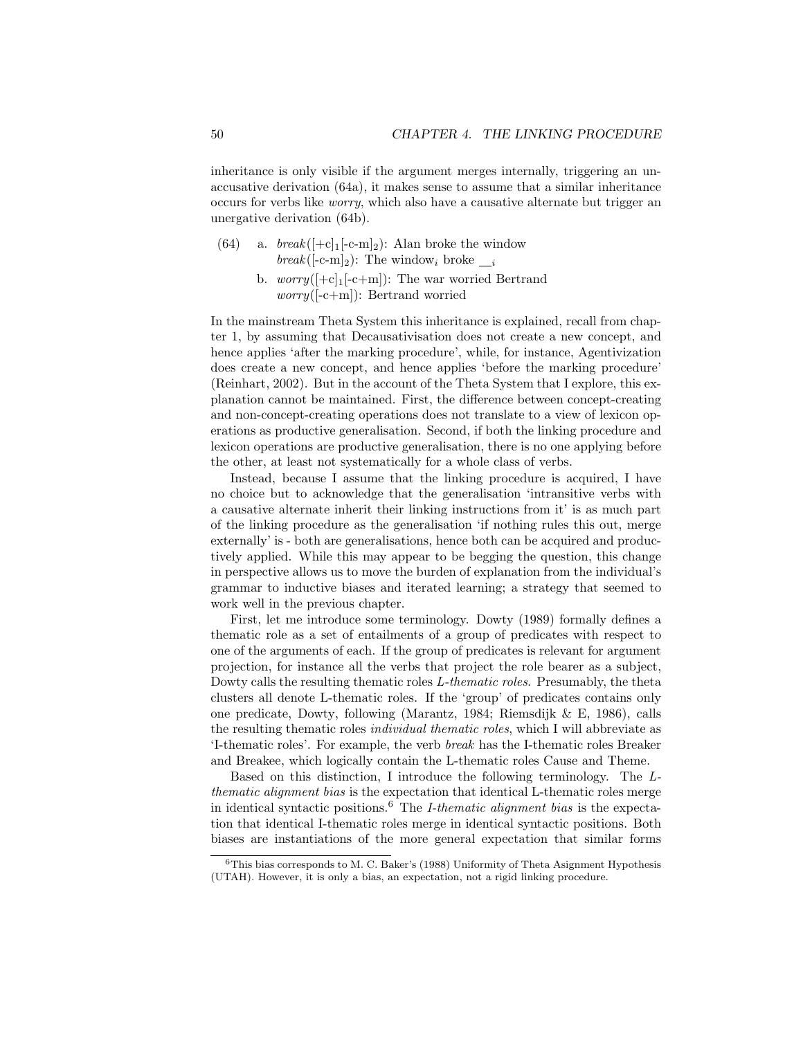inheritance is only visible if the argument merges internally, triggering an unaccusative derivation (64a), it makes sense to assume that a similar inheritance occurs for verbs like *worry*, which also have a causative alternate but trigger an unergative derivation (64b).

(64) a. *break*($[+c]_1[-c\text{-}m]_2$): Alan broke the window
*break*($[-c\text{-}m]_2$): The window$_i$ broke $\_\_ _i$

b. *worry*($[+c]_1[-c{+}m]$): The war worried Bertrand
*worry*($[-c{+}m]$): Bertrand worried

In the mainstream Theta System this inheritance is explained, recall from chapter 1, by assuming that Decausativisation does not create a new concept, and hence applies 'after the marking procedure', while, for instance, Agentivization does create a new concept, and hence applies 'before the marking procedure' (Reinhart, 2002). But in the account of the Theta System that I explore, this explanation cannot be maintained. First, the difference between concept-creating and non-concept-creating operations does not translate to a view of lexicon operations as productive generalisation. Second, if both the linking procedure and lexicon operations are productive generalisation, there is no one applying before the other, at least not systematically for a whole class of verbs.

Instead, because I assume that the linking procedure is acquired, I have no choice but to acknowledge that the generalisation 'intransitive verbs with a causative alternate inherit their linking instructions from it' is as much part of the linking procedure as the generalisation 'if nothing rules this out, merge externally' is - both are generalisations, hence both can be acquired and productively applied. While this may appear to be begging the question, this change in perspective allows us to move the burden of explanation from the individual's grammar to inductive biases and iterated learning; a strategy that seemed to work well in the previous chapter.

First, let me introduce some terminology. Dowty (1989) formally defines a thematic role as a set of entailments of a group of predicates with respect to one of the arguments of each. If the group of predicates is relevant for argument projection, for instance all the verbs that project the role bearer as a subject, Dowty calls the resulting thematic roles *L-thematic roles*. Presumably, the theta clusters all denote L-thematic roles. If the 'group' of predicates contains only one predicate, Dowty, following (Marantz, 1984; Riemsdijk & E, 1986), calls the resulting thematic roles *individual thematic roles*, which I will abbreviate as 'I-thematic roles'. For example, the verb *break* has the I-thematic roles Breaker and Breakee, which logically contain the L-thematic roles Cause and Theme.

Based on this distinction, I introduce the following terminology. The *L-thematic alignment bias* is the expectation that identical L-thematic roles merge in identical syntactic positions.[6] The *I-thematic alignment bias* is the expectation that identical I-thematic roles merge in identical syntactic positions. Both biases are instantiations of the more general expectation that similar forms

[6] This bias corresponds to M. C. Baker's (1988) Uniformity of Theta Asignment Hypothesis (UTAH). However, it is only a bias, an expectation, not a rigid linking procedure.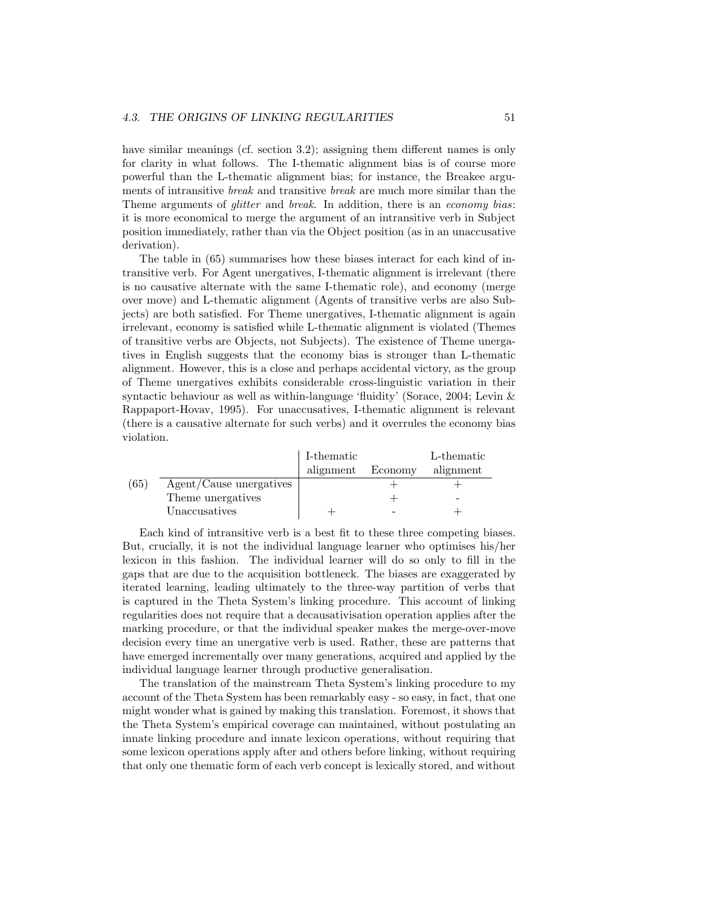have similar meanings (cf. section 3.2); assigning them different names is only for clarity in what follows. The I-thematic alignment bias is of course more powerful than the L-thematic alignment bias; for instance, the Breakee arguments of intransitive *break* and transitive *break* are much more similar than the Theme arguments of *glitter* and *break*. In addition, there is an *economy bias*: it is more economical to merge the argument of an intransitive verb in Subject position immediately, rather than via the Object position (as in an unaccusative derivation).

The table in (65) summarises how these biases interact for each kind of intransitive verb. For Agent unergatives, I-thematic alignment is irrelevant (there is no causative alternate with the same I-thematic role), and economy (merge over move) and L-thematic alignment (Agents of transitive verbs are also Subjects) are both satisfied. For Theme unergatives, I-thematic alignment is again irrelevant, economy is satisfied while L-thematic alignment is violated (Themes of transitive verbs are Objects, not Subjects). The existence of Theme unergatives in English suggests that the economy bias is stronger than L-thematic alignment. However, this is a close and perhaps accidental victory, as the group of Theme unergatives exhibits considerable cross-linguistic variation in their syntactic behaviour as well as within-language 'fluidity' (Sorace, 2004; Levin & Rappaport-Hovav, 1995). For unaccusatives, I-thematic alignment is relevant (there is a causative alternate for such verbs) and it overrules the economy bias violation.

(65)

| | I-thematic alignment | Economy | L-thematic alignment |
|---|---|---|---|
| Agent/Cause unergatives | | + | + |
| Theme unergatives | | + | - |
| Unaccusatives | + | - | + |

Each kind of intransitive verb is a best fit to these three competing biases. But, crucially, it is not the individual language learner who optimises his/her lexicon in this fashion. The individual learner will do so only to fill in the gaps that are due to the acquisition bottleneck. The biases are exaggerated by iterated learning, leading ultimately to the three-way partition of verbs that is captured in the Theta System's linking procedure. This account of linking regularities does not require that a decausativisation operation applies after the marking procedure, or that the individual speaker makes the merge-over-move decision every time an unergative verb is used. Rather, these are patterns that have emerged incrementally over many generations, acquired and applied by the individual language learner through productive generalisation.

The translation of the mainstream Theta System's linking procedure to my account of the Theta System has been remarkably easy - so easy, in fact, that one might wonder what is gained by making this translation. Foremost, it shows that the Theta System's empirical coverage can maintained, without postulating an innate linking procedure and innate lexicon operations, without requiring that some lexicon operations apply after and others before linking, without requiring that only one thematic form of each verb concept is lexically stored, and without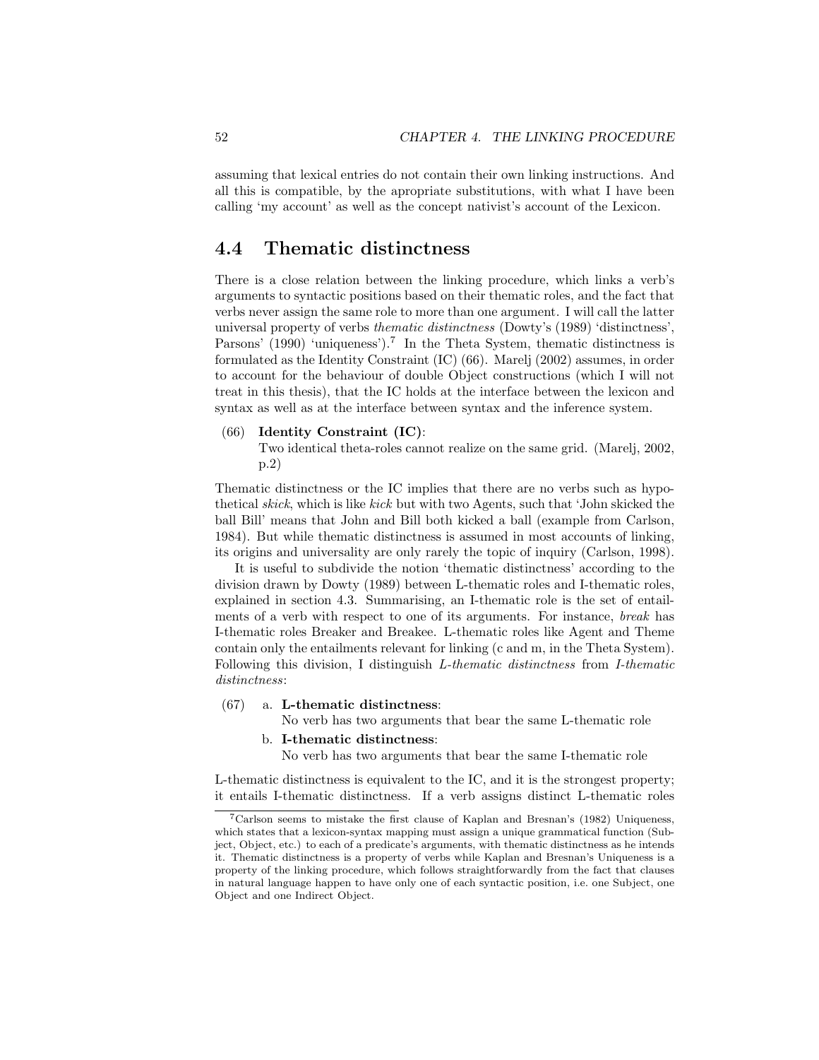assuming that lexical entries do not contain their own linking instructions. And all this is compatible, by the apropriate substitutions, with what I have been calling 'my account' as well as the concept nativist's account of the Lexicon.

## 4.4 Thematic distinctness

There is a close relation between the linking procedure, which links a verb's arguments to syntactic positions based on their thematic roles, and the fact that verbs never assign the same role to more than one argument. I will call the latter universal property of verbs *thematic distinctness* (Dowty's (1989) 'distinctness', Parsons' (1990) 'uniqueness').[7] In the Theta System, thematic distinctness is formulated as the Identity Constraint (IC) (66). Marelj (2002) assumes, in order to account for the behaviour of double Object constructions (which I will not treat in this thesis), that the IC holds at the interface between the lexicon and syntax as well as at the interface between syntax and the inference system.

(66) **Identity Constraint (IC)**:
Two identical theta-roles cannot realize on the same grid. (Marelj, 2002, p.2)

Thematic distinctness or the IC implies that there are no verbs such as hypothetical *skick*, which is like *kick* but with two Agents, such that 'John skicked the ball Bill' means that John and Bill both kicked a ball (example from Carlson, 1984). But while thematic distinctness is assumed in most accounts of linking, its origins and universality are only rarely the topic of inquiry (Carlson, 1998).

It is useful to subdivide the notion 'thematic distinctness' according to the division drawn by Dowty (1989) between L-thematic roles and I-thematic roles, explained in section 4.3. Summarising, an I-thematic role is the set of entailments of a verb with respect to one of its arguments. For instance, *break* has I-thematic roles Breaker and Breakee. L-thematic roles like Agent and Theme contain only the entailments relevant for linking (c and m, in the Theta System). Following this division, I distinguish *L-thematic distinctness* from *I-thematic distinctness*:

(67) a. **L-thematic distinctness**:
No verb has two arguments that bear the same L-thematic role

b. **I-thematic distinctness**:
No verb has two arguments that bear the same I-thematic role

L-thematic distinctness is equivalent to the IC, and it is the strongest property; it entails I-thematic distinctness. If a verb assigns distinct L-thematic roles

[7] Carlson seems to mistake the first clause of Kaplan and Bresnan's (1982) Uniqueness, which states that a lexicon-syntax mapping must assign a unique grammatical function (Subject, Object, etc.) to each of a predicate's arguments, with thematic distinctness as he intends it. Thematic distinctness is a property of verbs while Kaplan and Bresnan's Uniqueness is a property of the linking procedure, which follows straightforwardly from the fact that clauses in natural language happen to have only one of each syntactic position, i.e. one Subject, one Object and one Indirect Object.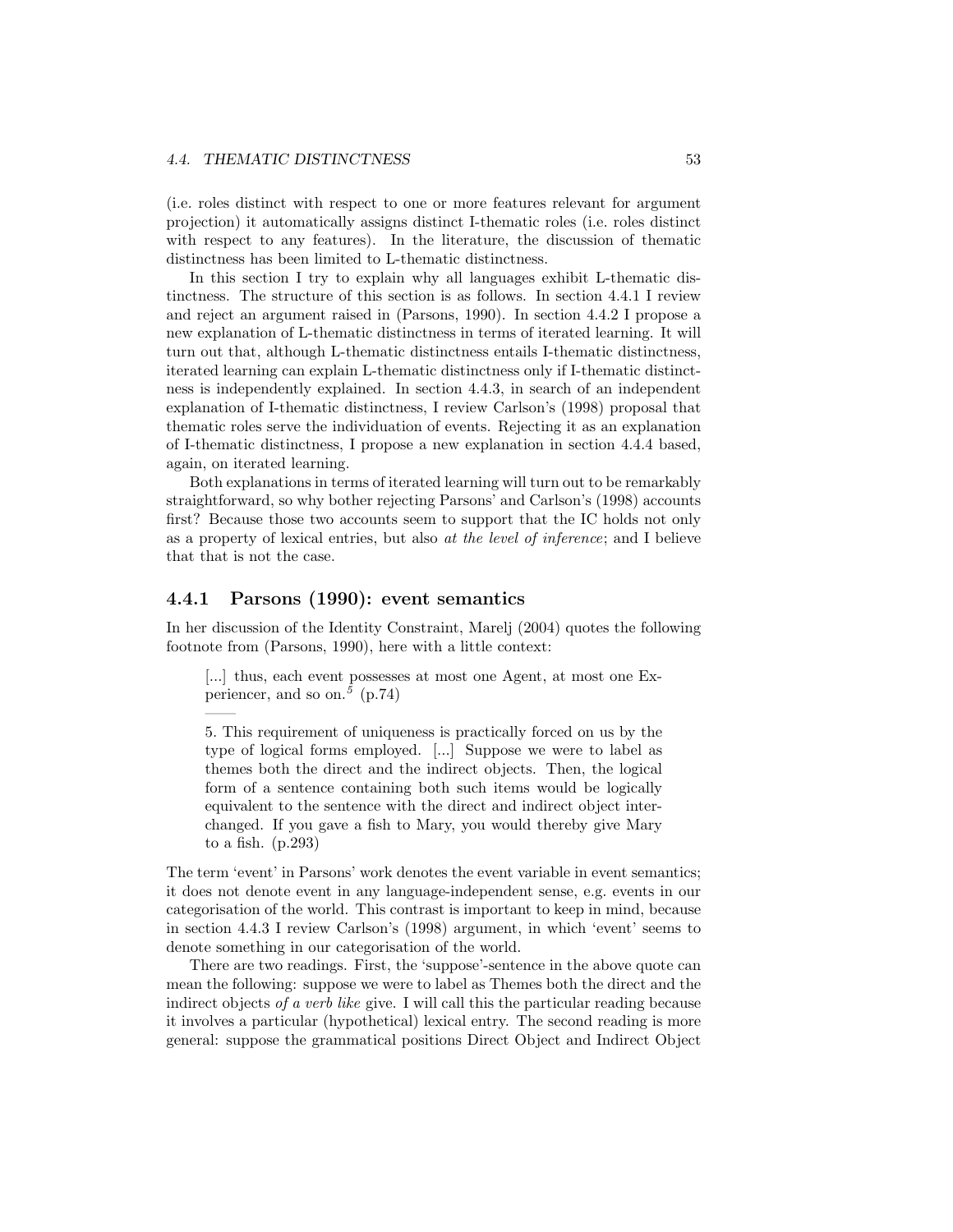(i.e. roles distinct with respect to one or more features relevant for argument projection) it automatically assigns distinct I-thematic roles (i.e. roles distinct with respect to any features). In the literature, the discussion of thematic distinctness has been limited to L-thematic distinctness.

In this section I try to explain why all languages exhibit L-thematic distinctness. The structure of this section is as follows. In section 4.4.1 I review and reject an argument raised in (Parsons, 1990). In section 4.4.2 I propose a new explanation of L-thematic distinctness in terms of iterated learning. It will turn out that, although L-thematic distinctness entails I-thematic distinctness, iterated learning can explain L-thematic distinctness only if I-thematic distinctness is independently explained. In section 4.4.3, in search of an independent explanation of I-thematic distinctness, I review Carlson's (1998) proposal that thematic roles serve the individuation of events. Rejecting it as an explanation of I-thematic distinctness, I propose a new explanation in section 4.4.4 based, again, on iterated learning.

Both explanations in terms of iterated learning will turn out to be remarkably straightforward, so why bother rejecting Parsons' and Carlson's (1998) accounts first? Because those two accounts seem to support that the IC holds not only as a property of lexical entries, but also *at the level of inference*; and I believe that that is not the case.

### 4.4.1 Parsons (1990): event semantics

In her discussion of the Identity Constraint, Marelj (2004) quotes the following footnote from (Parsons, 1990), here with a little context:

> [...] thus, each event possesses at most one Agent, at most one Experiencer, and so on.[5] (p.74)
>
> ——
>
> 5. This requirement of uniqueness is practically forced on us by the type of logical forms employed. [...] Suppose we were to label as themes both the direct and the indirect objects. Then, the logical form of a sentence containing both such items would be logically equivalent to the sentence with the direct and indirect object interchanged. If you gave a fish to Mary, you would thereby give Mary to a fish. (p.293)

The term 'event' in Parsons' work denotes the event variable in event semantics; it does not denote event in any language-independent sense, e.g. events in our categorisation of the world. This contrast is important to keep in mind, because in section 4.4.3 I review Carlson's (1998) argument, in which 'event' seems to denote something in our categorisation of the world.

There are two readings. First, the 'suppose'-sentence in the above quote can mean the following: suppose we were to label as Themes both the direct and the indirect objects *of a verb like* give. I will call this the particular reading because it involves a particular (hypothetical) lexical entry. The second reading is more general: suppose the grammatical positions Direct Object and Indirect Object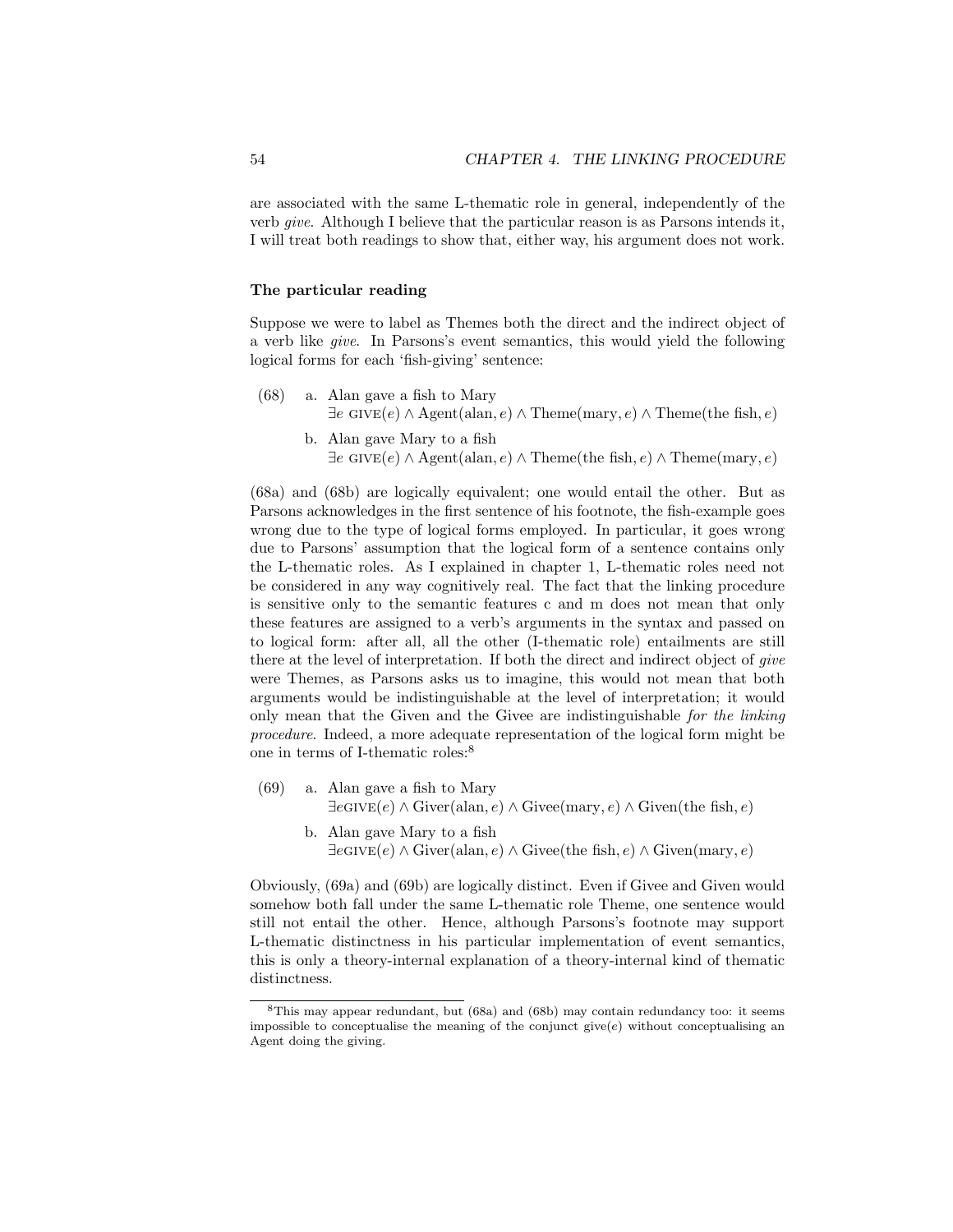are associated with the same L-thematic role in general, independently of the verb *give*. Although I believe that the particular reason is as Parsons intends it, I will treat both readings to show that, either way, his argument does not work.

### The particular reading

Suppose we were to label as Themes both the direct and the indirect object of a verb like *give*. In Parsons's event semantics, this would yield the following logical forms for each 'fish-giving' sentence:

(68) a. Alan gave a fish to Mary
$\exists e \ \textsc{give}(e) \wedge \text{Agent}(\text{alan}, e) \wedge \text{Theme}(\text{mary}, e) \wedge \text{Theme}(\text{the fish}, e)$

b. Alan gave Mary to a fish
$\exists e \ \textsc{give}(e) \wedge \text{Agent}(\text{alan}, e) \wedge \text{Theme}(\text{the fish}, e) \wedge \text{Theme}(\text{mary}, e)$

(68a) and (68b) are logically equivalent; one would entail the other. But as Parsons acknowledges in the first sentence of his footnote, the fish-example goes wrong due to the type of logical forms employed. In particular, it goes wrong due to Parsons' assumption that the logical form of a sentence contains only the L-thematic roles. As I explained in chapter 1, L-thematic roles need not be considered in any way cognitively real. The fact that the linking procedure is sensitive only to the semantic features c and m does not mean that only these features are assigned to a verb's arguments in the syntax and passed on to logical form: after all, all the other (I-thematic role) entailments are still there at the level of interpretation. If both the direct and indirect object of *give* were Themes, as Parsons asks us to imagine, this would not mean that both arguments would be indistinguishable at the level of interpretation; it would only mean that the Given and the Givee are indistinguishable *for the linking procedure*. Indeed, a more adequate representation of the logical form might be one in terms of I-thematic roles:[8]

(69) a. Alan gave a fish to Mary
$\exists e \textsc{give}(e) \wedge \text{Giver}(\text{alan}, e) \wedge \text{Givee}(\text{mary}, e) \wedge \text{Given}(\text{the fish}, e)$

b. Alan gave Mary to a fish
$\exists e \textsc{give}(e) \wedge \text{Giver}(\text{alan}, e) \wedge \text{Givee}(\text{the fish}, e) \wedge \text{Given}(\text{mary}, e)$

Obviously, (69a) and (69b) are logically distinct. Even if Givee and Given would somehow both fall under the same L-thematic role Theme, one sentence would still not entail the other. Hence, although Parsons's footnote may support L-thematic distinctness in his particular implementation of event semantics, this is only a theory-internal explanation of a theory-internal kind of thematic distinctness.

[8] This may appear redundant, but (68a) and (68b) may contain redundancy too: it seems impossible to conceptualise the meaning of the conjunct give($e$) without conceptualising an Agent doing the giving.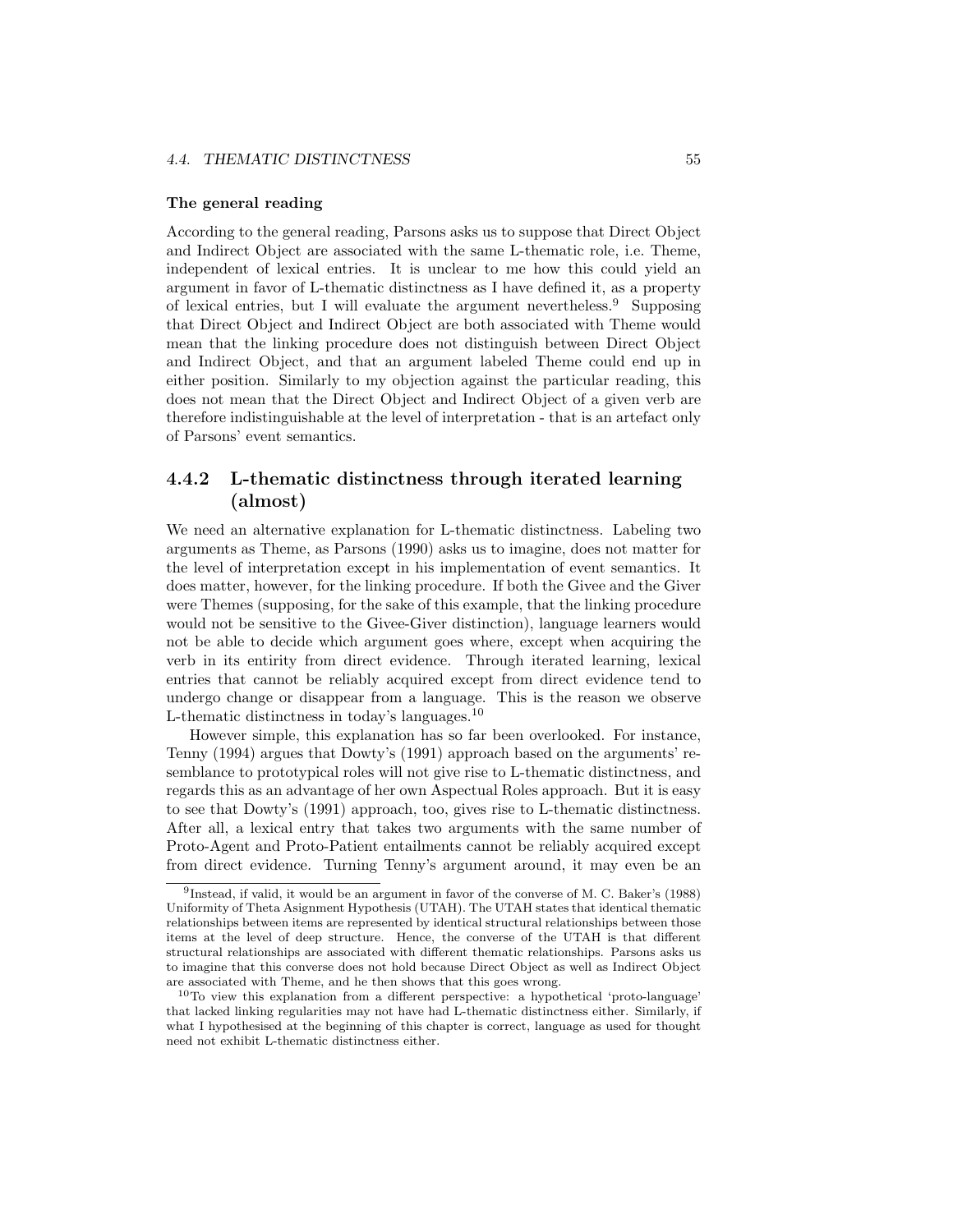#### The general reading

According to the general reading, Parsons asks us to suppose that Direct Object and Indirect Object are associated with the same L-thematic role, i.e. Theme, independent of lexical entries. It is unclear to me how this could yield an argument in favor of L-thematic distinctness as I have defined it, as a property of lexical entries, but I will evaluate the argument nevertheless.[9] Supposing that Direct Object and Indirect Object are both associated with Theme would mean that the linking procedure does not distinguish between Direct Object and Indirect Object, and that an argument labeled Theme could end up in either position. Similarly to my objection against the particular reading, this does not mean that the Direct Object and Indirect Object of a given verb are therefore indistinguishable at the level of interpretation - that is an artefact only of Parsons' event semantics.

### 4.4.2 L-thematic distinctness through iterated learning (almost)

We need an alternative explanation for L-thematic distinctness. Labeling two arguments as Theme, as Parsons (1990) asks us to imagine, does not matter for the level of interpretation except in his implementation of event semantics. It does matter, however, for the linking procedure. If both the Givee and the Giver were Themes (supposing, for the sake of this example, that the linking procedure would not be sensitive to the Givee-Giver distinction), language learners would not be able to decide which argument goes where, except when acquiring the verb in its entirity from direct evidence. Through iterated learning, lexical entries that cannot be reliably acquired except from direct evidence tend to undergo change or disappear from a language. This is the reason we observe L-thematic distinctness in today's languages.[10]

However simple, this explanation has so far been overlooked. For instance, Tenny (1994) argues that Dowty's (1991) approach based on the arguments' resemblance to prototypical roles will not give rise to L-thematic distinctness, and regards this as an advantage of her own Aspectual Roles approach. But it is easy to see that Dowty's (1991) approach, too, gives rise to L-thematic distinctness. After all, a lexical entry that takes two arguments with the same number of Proto-Agent and Proto-Patient entailments cannot be reliably acquired except from direct evidence. Turning Tenny's argument around, it may even be an

---

[9] Instead, if valid, it would be an argument in favor of the converse of M. C. Baker's (1988) Uniformity of Theta Asignment Hypothesis (UTAH). The UTAH states that identical thematic relationships between items are represented by identical structural relationships between those items at the level of deep structure. Hence, the converse of the UTAH is that different structural relationships are associated with different thematic relationships. Parsons asks us to imagine that this converse does not hold because Direct Object as well as Indirect Object are associated with Theme, and he then shows that this goes wrong.

[10] To view this explanation from a different perspective: a hypothetical 'proto-language' that lacked linking regularities may not have had L-thematic distinctness either. Similarly, if what I hypothesised at the beginning of this chapter is correct, language as used for thought need not exhibit L-thematic distinctness either.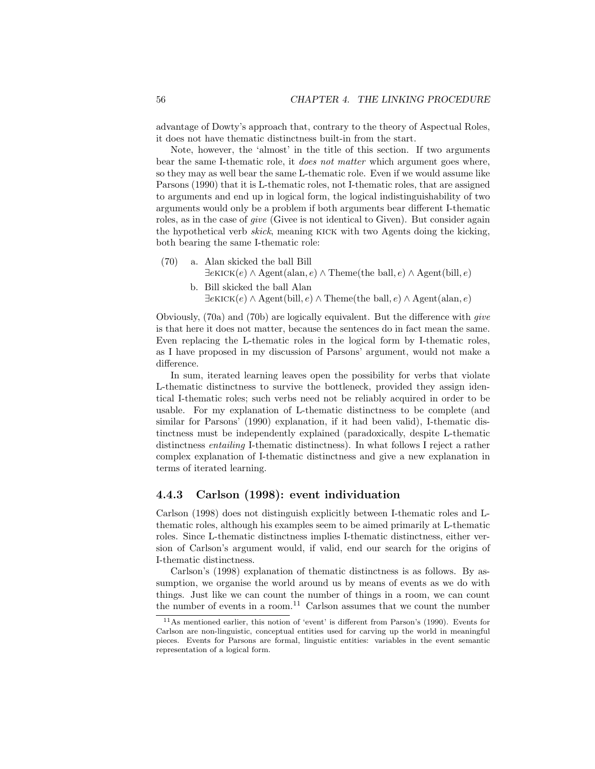advantage of Dowty's approach that, contrary to the theory of Aspectual Roles, it does not have thematic distinctness built-in from the start.

Note, however, the 'almost' in the title of this section. If two arguments bear the same I-thematic role, it *does not matter* which argument goes where, so they may as well bear the same L-thematic role. Even if we would assume like Parsons (1990) that it is L-thematic roles, not I-thematic roles, that are assigned to arguments and end up in logical form, the logical indistinguishability of two arguments would only be a problem if both arguments bear different I-thematic roles, as in the case of *give* (Givee is not identical to Given). But consider again the hypothetical verb *skick*, meaning KICK with two Agents doing the kicking, both bearing the same I-thematic role:

(70) a. Alan skicked the ball Bill
$\exists e \text{KICK}(e) \wedge \text{Agent}(\text{alan}, e) \wedge \text{Theme}(\text{the ball}, e) \wedge \text{Agent}(\text{bill}, e)$

b. Bill skicked the ball Alan
$\exists e \text{KICK}(e) \wedge \text{Agent}(\text{bill}, e) \wedge \text{Theme}(\text{the ball}, e) \wedge \text{Agent}(\text{alan}, e)$

Obviously, (70a) and (70b) are logically equivalent. But the difference with *give* is that here it does not matter, because the sentences do in fact mean the same. Even replacing the L-thematic roles in the logical form by I-thematic roles, as I have proposed in my discussion of Parsons' argument, would not make a difference.

In sum, iterated learning leaves open the possibility for verbs that violate L-thematic distinctness to survive the bottleneck, provided they assign identical I-thematic roles; such verbs need not be reliably acquired in order to be usable. For my explanation of L-thematic distinctness to be complete (and similar for Parsons' (1990) explanation, if it had been valid), I-thematic distinctness must be independently explained (paradoxically, despite L-thematic distinctness *entailing* I-thematic distinctness). In what follows I reject a rather complex explanation of I-thematic distinctness and give a new explanation in terms of iterated learning.

### 4.4.3 Carlson (1998): event individuation

Carlson (1998) does not distinguish explicitly between I-thematic roles and L-thematic roles, although his examples seem to be aimed primarily at L-thematic roles. Since L-thematic distinctness implies I-thematic distinctness, either version of Carlson's argument would, if valid, end our search for the origins of I-thematic distinctness.

Carlson's (1998) explanation of thematic distinctness is as follows. By assumption, we organise the world around us by means of events as we do with things. Just like we can count the number of things in a room, we can count the number of events in a room.[11] Carlson assumes that we count the number

[11] As mentioned earlier, this notion of 'event' is different from Parson's (1990). Events for Carlson are non-linguistic, conceptual entities used for carving up the world in meaningful pieces. Events for Parsons are formal, linguistic entities: variables in the event semantic representation of a logical form.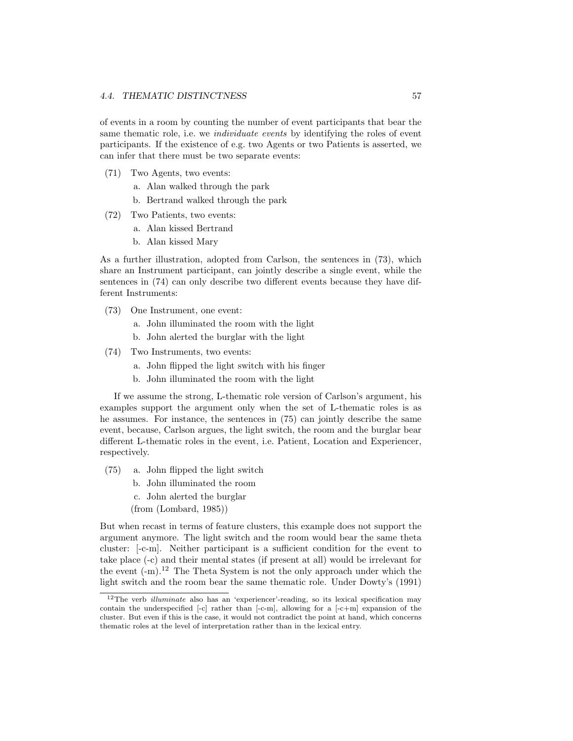of events in a room by counting the number of event participants that bear the same thematic role, i.e. we *individuate events* by identifying the roles of event participants. If the existence of e.g. two Agents or two Patients is asserted, we can infer that there must be two separate events:

(71) Two Agents, two events:
   a. Alan walked through the park
   b. Bertrand walked through the park

(72) Two Patients, two events:
   a. Alan kissed Bertrand
   b. Alan kissed Mary

As a further illustration, adopted from Carlson, the sentences in (73), which share an Instrument participant, can jointly describe a single event, while the sentences in (74) can only describe two different events because they have different Instruments:

(73) One Instrument, one event:
   a. John illuminated the room with the light
   b. John alerted the burglar with the light

(74) Two Instruments, two events:
   a. John flipped the light switch with his finger
   b. John illuminated the room with the light

If we assume the strong, L-thematic role version of Carlson's argument, his examples support the argument only when the set of L-thematic roles is as he assumes. For instance, the sentences in (75) can jointly describe the same event, because, Carlson argues, the light switch, the room and the burglar bear different L-thematic roles in the event, i.e. Patient, Location and Experiencer, respectively.

(75) a. John flipped the light switch
   b. John illuminated the room
   c. John alerted the burglar
   (from (Lombard, 1985))

But when recast in terms of feature clusters, this example does not support the argument anymore. The light switch and the room would bear the same theta cluster: [-c-m]. Neither participant is a sufficient condition for the event to take place (-c) and their mental states (if present at all) would be irrelevant for the event (-m).[12] The Theta System is not the only approach under which the light switch and the room bear the same thematic role. Under Dowty's (1991)

[12]The verb *illuminate* also has an 'experiencer'-reading, so its lexical specification may contain the underspecified [-c] rather than [-c-m], allowing for a [-c+m] expansion of the cluster. But even if this is the case, it would not contradict the point at hand, which concerns thematic roles at the level of interpretation rather than in the lexical entry.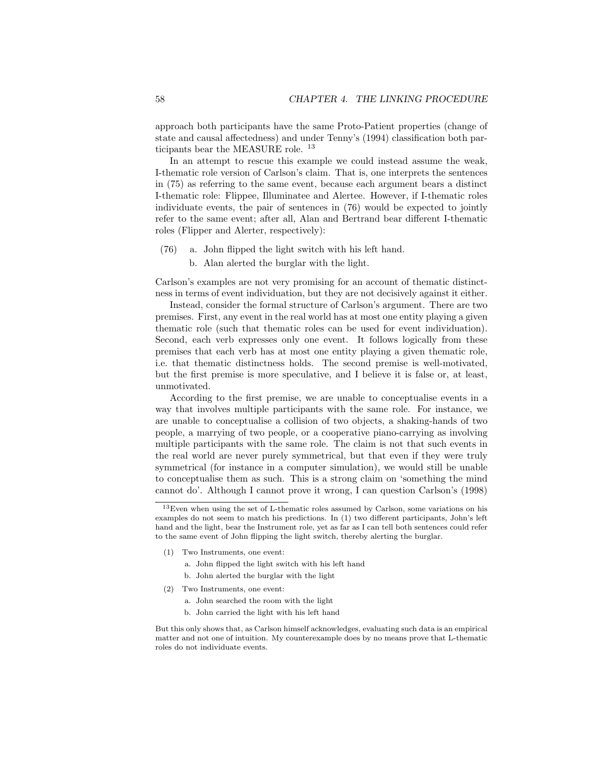approach both participants have the same Proto-Patient properties (change of state and causal affectedness) and under Tenny's (1994) classification both participants bear the MEASURE role. [13]

In an attempt to rescue this example we could instead assume the weak, I-thematic role version of Carlson's claim. That is, one interprets the sentences in (75) as referring to the same event, because each argument bears a distinct I-thematic role: Flippee, Illuminatee and Alertee. However, if I-thematic roles individuate events, the pair of sentences in (76) would be expected to jointly refer to the same event; after all, Alan and Bertrand bear different I-thematic roles (Flipper and Alerter, respectively):

(76) a. John flipped the light switch with his left hand.
     b. Alan alerted the burglar with the light.

Carlson's examples are not very promising for an account of thematic distinctness in terms of event individuation, but they are not decisively against it either.

Instead, consider the formal structure of Carlson's argument. There are two premises. First, any event in the real world has at most one entity playing a given thematic role (such that thematic roles can be used for event individuation). Second, each verb expresses only one event. It follows logically from these premises that each verb has at most one entity playing a given thematic role, i.e. that thematic distinctness holds. The second premise is well-motivated, but the first premise is more speculative, and I believe it is false or, at least, unmotivated.

According to the first premise, we are unable to conceptualise events in a way that involves multiple participants with the same role. For instance, we are unable to conceptualise a collision of two objects, a shaking-hands of two people, a marrying of two people, or a cooperative piano-carrying as involving multiple participants with the same role. The claim is not that such events in the real world are never purely symmetrical, but that even if they were truly symmetrical (for instance in a computer simulation), we would still be unable to conceptualise them as such. This is a strong claim on 'something the mind cannot do'. Although I cannot prove it wrong, I can question Carlson's (1998)

---

[13] Even when using the set of L-thematic roles assumed by Carlson, some variations on his examples do not seem to match his predictions. In (1) two different participants, John's left hand and the light, bear the Instrument role, yet as far as I can tell both sentences could refer to the same event of John flipping the light switch, thereby alerting the burglar.

(1) Two Instruments, one event:
    a. John flipped the light switch with his left hand
    b. John alerted the burglar with the light

(2) Two Instruments, one event:
    a. John searched the room with the light
    b. John carried the light with his left hand

But this only shows that, as Carlson himself acknowledges, evaluating such data is an empirical matter and not one of intuition. My counterexample does by no means prove that L-thematic roles do not individuate events.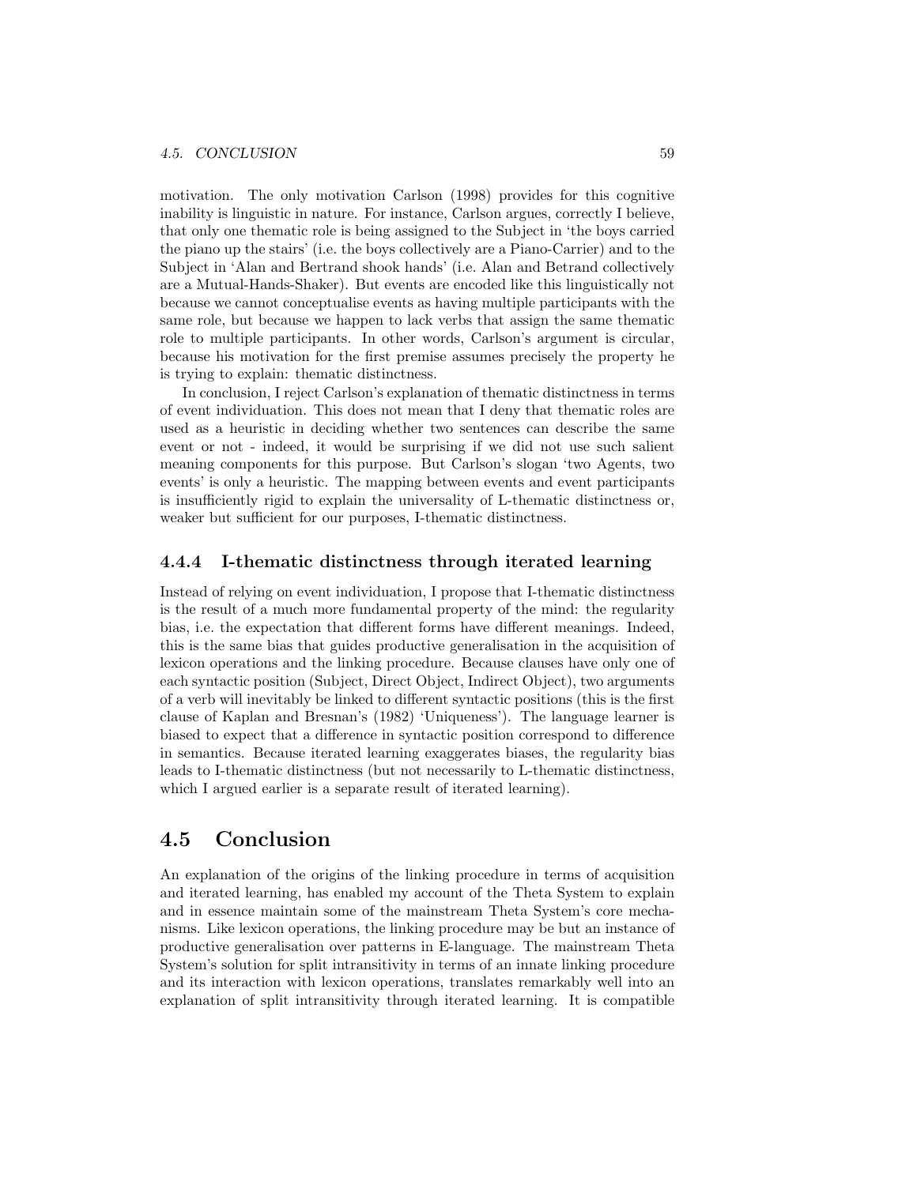motivation. The only motivation Carlson (1998) provides for this cognitive inability is linguistic in nature. For instance, Carlson argues, correctly I believe, that only one thematic role is being assigned to the Subject in 'the boys carried the piano up the stairs' (i.e. the boys collectively are a Piano-Carrier) and to the Subject in 'Alan and Bertrand shook hands' (i.e. Alan and Betrand collectively are a Mutual-Hands-Shaker). But events are encoded like this linguistically not because we cannot conceptualise events as having multiple participants with the same role, but because we happen to lack verbs that assign the same thematic role to multiple participants. In other words, Carlson's argument is circular, because his motivation for the first premise assumes precisely the property he is trying to explain: thematic distinctness.

In conclusion, I reject Carlson's explanation of thematic distinctness in terms of event individuation. This does not mean that I deny that thematic roles are used as a heuristic in deciding whether two sentences can describe the same event or not - indeed, it would be surprising if we did not use such salient meaning components for this purpose. But Carlson's slogan 'two Agents, two events' is only a heuristic. The mapping between events and event participants is insufficiently rigid to explain the universality of L-thematic distinctness or, weaker but sufficient for our purposes, I-thematic distinctness.

### 4.4.4 I-thematic distinctness through iterated learning

Instead of relying on event individuation, I propose that I-thematic distinctness is the result of a much more fundamental property of the mind: the regularity bias, i.e. the expectation that different forms have different meanings. Indeed, this is the same bias that guides productive generalisation in the acquisition of lexicon operations and the linking procedure. Because clauses have only one of each syntactic position (Subject, Direct Object, Indirect Object), two arguments of a verb will inevitably be linked to different syntactic positions (this is the first clause of Kaplan and Bresnan's (1982) 'Uniqueness'). The language learner is biased to expect that a difference in syntactic position correspond to difference in semantics. Because iterated learning exaggerates biases, the regularity bias leads to I-thematic distinctness (but not necessarily to L-thematic distinctness, which I argued earlier is a separate result of iterated learning).

## 4.5 Conclusion

An explanation of the origins of the linking procedure in terms of acquisition and iterated learning, has enabled my account of the Theta System to explain and in essence maintain some of the mainstream Theta System's core mechanisms. Like lexicon operations, the linking procedure may be but an instance of productive generalisation over patterns in E-language. The mainstream Theta System's solution for split intransitivity in terms of an innate linking procedure and its interaction with lexicon operations, translates remarkably well into an explanation of split intransitivity through iterated learning. It is compatible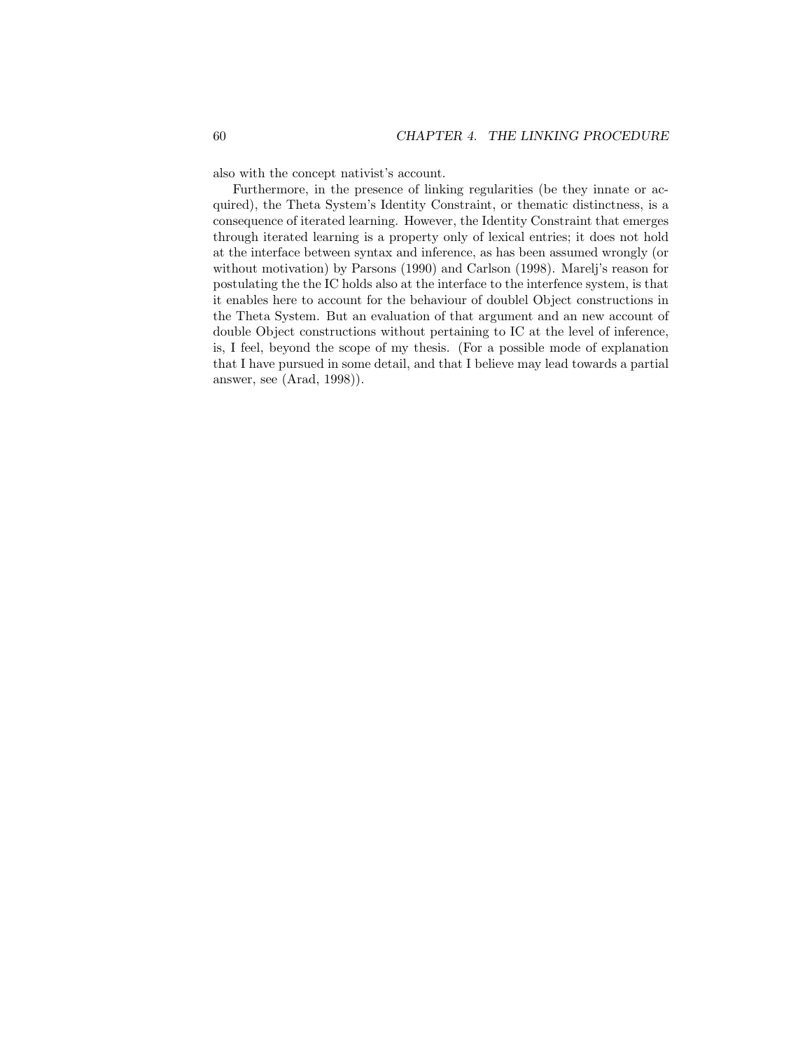also with the concept nativist's account.

Furthermore, in the presence of linking regularities (be they innate or acquired), the Theta System's Identity Constraint, or thematic distinctness, is a consequence of iterated learning. However, the Identity Constraint that emerges through iterated learning is a property only of lexical entries; it does not hold at the interface between syntax and inference, as has been assumed wrongly (or without motivation) by Parsons (1990) and Carlson (1998). Marelj's reason for postulating the the IC holds also at the interface to the interfence system, is that it enables here to account for the behaviour of doublel Object constructions in the Theta System. But an evaluation of that argument and an new account of double Object constructions without pertaining to IC at the level of inference, is, I feel, beyond the scope of my thesis. (For a possible mode of explanation that I have pursued in some detail, and that I believe may lead towards a partial answer, see (Arad, 1998)).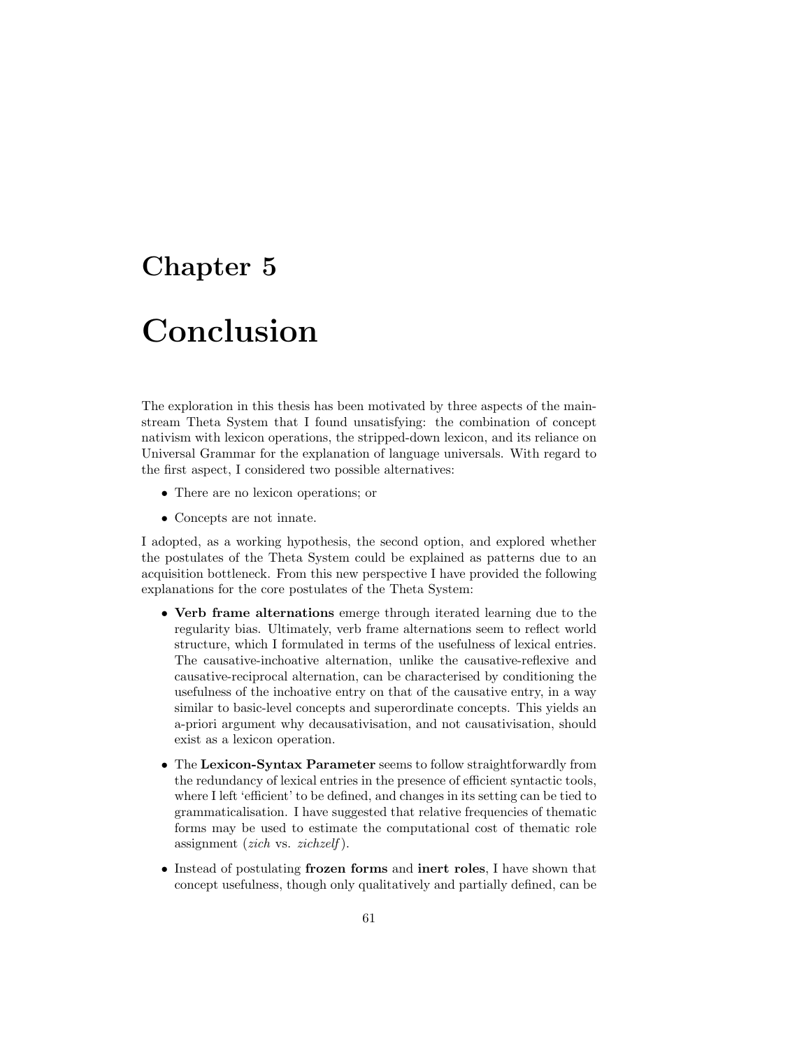# Chapter 5

# Conclusion

The exploration in this thesis has been motivated by three aspects of the mainstream Theta System that I found unsatisfying: the combination of concept nativism with lexicon operations, the stripped-down lexicon, and its reliance on Universal Grammar for the explanation of language universals. With regard to the first aspect, I considered two possible alternatives:

- There are no lexicon operations; or
- Concepts are not innate.

I adopted, as a working hypothesis, the second option, and explored whether the postulates of the Theta System could be explained as patterns due to an acquisition bottleneck. From this new perspective I have provided the following explanations for the core postulates of the Theta System:

- **Verb frame alternations** emerge through iterated learning due to the regularity bias. Ultimately, verb frame alternations seem to reflect world structure, which I formulated in terms of the usefulness of lexical entries. The causative-inchoative alternation, unlike the causative-reflexive and causative-reciprocal alternation, can be characterised by conditioning the usefulness of the inchoative entry on that of the causative entry, in a way similar to basic-level concepts and superordinate concepts. This yields an a-priori argument why decausativisation, and not causativisation, should exist as a lexicon operation.
- The **Lexicon-Syntax Parameter** seems to follow straightforwardly from the redundancy of lexical entries in the presence of efficient syntactic tools, where I left 'efficient' to be defined, and changes in its setting can be tied to grammaticalisation. I have suggested that relative frequencies of thematic forms may be used to estimate the computational cost of thematic role assignment (*zich* vs. *zichzelf*).
- Instead of postulating **frozen forms** and **inert roles**, I have shown that concept usefulness, though only qualitatively and partially defined, can be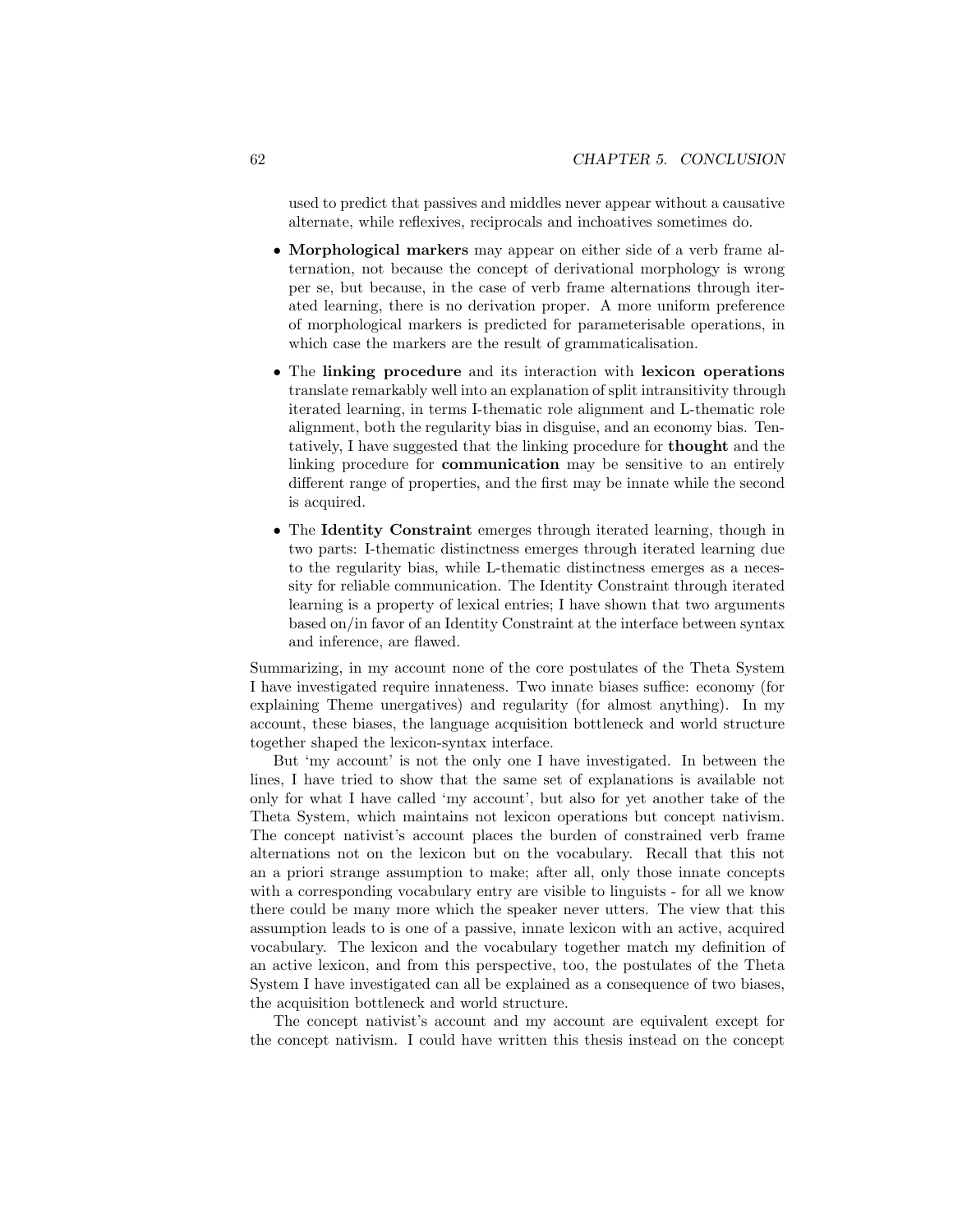used to predict that passives and middles never appear without a causative alternate, while reflexives, reciprocals and inchoatives sometimes do.

- **Morphological markers** may appear on either side of a verb frame alternation, not because the concept of derivational morphology is wrong per se, but because, in the case of verb frame alternations through iterated learning, there is no derivation proper. A more uniform preference of morphological markers is predicted for parameterisable operations, in which case the markers are the result of grammaticalisation.
- The **linking procedure** and its interaction with **lexicon operations** translate remarkably well into an explanation of split intransitivity through iterated learning, in terms I-thematic role alignment and L-thematic role alignment, both the regularity bias in disguise, and an economy bias. Tentatively, I have suggested that the linking procedure for **thought** and the linking procedure for **communication** may be sensitive to an entirely different range of properties, and the first may be innate while the second is acquired.
- The **Identity Constraint** emerges through iterated learning, though in two parts: I-thematic distinctness emerges through iterated learning due to the regularity bias, while L-thematic distinctness emerges as a necessity for reliable communication. The Identity Constraint through iterated learning is a property of lexical entries; I have shown that two arguments based on/in favor of an Identity Constraint at the interface between syntax and inference, are flawed.

Summarizing, in my account none of the core postulates of the Theta System I have investigated require innateness. Two innate biases suffice: economy (for explaining Theme unergatives) and regularity (for almost anything). In my account, these biases, the language acquisition bottleneck and world structure together shaped the lexicon-syntax interface.

But 'my account' is not the only one I have investigated. In between the lines, I have tried to show that the same set of explanations is available not only for what I have called 'my account', but also for yet another take of the Theta System, which maintains not lexicon operations but concept nativism. The concept nativist's account places the burden of constrained verb frame alternations not on the lexicon but on the vocabulary. Recall that this not an a priori strange assumption to make; after all, only those innate concepts with a corresponding vocabulary entry are visible to linguists - for all we know there could be many more which the speaker never utters. The view that this assumption leads to is one of a passive, innate lexicon with an active, acquired vocabulary. The lexicon and the vocabulary together match my definition of an active lexicon, and from this perspective, too, the postulates of the Theta System I have investigated can all be explained as a consequence of two biases, the acquisition bottleneck and world structure.

The concept nativist's account and my account are equivalent except for the concept nativism. I could have written this thesis instead on the concept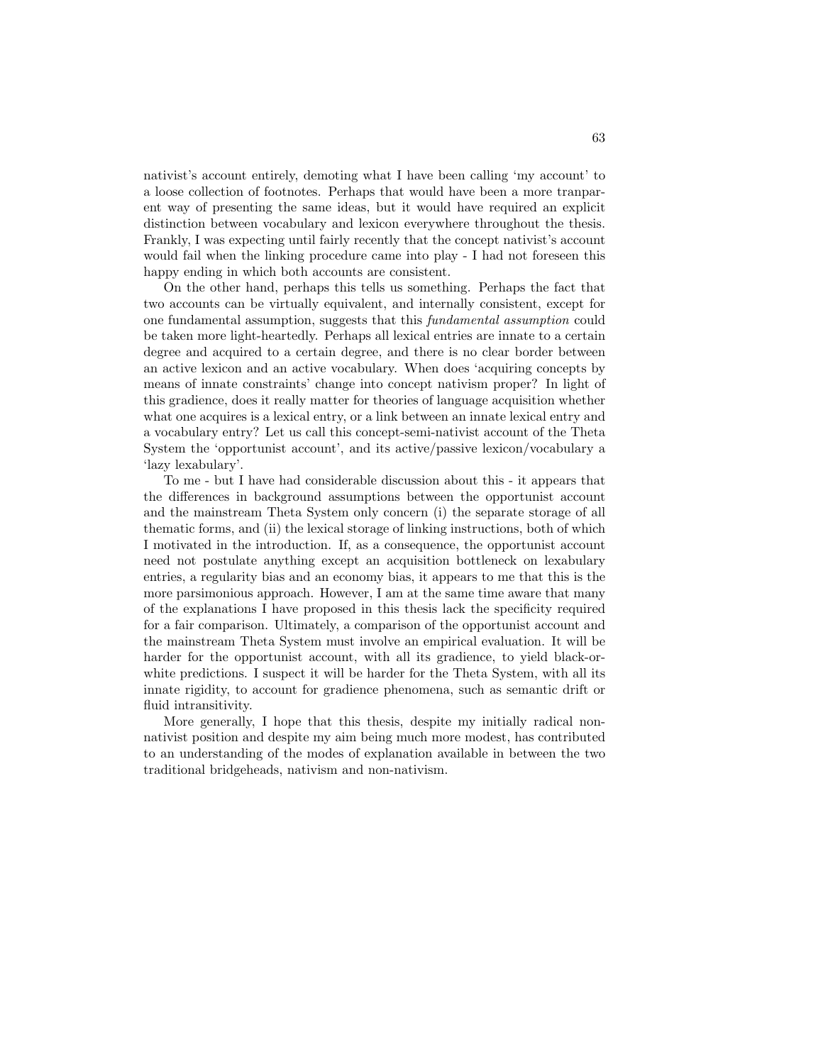nativist's account entirely, demoting what I have been calling 'my account' to a loose collection of footnotes. Perhaps that would have been a more tranparent way of presenting the same ideas, but it would have required an explicit distinction between vocabulary and lexicon everywhere throughout the thesis. Frankly, I was expecting until fairly recently that the concept nativist's account would fail when the linking procedure came into play - I had not foreseen this happy ending in which both accounts are consistent.

On the other hand, perhaps this tells us something. Perhaps the fact that two accounts can be virtually equivalent, and internally consistent, except for one fundamental assumption, suggests that this *fundamental assumption* could be taken more light-heartedly. Perhaps all lexical entries are innate to a certain degree and acquired to a certain degree, and there is no clear border between an active lexicon and an active vocabulary. When does 'acquiring concepts by means of innate constraints' change into concept nativism proper? In light of this gradience, does it really matter for theories of language acquisition whether what one acquires is a lexical entry, or a link between an innate lexical entry and a vocabulary entry? Let us call this concept-semi-nativist account of the Theta System the 'opportunist account', and its active/passive lexicon/vocabulary a 'lazy lexabulary'.

To me - but I have had considerable discussion about this - it appears that the differences in background assumptions between the opportunist account and the mainstream Theta System only concern (i) the separate storage of all thematic forms, and (ii) the lexical storage of linking instructions, both of which I motivated in the introduction. If, as a consequence, the opportunist account need not postulate anything except an acquisition bottleneck on lexabulary entries, a regularity bias and an economy bias, it appears to me that this is the more parsimonious approach. However, I am at the same time aware that many of the explanations I have proposed in this thesis lack the specificity required for a fair comparison. Ultimately, a comparison of the opportunist account and the mainstream Theta System must involve an empirical evaluation. It will be harder for the opportunist account, with all its gradience, to yield black-or-white predictions. I suspect it will be harder for the Theta System, with all its innate rigidity, to account for gradience phenomena, such as semantic drift or fluid intransitivity.

More generally, I hope that this thesis, despite my initially radical non-nativist position and despite my aim being much more modest, has contributed to an understanding of the modes of explanation available in between the two traditional bridgeheads, nativism and non-nativism.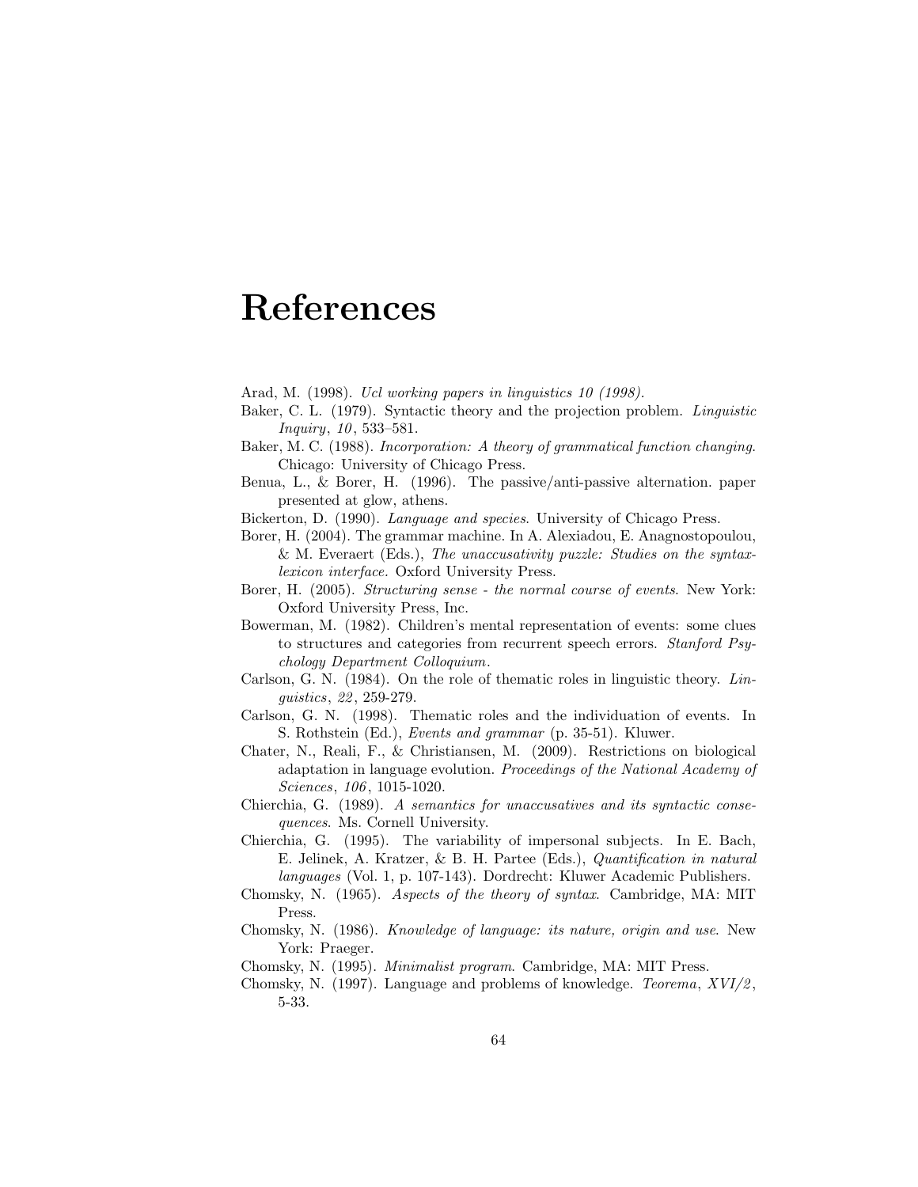# References

Arad, M. (1998). *Ucl working papers in linguistics 10 (1998).*

Baker, C. L. (1979). Syntactic theory and the projection problem. *Linguistic Inquiry*, *10*, 533–581.

Baker, M. C. (1988). *Incorporation: A theory of grammatical function changing.* Chicago: University of Chicago Press.

Benua, L., & Borer, H. (1996). The passive/anti-passive alternation. paper presented at glow, athens.

Bickerton, D. (1990). *Language and species.* University of Chicago Press.

Borer, H. (2004). The grammar machine. In A. Alexiadou, E. Anagnostopoulou, & M. Everaert (Eds.), *The unaccusativity puzzle: Studies on the syntax-lexicon interface.* Oxford University Press.

Borer, H. (2005). *Structuring sense - the normal course of events.* New York: Oxford University Press, Inc.

Bowerman, M. (1982). Children's mental representation of events: some clues to structures and categories from recurrent speech errors. *Stanford Psychology Department Colloquium.*

Carlson, G. N. (1984). On the role of thematic roles in linguistic theory. *Linguistics*, *22*, 259-279.

Carlson, G. N. (1998). Thematic roles and the individuation of events. In S. Rothstein (Ed.), *Events and grammar* (p. 35-51). Kluwer.

Chater, N., Reali, F., & Christiansen, M. (2009). Restrictions on biological adaptation in language evolution. *Proceedings of the National Academy of Sciences*, *106*, 1015-1020.

Chierchia, G. (1989). *A semantics for unaccusatives and its syntactic consequences.* Ms. Cornell University.

Chierchia, G. (1995). The variability of impersonal subjects. In E. Bach, E. Jelinek, A. Kratzer, & B. H. Partee (Eds.), *Quantification in natural languages* (Vol. 1, p. 107-143). Dordrecht: Kluwer Academic Publishers.

Chomsky, N. (1965). *Aspects of the theory of syntax.* Cambridge, MA: MIT Press.

Chomsky, N. (1986). *Knowledge of language: its nature, origin and use.* New York: Praeger.

Chomsky, N. (1995). *Minimalist program.* Cambridge, MA: MIT Press.

Chomsky, N. (1997). Language and problems of knowledge. *Teorema*, *XVI/2*, 5-33.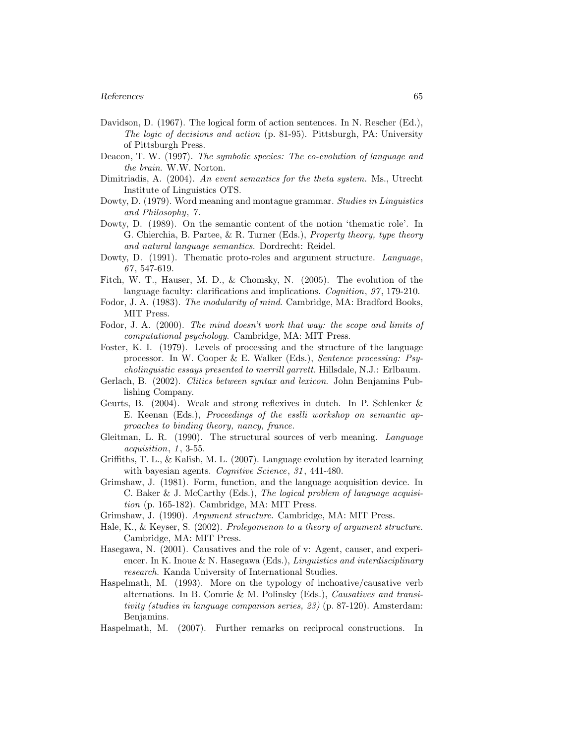Davidson, D. (1967). The logical form of action sentences. In N. Rescher (Ed.), *The logic of decisions and action* (p. 81-95). Pittsburgh, PA: University of Pittsburgh Press.

Deacon, T. W. (1997). *The symbolic species: The co-evolution of language and the brain*. W.W. Norton.

Dimitriadis, A. (2004). *An event semantics for the theta system.* Ms., Utrecht Institute of Linguistics OTS.

Dowty, D. (1979). Word meaning and montague grammar. *Studies in Linguistics and Philosophy*, *7*.

Dowty, D. (1989). On the semantic content of the notion 'thematic role'. In G. Chierchia, B. Partee, & R. Turner (Eds.), *Property theory, type theory and natural language semantics*. Dordrecht: Reidel.

Dowty, D. (1991). Thematic proto-roles and argument structure. *Language*, *67*, 547-619.

Fitch, W. T., Hauser, M. D., & Chomsky, N. (2005). The evolution of the language faculty: clarifications and implications. *Cognition*, *97*, 179-210.

Fodor, J. A. (1983). *The modularity of mind*. Cambridge, MA: Bradford Books, MIT Press.

Fodor, J. A. (2000). *The mind doesn't work that way: the scope and limits of computational psychology*. Cambridge, MA: MIT Press.

Foster, K. I. (1979). Levels of processing and the structure of the language processor. In W. Cooper & E. Walker (Eds.), *Sentence processing: Psycholinguistic essays presented to merrill garrett.* Hillsdale, N.J.: Erlbaum.

Gerlach, B. (2002). *Clitics between syntax and lexicon*. John Benjamins Publishing Company.

Geurts, B. (2004). Weak and strong reflexives in dutch. In P. Schlenker & E. Keenan (Eds.), *Proceedings of the esslli workshop on semantic approaches to binding theory, nancy, france.*

Gleitman, L. R. (1990). The structural sources of verb meaning. *Language acquisition*, *1*, 3-55.

Griffiths, T. L., & Kalish, M. L. (2007). Language evolution by iterated learning with bayesian agents. *Cognitive Science*, *31*, 441-480.

Grimshaw, J. (1981). Form, function, and the language acquisition device. In C. Baker & J. McCarthy (Eds.), *The logical problem of language acquisition* (p. 165-182). Cambridge, MA: MIT Press.

Grimshaw, J. (1990). *Argument structure*. Cambridge, MA: MIT Press.

Hale, K., & Keyser, S. (2002). *Prolegomenon to a theory of argument structure.* Cambridge, MA: MIT Press.

Hasegawa, N. (2001). Causatives and the role of v: Agent, causer, and experiencer. In K. Inoue & N. Hasegawa (Eds.), *Linguistics and interdisciplinary research.* Kanda University of International Studies.

Haspelmath, M. (1993). More on the typology of inchoative/causative verb alternations. In B. Comrie & M. Polinsky (Eds.), *Causatives and transitivity (studies in language companion series, 23)* (p. 87-120). Amsterdam: Benjamins.

Haspelmath, M. (2007). Further remarks on reciprocal constructions. In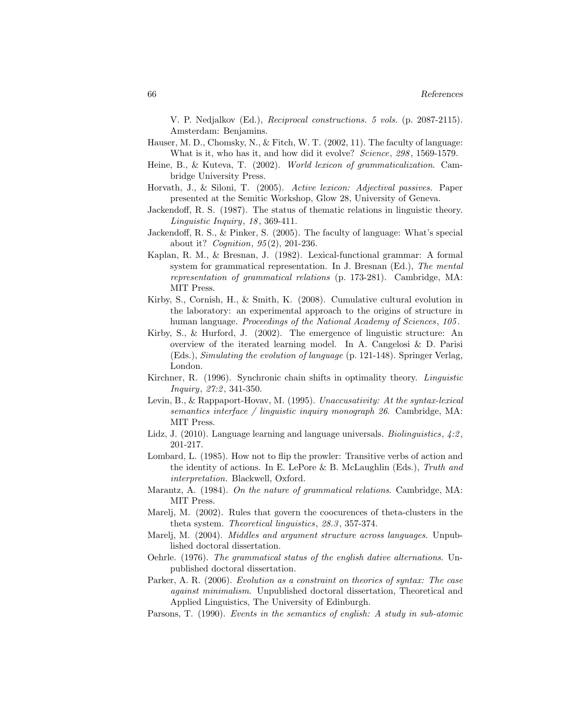V. P. Nedjalkov (Ed.), *Reciprocal constructions. 5 vols.* (p. 2087-2115). Amsterdam: Benjamins.

Hauser, M. D., Chomsky, N., & Fitch, W. T. (2002, 11). The faculty of language: What is it, who has it, and how did it evolve? *Science*, *298*, 1569-1579.

Heine, B., & Kuteva, T. (2002). *World lexicon of grammaticalization*. Cambridge University Press.

Horvath, J., & Siloni, T. (2005). *Active lexicon: Adjectival passives.* Paper presented at the Semitic Workshop, Glow 28, University of Geneva.

Jackendoff, R. S. (1987). The status of thematic relations in linguistic theory. *Linguistic Inquiry*, *18*, 369-411.

Jackendoff, R. S., & Pinker, S. (2005). The faculty of language: What's special about it? *Cognition*, *95*(2), 201-236.

Kaplan, R. M., & Bresnan, J. (1982). Lexical-functional grammar: A formal system for grammatical representation. In J. Bresnan (Ed.), *The mental representation of grammatical relations* (p. 173-281). Cambridge, MA: MIT Press.

Kirby, S., Cornish, H., & Smith, K. (2008). Cumulative cultural evolution in the laboratory: an experimental approach to the origins of structure in human language. *Proceedings of the National Academy of Sciences*, *105*.

Kirby, S., & Hurford, J. (2002). The emergence of linguistic structure: An overview of the iterated learning model. In A. Cangelosi & D. Parisi (Eds.), *Simulating the evolution of language* (p. 121-148). Springer Verlag, London.

Kirchner, R. (1996). Synchronic chain shifts in optimality theory. *Linguistic Inquiry*, *27:2*, 341-350.

Levin, B., & Rappaport-Hovav, M. (1995). *Unaccusativity: At the syntax-lexical semantics interface / linguistic inquiry monograph 26*. Cambridge, MA: MIT Press.

Lidz, J. (2010). Language learning and language universals. *Biolinguistics*, *4:2*, 201-217.

Lombard, L. (1985). How not to flip the prowler: Transitive verbs of action and the identity of actions. In E. LePore & B. McLaughlin (Eds.), *Truth and interpretation.* Blackwell, Oxford.

Marantz, A. (1984). *On the nature of grammatical relations*. Cambridge, MA: MIT Press.

Marelj, M. (2002). Rules that govern the coocurences of theta-clusters in the theta system. *Theoretical linguistics*, *28.3*, 357-374.

Marelj, M. (2004). *Middles and argument structure across languages*. Unpublished doctoral dissertation.

Oehrle. (1976). *The grammatical status of the english dative alternations*. Unpublished doctoral dissertation.

Parker, A. R. (2006). *Evolution as a constraint on theories of syntax: The case against minimalism*. Unpublished doctoral dissertation, Theoretical and Applied Linguistics, The University of Edinburgh.

Parsons, T. (1990). *Events in the semantics of english: A study in sub-atomic*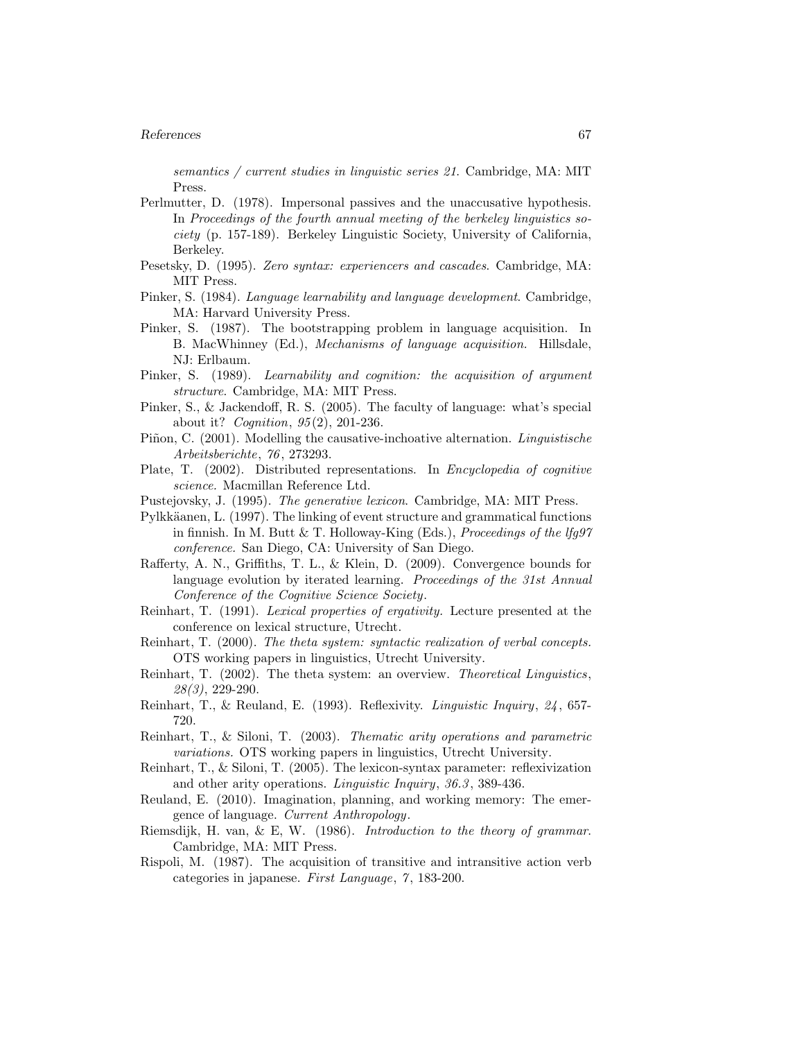*semantics / current studies in linguistic series 21*. Cambridge, MA: MIT Press.

Perlmutter, D. (1978). Impersonal passives and the unaccusative hypothesis. In *Proceedings of the fourth annual meeting of the berkeley linguistics society* (p. 157-189). Berkeley Linguistic Society, University of California, Berkeley.

Pesetsky, D. (1995). *Zero syntax: experiencers and cascades*. Cambridge, MA: MIT Press.

Pinker, S. (1984). *Language learnability and language development*. Cambridge, MA: Harvard University Press.

Pinker, S. (1987). The bootstrapping problem in language acquisition. In B. MacWhinney (Ed.), *Mechanisms of language acquisition.* Hillsdale, NJ: Erlbaum.

Pinker, S. (1989). *Learnability and cognition: the acquisition of argument structure*. Cambridge, MA: MIT Press.

Pinker, S., & Jackendoff, R. S. (2005). The faculty of language: what's special about it? *Cognition*, *95*(2), 201-236.

Piñon, C. (2001). Modelling the causative-inchoative alternation. *Linguistische Arbeitsberichte*, *76*, 273293.

Plate, T. (2002). Distributed representations. In *Encyclopedia of cognitive science.* Macmillan Reference Ltd.

Pustejovsky, J. (1995). *The generative lexicon*. Cambridge, MA: MIT Press.

Pylkkäanen, L. (1997). The linking of event structure and grammatical functions in finnish. In M. Butt & T. Holloway-King (Eds.), *Proceedings of the lfg97 conference.* San Diego, CA: University of San Diego.

Rafferty, A. N., Griffiths, T. L., & Klein, D. (2009). Convergence bounds for language evolution by iterated learning. *Proceedings of the 31st Annual Conference of the Cognitive Science Society*.

Reinhart, T. (1991). *Lexical properties of ergativity.* Lecture presented at the conference on lexical structure, Utrecht.

Reinhart, T. (2000). *The theta system: syntactic realization of verbal concepts.* OTS working papers in linguistics, Utrecht University.

Reinhart, T. (2002). The theta system: an overview. *Theoretical Linguistics*, *28(3)*, 229-290.

Reinhart, T., & Reuland, E. (1993). Reflexivity. *Linguistic Inquiry*, *24*, 657-720.

Reinhart, T., & Siloni, T. (2003). *Thematic arity operations and parametric variations.* OTS working papers in linguistics, Utrecht University.

Reinhart, T., & Siloni, T. (2005). The lexicon-syntax parameter: reflexivization and other arity operations. *Linguistic Inquiry*, *36.3*, 389-436.

Reuland, E. (2010). Imagination, planning, and working memory: The emergence of language. *Current Anthropology*.

Riemsdijk, H. van, & E, W. (1986). *Introduction to the theory of grammar.* Cambridge, MA: MIT Press.

Rispoli, M. (1987). The acquisition of transitive and intransitive action verb categories in japanese. *First Language*, *7*, 183-200.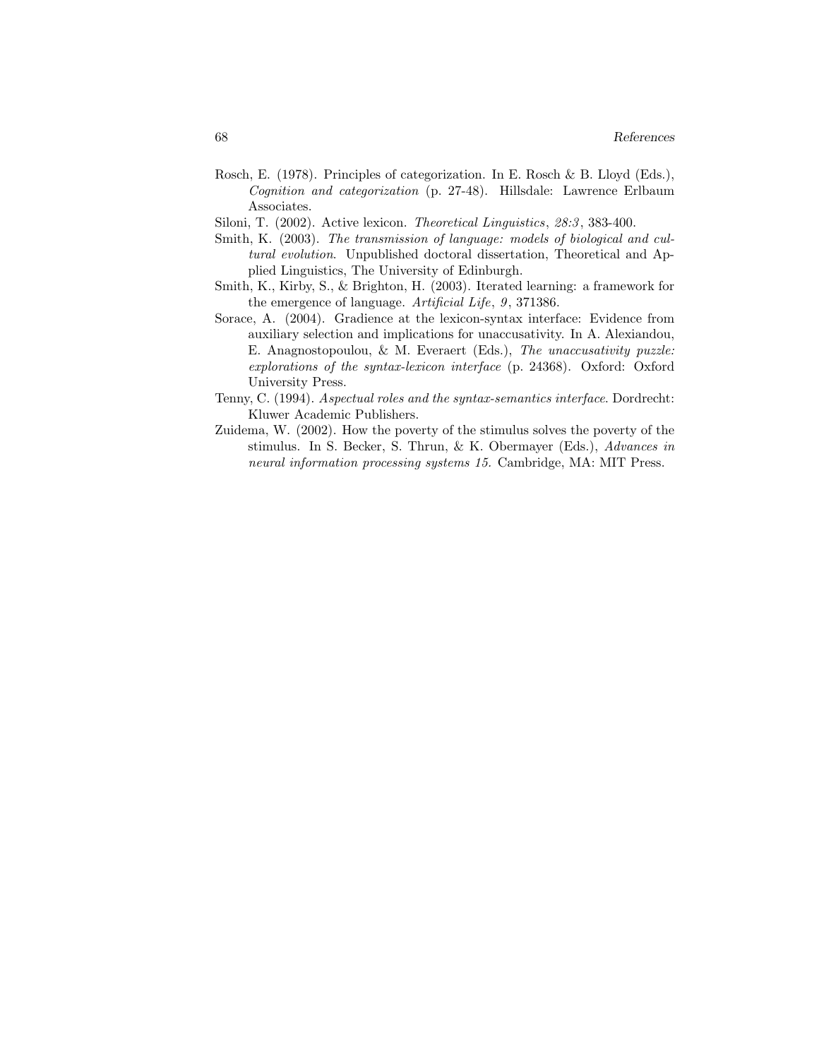Rosch, E. (1978). Principles of categorization. In E. Rosch & B. Lloyd (Eds.), *Cognition and categorization* (p. 27-48). Hillsdale: Lawrence Erlbaum Associates.

Siloni, T. (2002). Active lexicon. *Theoretical Linguistics*, *28:3*, 383-400.

Smith, K. (2003). *The transmission of language: models of biological and cultural evolution*. Unpublished doctoral dissertation, Theoretical and Applied Linguistics, The University of Edinburgh.

Smith, K., Kirby, S., & Brighton, H. (2003). Iterated learning: a framework for the emergence of language. *Artificial Life*, *9*, 371386.

Sorace, A. (2004). Gradience at the lexicon-syntax interface: Evidence from auxiliary selection and implications for unaccusativity. In A. Alexiandou, E. Anagnostopoulou, & M. Everaert (Eds.), *The unaccusativity puzzle: explorations of the syntax-lexicon interface* (p. 24368). Oxford: Oxford University Press.

Tenny, C. (1994). *Aspectual roles and the syntax-semantics interface*. Dordrecht: Kluwer Academic Publishers.

Zuidema, W. (2002). How the poverty of the stimulus solves the poverty of the stimulus. In S. Becker, S. Thrun, & K. Obermayer (Eds.), *Advances in neural information processing systems 15.* Cambridge, MA: MIT Press.